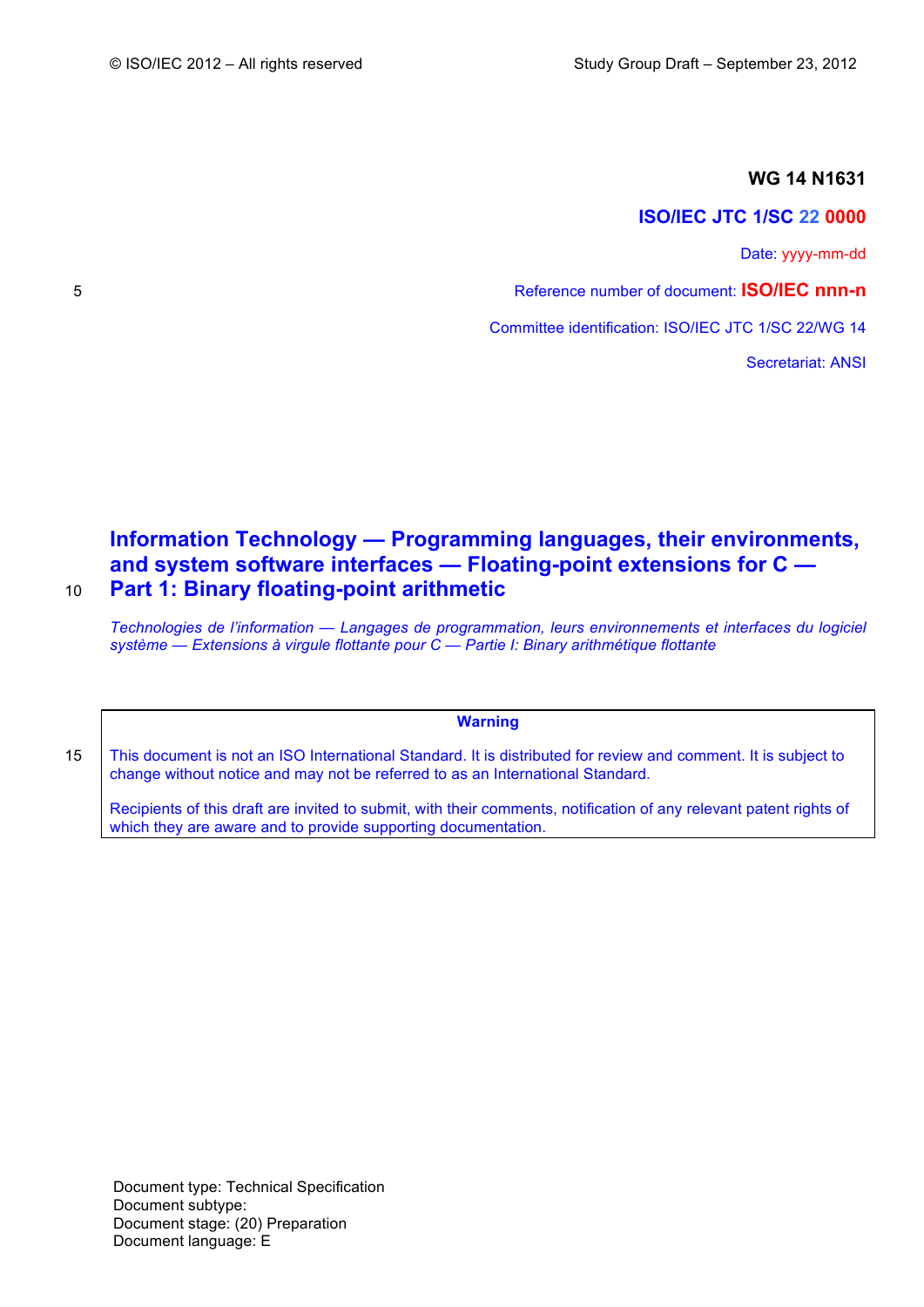**WG 14 N1631**

**ISO/IEC JTC 1/SC 22 0000**

Date: yyyy-mm-dd

Reference number of document: **ISO/IEC nnn-n**

Committee identification: ISO/IEC JTC 1/SC 22/WG 14

Secretariat: ANSI

# Information Technology — Programming languages, their environments, and system software interfaces — Floating-point extensions for C — Part 1: Binary floating-point arithmetic

*Technologies de l'information — Langages de programmation, leurs environnements et interfaces du logiciel système — Extensions à virgule flottante pour C — Partie I: Binary arithmétique flottante*

**Warning**

This document is not an ISO International Standard. It is distributed for review and comment. It is subject to change without notice and may not be referred to as an International Standard.

Recipients of this draft are invited to submit, with their comments, notification of any relevant patent rights of which they are aware and to provide supporting documentation.

Document type: Technical Specification
Document subtype:
Document stage: (20) Preparation
Document language: E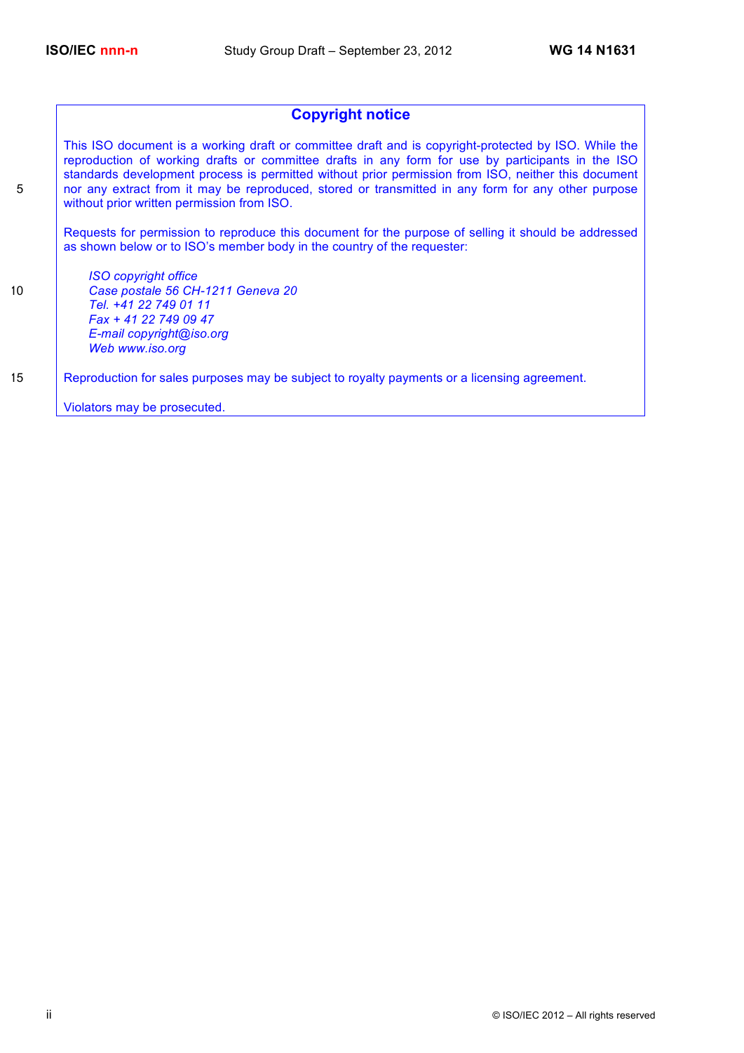## Copyright notice

This ISO document is a working draft or committee draft and is copyright-protected by ISO. While the reproduction of working drafts or committee drafts in any form for use by participants in the ISO standards development process is permitted without prior permission from ISO, neither this document nor any extract from it may be reproduced, stored or transmitted in any form for any other purpose without prior written permission from ISO.

Requests for permission to reproduce this document for the purpose of selling it should be addressed as shown below or to ISO's member body in the country of the requester:

> *ISO copyright office*
> *Case postale 56 CH-1211 Geneva 20*
> *Tel. +41 22 749 01 11*
> *Fax + 41 22 749 09 47*
> *E-mail copyright@iso.org*
> *Web www.iso.org*

Reproduction for sales purposes may be subject to royalty payments or a licensing agreement.

Violators may be prosecuted.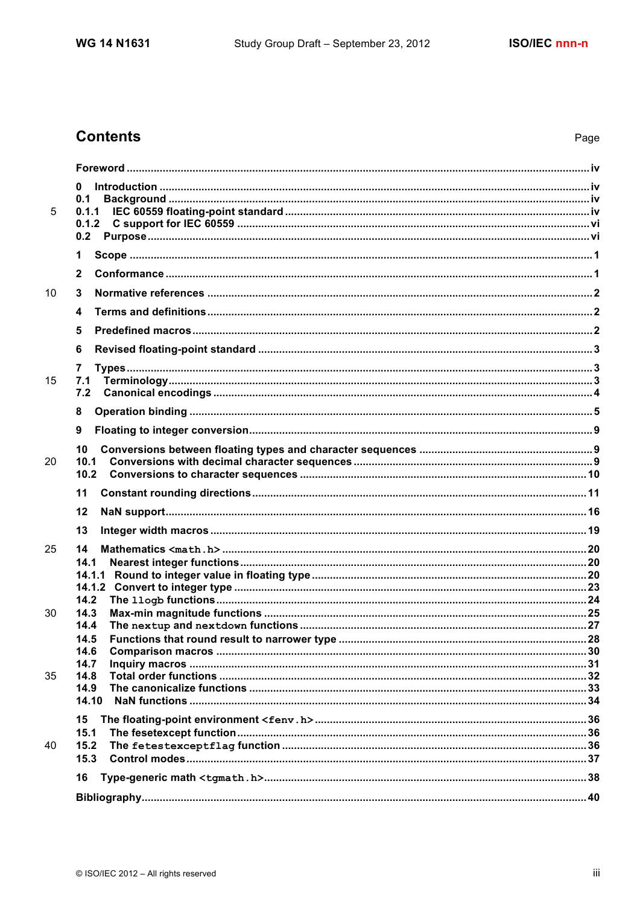## Contents

Page

**Foreword** .......... iv

**0 Introduction** .......... iv
**0.1 Background** .......... iv
**0.1.1 IEC 60559 floating-point standard** .......... iv
**0.1.2 C support for IEC 60559** .......... vi
**0.2 Purpose** .......... vi

**1 Scope** .......... 1

**2 Conformance** .......... 1

**3 Normative references** .......... 2

**4 Terms and definitions** .......... 2

**5 Predefined macros** .......... 2

**6 Revised floating-point standard** .......... 3

**7 Types** .......... 3
**7.1 Terminology** .......... 3
**7.2 Canonical encodings** .......... 4

**8 Operation binding** .......... 5

**9 Floating to integer conversion** .......... 9

**10 Conversions between floating types and character sequences** .......... 9
**10.1 Conversions with decimal character sequences** .......... 9
**10.2 Conversions to character sequences** .......... 10

**11 Constant rounding directions** .......... 11

**12 NaN support** .......... 16

**13 Integer width macros** .......... 19

**14 Mathematics `<math.h>`** .......... 20
**14.1 Nearest integer functions** .......... 20
**14.1.1 Round to integer value in floating type** .......... 20
**14.1.2 Convert to integer type** .......... 23
**14.2 The `llogb` functions** .......... 24
**14.3 Max-min magnitude functions** .......... 25
**14.4 The `nextup` and `nextdown` functions** .......... 27
**14.5 Functions that round result to narrower type** .......... 28
**14.6 Comparison macros** .......... 30
**14.7 Inquiry macros** .......... 31
**14.8 Total order functions** .......... 32
**14.9 The canonicalize functions** .......... 33
**14.10 NaN functions** .......... 34

**15 The floating-point environment `<fenv.h>`** .......... 36
**15.1 The fesetexcept function** .......... 36
**15.2 The `fetestexceptflag` function** .......... 36
**15.3 Control modes** .......... 37

**16 Type-generic math `<tgmath.h>`** .......... 38

**Bibliography** .......... 40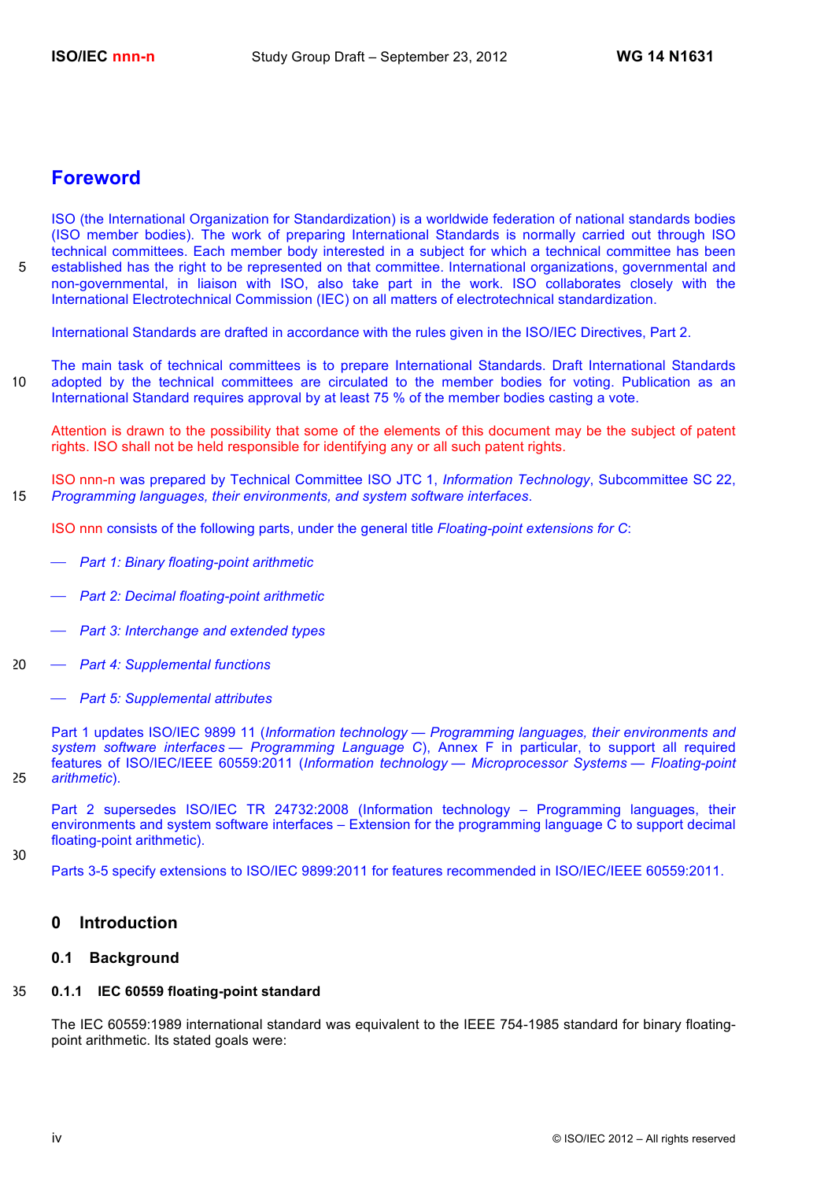# Foreword

ISO (the International Organization for Standardization) is a worldwide federation of national standards bodies (ISO member bodies). The work of preparing International Standards is normally carried out through ISO technical committees. Each member body interested in a subject for which a technical committee has been established has the right to be represented on that committee. International organizations, governmental and non-governmental, in liaison with ISO, also take part in the work. ISO collaborates closely with the International Electrotechnical Commission (IEC) on all matters of electrotechnical standardization.

International Standards are drafted in accordance with the rules given in the ISO/IEC Directives, Part 2.

The main task of technical committees is to prepare International Standards. Draft International Standards adopted by the technical committees are circulated to the member bodies for voting. Publication as an International Standard requires approval by at least 75 % of the member bodies casting a vote.

Attention is drawn to the possibility that some of the elements of this document may be the subject of patent rights. ISO shall not be held responsible for identifying any or all such patent rights.

ISO nnn-n was prepared by Technical Committee ISO JTC 1, *Information Technology*, Subcommittee SC 22, *Programming languages, their environments, and system software interfaces*.

ISO nnn consists of the following parts, under the general title *Floating-point extensions for C*:

— *Part 1: Binary floating-point arithmetic*

— *Part 2: Decimal floating-point arithmetic*

— *Part 3: Interchange and extended types*

— *Part 4: Supplemental functions*

— *Part 5: Supplemental attributes*

Part 1 updates ISO/IEC 9899 11 (*Information technology — Programming languages, their environments and system software interfaces — Programming Language C*), Annex F in particular, to support all required features of ISO/IEC/IEEE 60559:2011 (*Information technology — Microprocessor Systems — Floating-point arithmetic*).

Part 2 supersedes ISO/IEC TR 24732:2008 (Information technology – Programming languages, their environments and system software interfaces – Extension for the programming language C to support decimal floating-point arithmetic).

Parts 3-5 specify extensions to ISO/IEC 9899:2011 for features recommended in ISO/IEC/IEEE 60559:2011.

## 0 Introduction

### 0.1 Background

#### 0.1.1 IEC 60559 floating-point standard

The IEC 60559:1989 international standard was equivalent to the IEEE 754-1985 standard for binary floating-point arithmetic. Its stated goals were: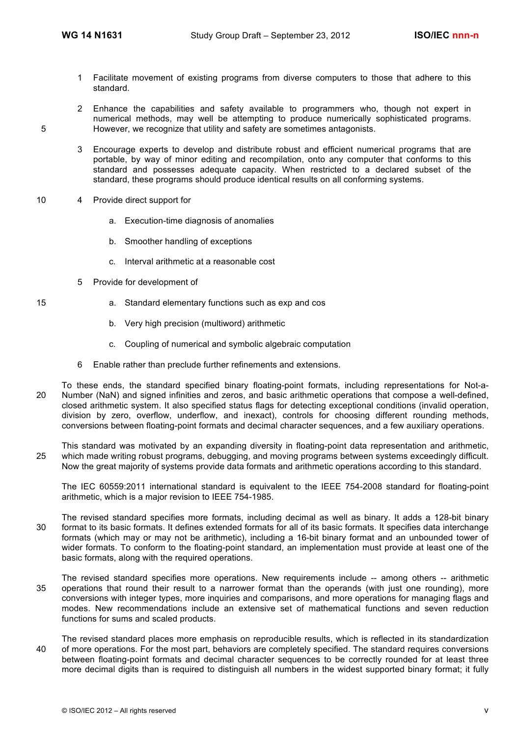1. Facilitate movement of existing programs from diverse computers to those that adhere to this standard.

2. Enhance the capabilities and safety available to programmers who, though not expert in numerical methods, may well be attempting to produce numerically sophisticated programs. However, we recognize that utility and safety are sometimes antagonists.

3. Encourage experts to develop and distribute robust and efficient numerical programs that are portable, by way of minor editing and recompilation, onto any computer that conforms to this standard and possesses adequate capacity. When restricted to a declared subset of the standard, these programs should produce identical results on all conforming systems.

4. Provide direct support for

   a. Execution-time diagnosis of anomalies

   b. Smoother handling of exceptions

   c. Interval arithmetic at a reasonable cost

5. Provide for development of

   a. Standard elementary functions such as exp and cos

   b. Very high precision (multiword) arithmetic

   c. Coupling of numerical and symbolic algebraic computation

6. Enable rather than preclude further refinements and extensions.

To these ends, the standard specified binary floating-point formats, including representations for Not-a-Number (NaN) and signed infinities and zeros, and basic arithmetic operations that compose a well-defined, closed arithmetic system. It also specified status flags for detecting exceptional conditions (invalid operation, division by zero, overflow, underflow, and inexact), controls for choosing different rounding methods, conversions between floating-point formats and decimal character sequences, and a few auxiliary operations.

This standard was motivated by an expanding diversity in floating-point data representation and arithmetic, which made writing robust programs, debugging, and moving programs between systems exceedingly difficult. Now the great majority of systems provide data formats and arithmetic operations according to this standard.

The IEC 60559:2011 international standard is equivalent to the IEEE 754-2008 standard for floating-point arithmetic, which is a major revision to IEEE 754-1985.

The revised standard specifies more formats, including decimal as well as binary. It adds a 128-bit binary format to its basic formats. It defines extended formats for all of its basic formats. It specifies data interchange formats (which may or may not be arithmetic), including a 16-bit binary format and an unbounded tower of wider formats. To conform to the floating-point standard, an implementation must provide at least one of the basic formats, along with the required operations.

The revised standard specifies more operations. New requirements include -- among others -- arithmetic operations that round their result to a narrower format than the operands (with just one rounding), more conversions with integer types, more inquiries and comparisons, and more operations for managing flags and modes. New recommendations include an extensive set of mathematical functions and seven reduction functions for sums and scaled products.

The revised standard places more emphasis on reproducible results, which is reflected in its standardization of more operations. For the most part, behaviors are completely specified. The standard requires conversions between floating-point formats and decimal character sequences to be correctly rounded for at least three more decimal digits than is required to distinguish all numbers in the widest supported binary format; it fully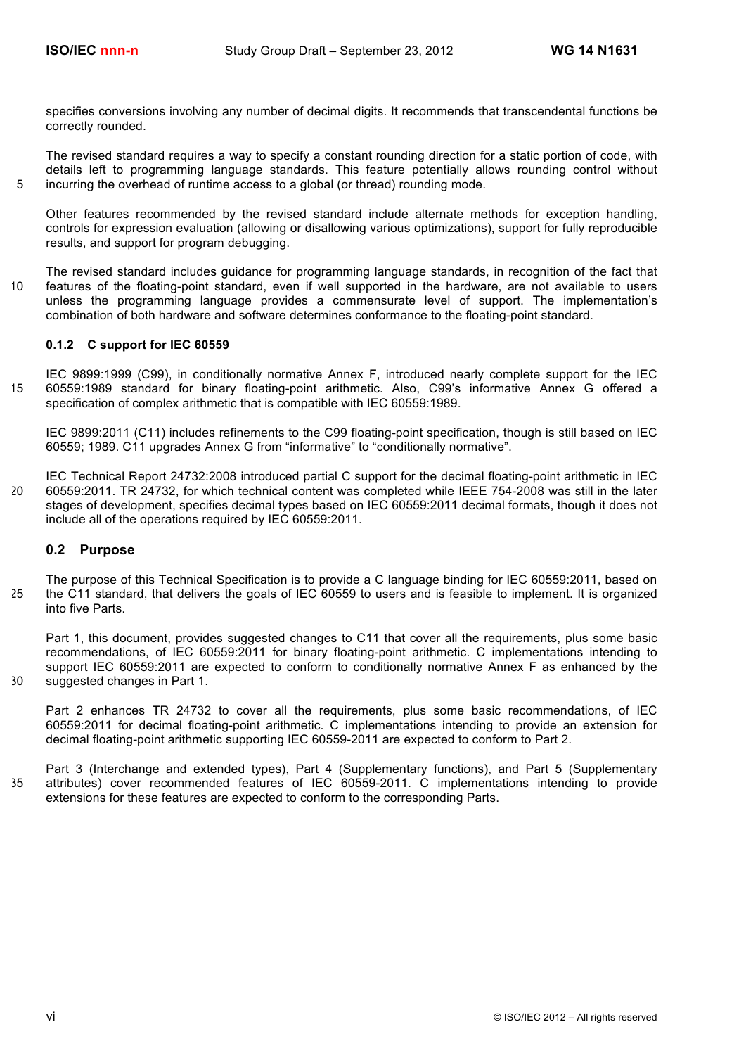specifies conversions involving any number of decimal digits. It recommends that transcendental functions be correctly rounded.

The revised standard requires a way to specify a constant rounding direction for a static portion of code, with details left to programming language standards. This feature potentially allows rounding control without incurring the overhead of runtime access to a global (or thread) rounding mode.

Other features recommended by the revised standard include alternate methods for exception handling, controls for expression evaluation (allowing or disallowing various optimizations), support for fully reproducible results, and support for program debugging.

The revised standard includes guidance for programming language standards, in recognition of the fact that features of the floating-point standard, even if well supported in the hardware, are not available to users unless the programming language provides a commensurate level of support. The implementation's combination of both hardware and software determines conformance to the floating-point standard.

### 0.1.2 C support for IEC 60559

IEC 9899:1999 (C99), in conditionally normative Annex F, introduced nearly complete support for the IEC 60559:1989 standard for binary floating-point arithmetic. Also, C99's informative Annex G offered a specification of complex arithmetic that is compatible with IEC 60559:1989.

IEC 9899:2011 (C11) includes refinements to the C99 floating-point specification, though is still based on IEC 60559; 1989. C11 upgrades Annex G from "informative" to "conditionally normative".

IEC Technical Report 24732:2008 introduced partial C support for the decimal floating-point arithmetic in IEC 60559:2011. TR 24732, for which technical content was completed while IEEE 754-2008 was still in the later stages of development, specifies decimal types based on IEC 60559:2011 decimal formats, though it does not include all of the operations required by IEC 60559:2011.

## 0.2 Purpose

The purpose of this Technical Specification is to provide a C language binding for IEC 60559:2011, based on the C11 standard, that delivers the goals of IEC 60559 to users and is feasible to implement. It is organized into five Parts.

Part 1, this document, provides suggested changes to C11 that cover all the requirements, plus some basic recommendations, of IEC 60559:2011 for binary floating-point arithmetic. C implementations intending to support IEC 60559:2011 are expected to conform to conditionally normative Annex F as enhanced by the suggested changes in Part 1.

Part 2 enhances TR 24732 to cover all the requirements, plus some basic recommendations, of IEC 60559:2011 for decimal floating-point arithmetic. C implementations intending to provide an extension for decimal floating-point arithmetic supporting IEC 60559-2011 are expected to conform to Part 2.

Part 3 (Interchange and extended types), Part 4 (Supplementary functions), and Part 5 (Supplementary attributes) cover recommended features of IEC 60559-2011. C implementations intending to provide extensions for these features are expected to conform to the corresponding Parts.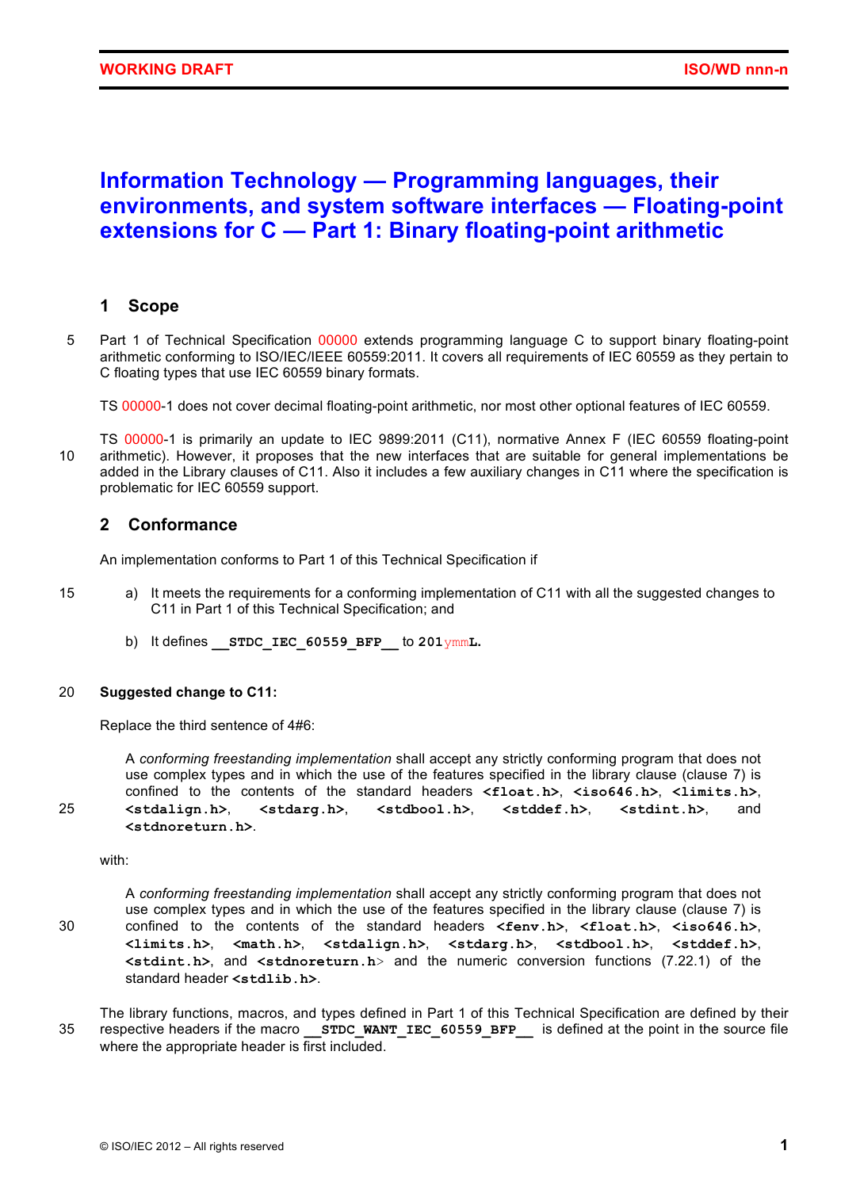# Information Technology — Programming languages, their environments, and system software interfaces — Floating-point extensions for C — Part 1: Binary floating-point arithmetic

## 1 Scope

Part 1 of Technical Specification 00000 extends programming language C to support binary floating-point arithmetic conforming to ISO/IEC/IEEE 60559:2011. It covers all requirements of IEC 60559 as they pertain to C floating types that use IEC 60559 binary formats.

TS 00000-1 does not cover decimal floating-point arithmetic, nor most other optional features of IEC 60559.

TS 00000-1 is primarily an update to IEC 9899:2011 (C11), normative Annex F (IEC 60559 floating-point arithmetic). However, it proposes that the new interfaces that are suitable for general implementations be added in the Library clauses of C11. Also it includes a few auxiliary changes in C11 where the specification is problematic for IEC 60559 support.

## 2 Conformance

An implementation conforms to Part 1 of this Technical Specification if

a) It meets the requirements for a conforming implementation of C11 with all the suggested changes to C11 in Part 1 of this Technical Specification; and

b) It defines **`__STDC_IEC_60559_BFP__`** to **`201ymmL`**.

**Suggested change to C11:**

Replace the third sentence of 4#6:

> A *conforming freestanding implementation* shall accept any strictly conforming program that does not use complex types and in which the use of the features specified in the library clause (clause 7) is confined to the contents of the standard headers **`<float.h>`**, **`<iso646.h>`**, **`<limits.h>`**, **`<stdalign.h>`**, **`<stdarg.h>`**, **`<stdbool.h>`**, **`<stddef.h>`**, **`<stdint.h>`**, and **`<stdnoreturn.h>`**.

with:

> A *conforming freestanding implementation* shall accept any strictly conforming program that does not use complex types and in which the use of the features specified in the library clause (clause 7) is confined to the contents of the standard headers **`<fenv.h>`**, **`<float.h>`**, **`<iso646.h>`**, **`<limits.h>`**, **`<math.h>`**, **`<stdalign.h>`**, **`<stdarg.h>`**, **`<stdbool.h>`**, **`<stddef.h>`**, **`<stdint.h>`**, and **`<stdnoreturn.h>`** and the numeric conversion functions (7.22.1) of the standard header **`<stdlib.h>`**.

The library functions, macros, and types defined in Part 1 of this Technical Specification are defined by their respective headers if the macro **`__STDC_WANT_IEC_60559_BFP__`** is defined at the point in the source file where the appropriate header is first included.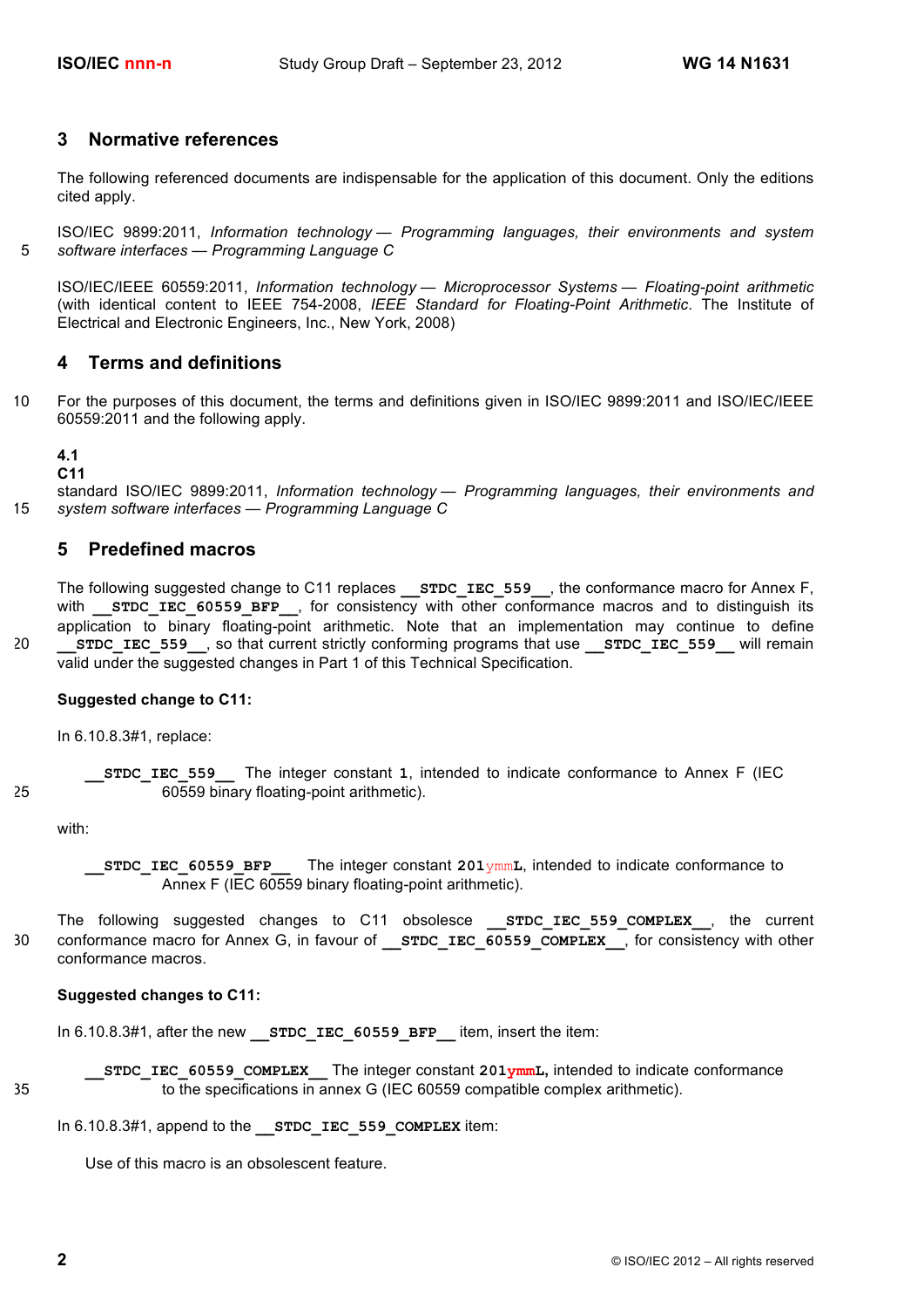## 3 Normative references

The following referenced documents are indispensable for the application of this document. Only the editions cited apply.

ISO/IEC 9899:2011, *Information technology — Programming languages, their environments and system software interfaces — Programming Language C*

ISO/IEC/IEEE 60559:2011, *Information technology — Microprocessor Systems — Floating-point arithmetic* (with identical content to IEEE 754-2008, *IEEE Standard for Floating-Point Arithmetic*. The Institute of Electrical and Electronic Engineers, Inc., New York, 2008)

## 4 Terms and definitions

For the purposes of this document, the terms and definitions given in ISO/IEC 9899:2011 and ISO/IEC/IEEE 60559:2011 and the following apply.

**4.1**
**C11**
standard ISO/IEC 9899:2011, *Information technology — Programming languages, their environments and system software interfaces — Programming Language C*

## 5 Predefined macros

The following suggested change to C11 replaces **`__STDC_IEC_559__`**, the conformance macro for Annex F, with **`__STDC_IEC_60559_BFP__`**, for consistency with other conformance macros and to distinguish its application to binary floating-point arithmetic. Note that an implementation may continue to define **`__STDC_IEC_559__`**, so that current strictly conforming programs that use **`__STDC_IEC_559__`** will remain valid under the suggested changes in Part 1 of this Technical Specification.

**Suggested change to C11:**

In 6.10.8.3#1, replace:

> **`__STDC_IEC_559__`** The integer constant **`1`**, intended to indicate conformance to Annex F (IEC 60559 binary floating-point arithmetic).

with:

> **`__STDC_IEC_60559_BFP__`** The integer constant **`201`**`ymm`**`L`**, intended to indicate conformance to Annex F (IEC 60559 binary floating-point arithmetic).

The following suggested changes to C11 obsolesce **`__STDC_IEC_559_COMPLEX__`**, the current conformance macro for Annex G, in favour of **`__STDC_IEC_60559_COMPLEX__`**, for consistency with other conformance macros.

**Suggested changes to C11:**

In 6.10.8.3#1, after the new **`__STDC_IEC_60559_BFP__`** item, insert the item:

> **`__STDC_IEC_60559_COMPLEX__`** The integer constant **`201ymmL`**, intended to indicate conformance to the specifications in annex G (IEC 60559 compatible complex arithmetic).

In 6.10.8.3#1, append to the **`__STDC_IEC_559_COMPLEX`** item:

> Use of this macro is an obsolescent feature.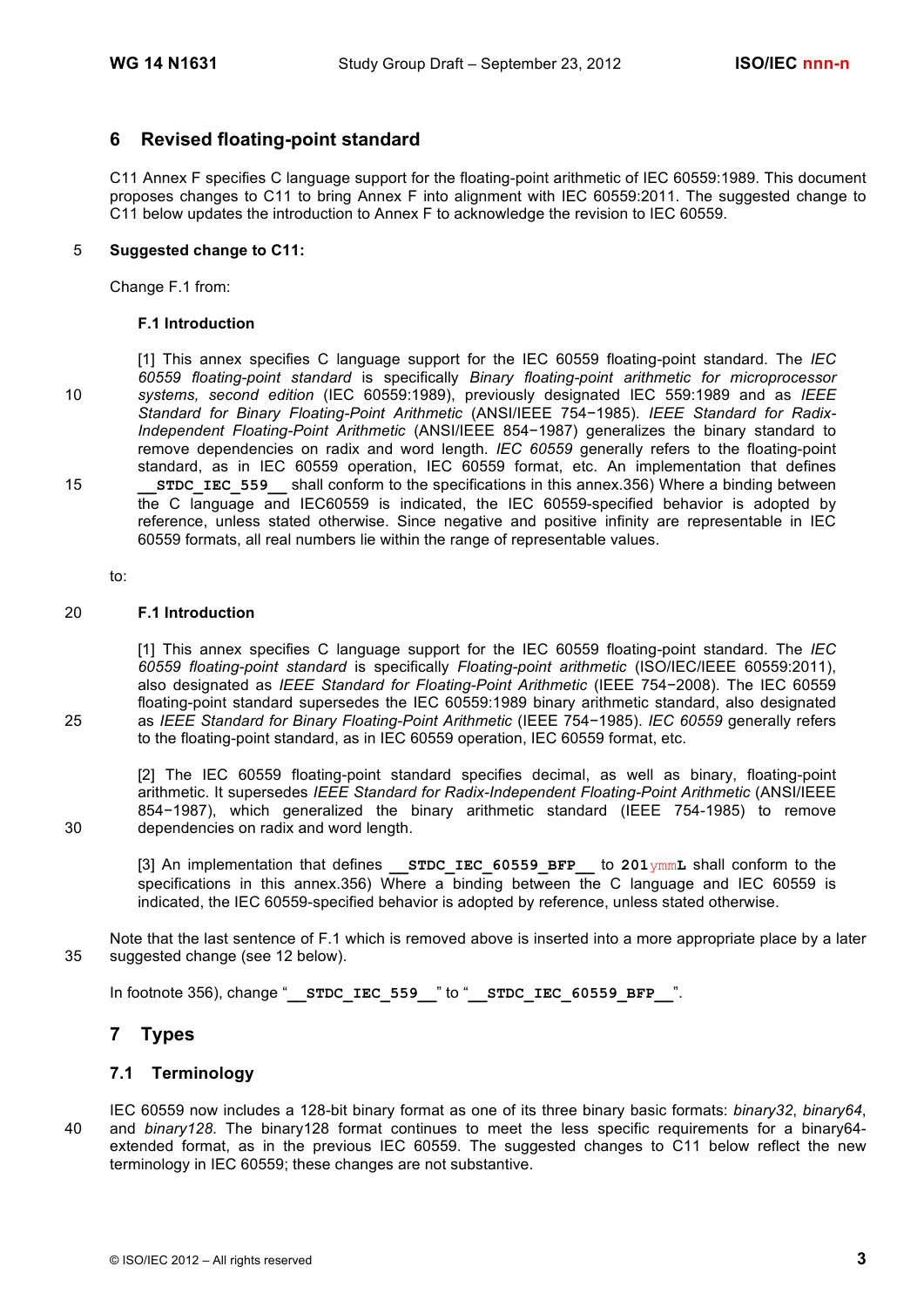## 6 Revised floating-point standard

C11 Annex F specifies C language support for the floating-point arithmetic of IEC 60559:1989. This document proposes changes to C11 to bring Annex F into alignment with IEC 60559:2011. The suggested change to C11 below updates the introduction to Annex F to acknowledge the revision to IEC 60559.

**Suggested change to C11:**

Change F.1 from:

> **F.1 Introduction**
>
> [1] This annex specifies C language support for the IEC 60559 floating-point standard. The *IEC 60559 floating-point standard* is specifically *Binary floating-point arithmetic for microprocessor systems, second edition* (IEC 60559:1989), previously designated IEC 559:1989 and as *IEEE Standard for Binary Floating-Point Arithmetic* (ANSI/IEEE 754−1985). *IEEE Standard for Radix-Independent Floating-Point Arithmetic* (ANSI/IEEE 854−1987) generalizes the binary standard to remove dependencies on radix and word length. *IEC 60559* generally refers to the floating-point standard, as in IEC 60559 operation, IEC 60559 format, etc. An implementation that defines **`__STDC_IEC_559__`** shall conform to the specifications in this annex.356) Where a binding between the C language and IEC60559 is indicated, the IEC 60559-specified behavior is adopted by reference, unless stated otherwise. Since negative and positive infinity are representable in IEC 60559 formats, all real numbers lie within the range of representable values.

to:

> **F.1 Introduction**
>
> [1] This annex specifies C language support for the IEC 60559 floating-point standard. The *IEC 60559 floating-point standard* is specifically *Floating-point arithmetic* (ISO/IEC/IEEE 60559:2011), also designated as *IEEE Standard for Floating-Point Arithmetic* (IEEE 754−2008). The IEC 60559 floating-point standard supersedes the IEC 60559:1989 binary arithmetic standard, also designated as *IEEE Standard for Binary Floating-Point Arithmetic* (IEEE 754−1985). *IEC 60559* generally refers to the floating-point standard, as in IEC 60559 operation, IEC 60559 format, etc.
>
> [2] The IEC 60559 floating-point standard specifies decimal, as well as binary, floating-point arithmetic. It supersedes *IEEE Standard for Radix-Independent Floating-Point Arithmetic* (ANSI/IEEE 854−1987), which generalized the binary arithmetic standard (IEEE 754-1985) to remove dependencies on radix and word length.
>
> [3] An implementation that defines **`__STDC_IEC_60559_BFP__`** to **`201ymmL`** shall conform to the specifications in this annex.356) Where a binding between the C language and IEC 60559 is indicated, the IEC 60559-specified behavior is adopted by reference, unless stated otherwise.

Note that the last sentence of F.1 which is removed above is inserted into a more appropriate place by a later suggested change (see 12 below).

In footnote 356), change "**`__STDC_IEC_559__`**" to "**`__STDC_IEC_60559_BFP__`**".

## 7 Types

### 7.1 Terminology

IEC 60559 now includes a 128-bit binary format as one of its three binary basic formats: *binary32*, *binary64*, and *binary128*. The binary128 format continues to meet the less specific requirements for a binary64-extended format, as in the previous IEC 60559. The suggested changes to C11 below reflect the new terminology in IEC 60559; these changes are not substantive.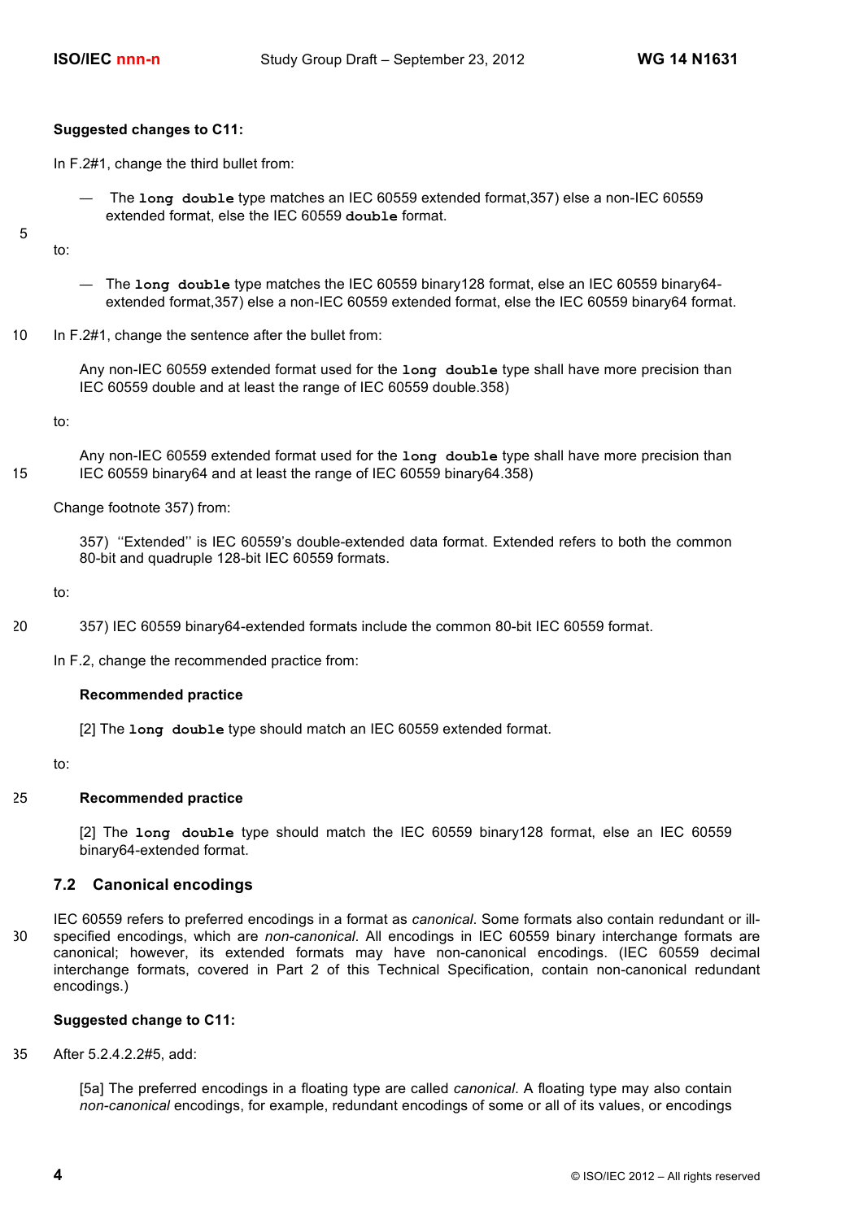**Suggested changes to C11:**

In F.2#1, change the third bullet from:

— The `long double` type matches an IEC 60559 extended format,357) else a non-IEC 60559 extended format, else the IEC 60559 `double` format.

to:

— The `long double` type matches the IEC 60559 binary128 format, else an IEC 60559 binary64-extended format,357) else a non-IEC 60559 extended format, else the IEC 60559 binary64 format.

In F.2#1, change the sentence after the bullet from:

> Any non-IEC 60559 extended format used for the `long double` type shall have more precision than IEC 60559 double and at least the range of IEC 60559 double.358)

to:

> Any non-IEC 60559 extended format used for the `long double` type shall have more precision than IEC 60559 binary64 and at least the range of IEC 60559 binary64.358)

Change footnote 357) from:

> 357) ''Extended'' is IEC 60559's double-extended data format. Extended refers to both the common 80-bit and quadruple 128-bit IEC 60559 formats.

to:

> 357) IEC 60559 binary64-extended formats include the common 80-bit IEC 60559 format.

In F.2, change the recommended practice from:

> **Recommended practice**
>
> [2] The `long double` type should match an IEC 60559 extended format.

to:

> **Recommended practice**
>
> [2] The `long double` type should match the IEC 60559 binary128 format, else an IEC 60559 binary64-extended format.

## 7.2 Canonical encodings

IEC 60559 refers to preferred encodings in a format as *canonical*. Some formats also contain redundant or ill-specified encodings, which are *non-canonical*. All encodings in IEC 60559 binary interchange formats are canonical; however, its extended formats may have non-canonical encodings. (IEC 60559 decimal interchange formats, covered in Part 2 of this Technical Specification, contain non-canonical redundant encodings.)

**Suggested change to C11:**

After 5.2.4.2.2#5, add:

> [5a] The preferred encodings in a floating type are called *canonical*. A floating type may also contain *non-canonical* encodings, for example, redundant encodings of some or all of its values, or encodings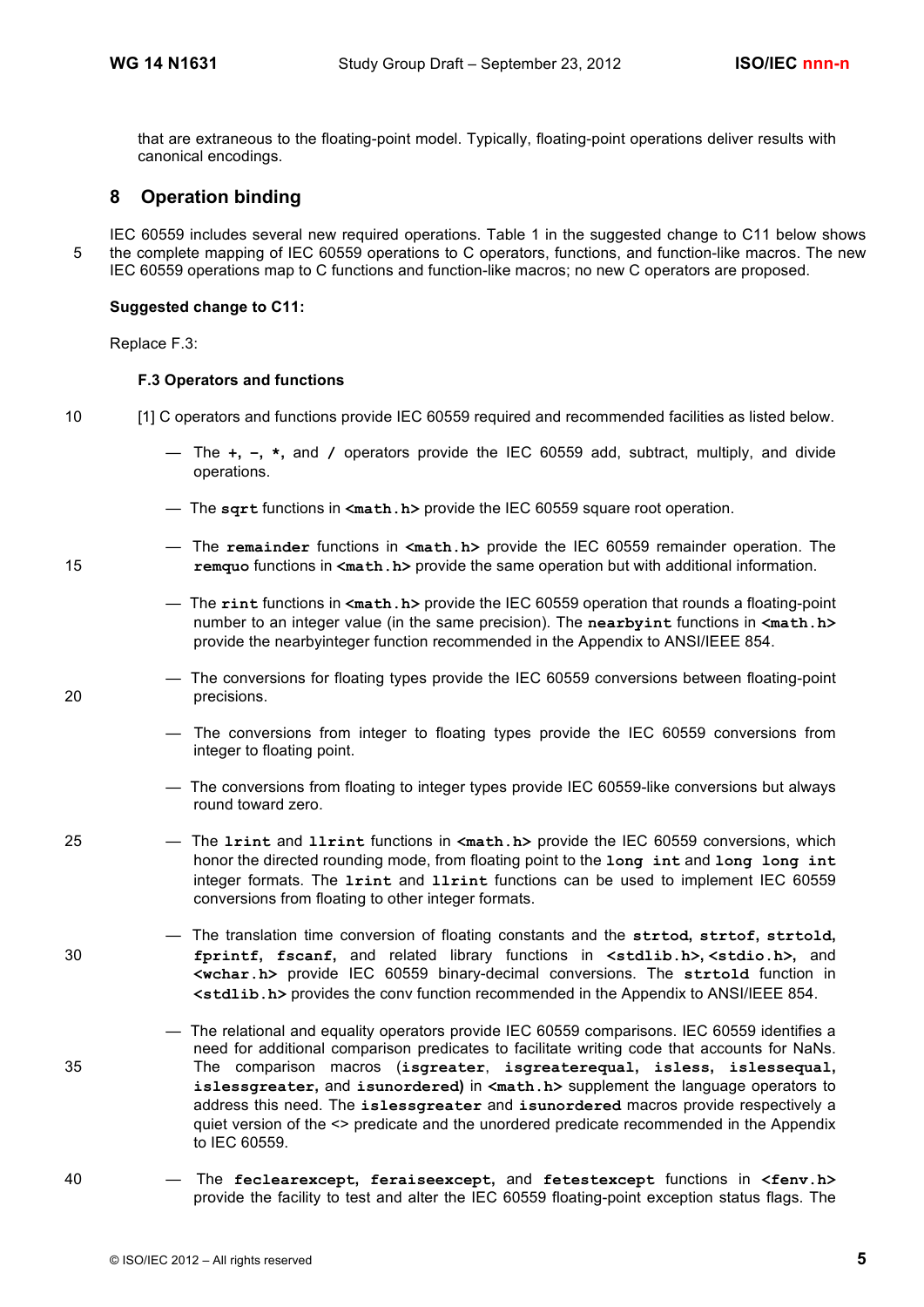that are extraneous to the floating-point model. Typically, floating-point operations deliver results with canonical encodings.

## 8 Operation binding

IEC 60559 includes several new required operations. Table 1 in the suggested change to C11 below shows the complete mapping of IEC 60559 operations to C operators, functions, and function-like macros. The new IEC 60559 operations map to C functions and function-like macros; no new C operators are proposed.

**Suggested change to C11:**

Replace F.3:

**F.3 Operators and functions**

[1] C operators and functions provide IEC 60559 required and recommended facilities as listed below.

— The **+**, **−**, **\***, and **/** operators provide the IEC 60559 add, subtract, multiply, and divide operations.

— The **sqrt** functions in **<math.h>** provide the IEC 60559 square root operation.

— The **remainder** functions in **<math.h>** provide the IEC 60559 remainder operation. The **remquo** functions in **<math.h>** provide the same operation but with additional information.

— The **rint** functions in **<math.h>** provide the IEC 60559 operation that rounds a floating-point number to an integer value (in the same precision). The **nearbyint** functions in **<math.h>** provide the nearbyinteger function recommended in the Appendix to ANSI/IEEE 854.

— The conversions for floating types provide the IEC 60559 conversions between floating-point precisions.

— The conversions from integer to floating types provide the IEC 60559 conversions from integer to floating point.

— The conversions from floating to integer types provide IEC 60559-like conversions but always round toward zero.

— The **lrint** and **llrint** functions in **<math.h>** provide the IEC 60559 conversions, which honor the directed rounding mode, from floating point to the **long int** and **long long int** integer formats. The **lrint** and **llrint** functions can be used to implement IEC 60559 conversions from floating to other integer formats.

— The translation time conversion of floating constants and the **strtod**, **strtof**, **strtold**, **fprintf**, **fscanf**, and related library functions in **<stdlib.h>**, **<stdio.h>**, and **<wchar.h>** provide IEC 60559 binary-decimal conversions. The **strtold** function in **<stdlib.h>** provides the conv function recommended in the Appendix to ANSI/IEEE 854.

— The relational and equality operators provide IEC 60559 comparisons. IEC 60559 identifies a need for additional comparison predicates to facilitate writing code that accounts for NaNs. The comparison macros (**isgreater**, **isgreaterequal**, **isless**, **islessequal**, **islessgreater**, and **isunordered**) in **<math.h>** supplement the language operators to address this need. The **islessgreater** and **isunordered** macros provide respectively a quiet version of the <> predicate and the unordered predicate recommended in the Appendix to IEC 60559.

— The **feclearexcept**, **feraiseexcept**, and **fetestexcept** functions in **<fenv.h>** provide the facility to test and alter the IEC 60559 floating-point exception status flags. The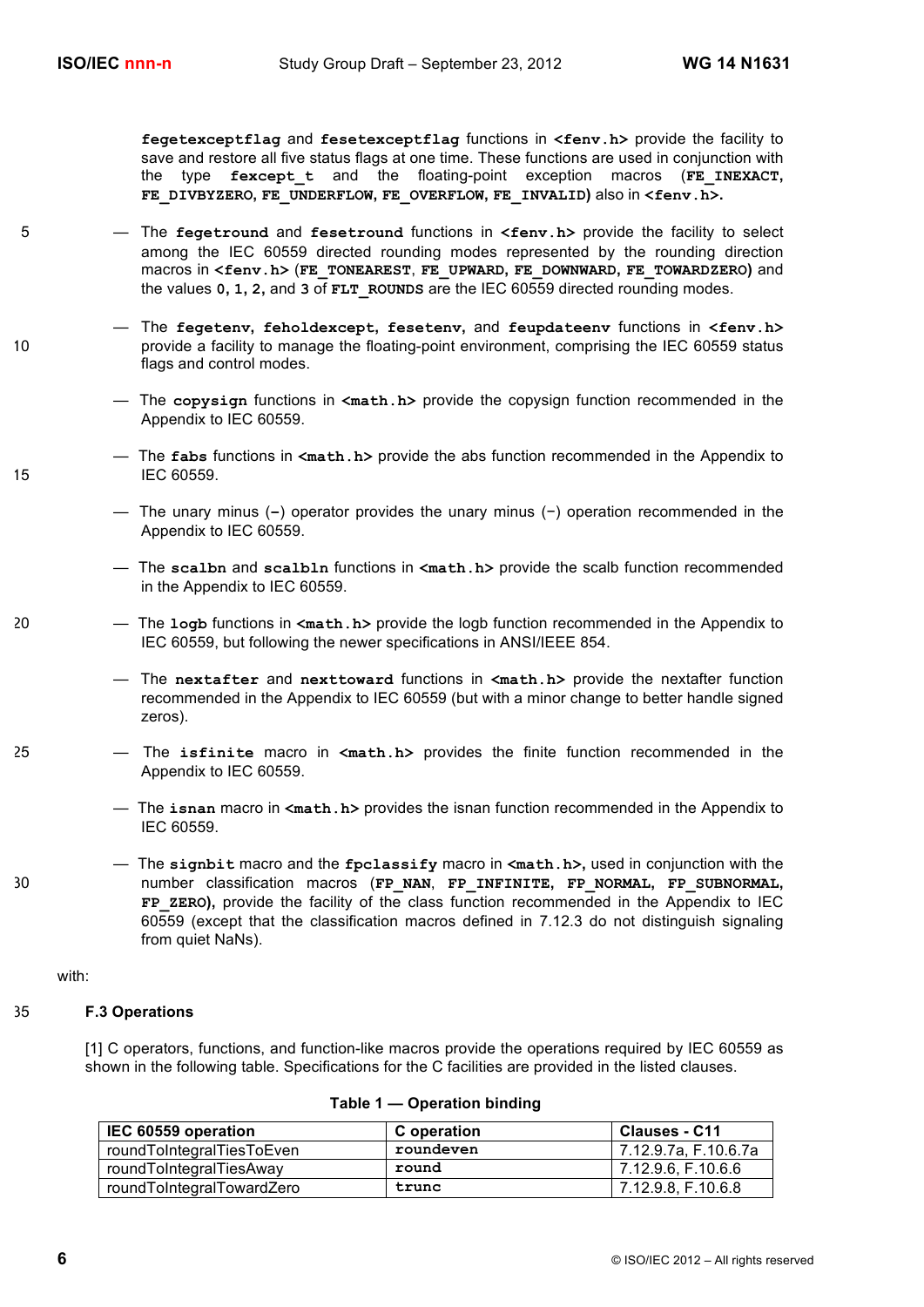**fegetexceptflag** and **fesetexceptflag** functions in **<fenv.h>** provide the facility to save and restore all five status flags at one time. These functions are used in conjunction with the type **fexcept_t** and the floating-point exception macros (**FE_INEXACT, FE_DIVBYZERO, FE_UNDERFLOW, FE_OVERFLOW, FE_INVALID**) also in **<fenv.h>.**

— The **fegetround** and **fesetround** functions in **<fenv.h>** provide the facility to select among the IEC 60559 directed rounding modes represented by the rounding direction macros in **<fenv.h>** (**FE_TONEAREST, FE_UPWARD, FE_DOWNWARD, FE_TOWARDZERO**) and the values **0**, **1**, **2**, and **3** of **FLT_ROUNDS** are the IEC 60559 directed rounding modes.

— The **fegetenv**, **feholdexcept**, **fesetenv**, and **feupdateenv** functions in **<fenv.h>** provide a facility to manage the floating-point environment, comprising the IEC 60559 status flags and control modes.

— The **copysign** functions in **<math.h>** provide the copysign function recommended in the Appendix to IEC 60559.

— The **fabs** functions in **<math.h>** provide the abs function recommended in the Appendix to IEC 60559.

— The unary minus (**-**) operator provides the unary minus (−) operation recommended in the Appendix to IEC 60559.

— The **scalbn** and **scalbln** functions in **<math.h>** provide the scalb function recommended in the Appendix to IEC 60559.

— The **logb** functions in **<math.h>** provide the logb function recommended in the Appendix to IEC 60559, but following the newer specifications in ANSI/IEEE 854.

— The **nextafter** and **nexttoward** functions in **<math.h>** provide the nextafter function recommended in the Appendix to IEC 60559 (but with a minor change to better handle signed zeros).

— The **isfinite** macro in **<math.h>** provides the finite function recommended in the Appendix to IEC 60559.

— The **isnan** macro in **<math.h>** provides the isnan function recommended in the Appendix to IEC 60559.

— The **signbit** macro and the **fpclassify** macro in **<math.h>**, used in conjunction with the number classification macros (**FP_NAN, FP_INFINITE, FP_NORMAL, FP_SUBNORMAL, FP_ZERO**), provide the facility of the class function recommended in the Appendix to IEC 60559 (except that the classification macros defined in 7.12.3 do not distinguish signaling from quiet NaNs).

with:

### F.3 Operations

[1] C operators, functions, and function-like macros provide the operations required by IEC 60559 as shown in the following table. Specifications for the C facilities are provided in the listed clauses.

**Table 1 — Operation binding**

| IEC 60559 operation | C operation | Clauses - C11 |
|---|---|---|
| roundToIntegralTiesToEven | `roundeven` | 7.12.9.7a, F.10.6.7a |
| roundToIntegralTiesAway | `round` | 7.12.9.6, F.10.6.6 |
| roundToIntegralTowardZero | `trunc` | 7.12.9.8, F.10.6.8 |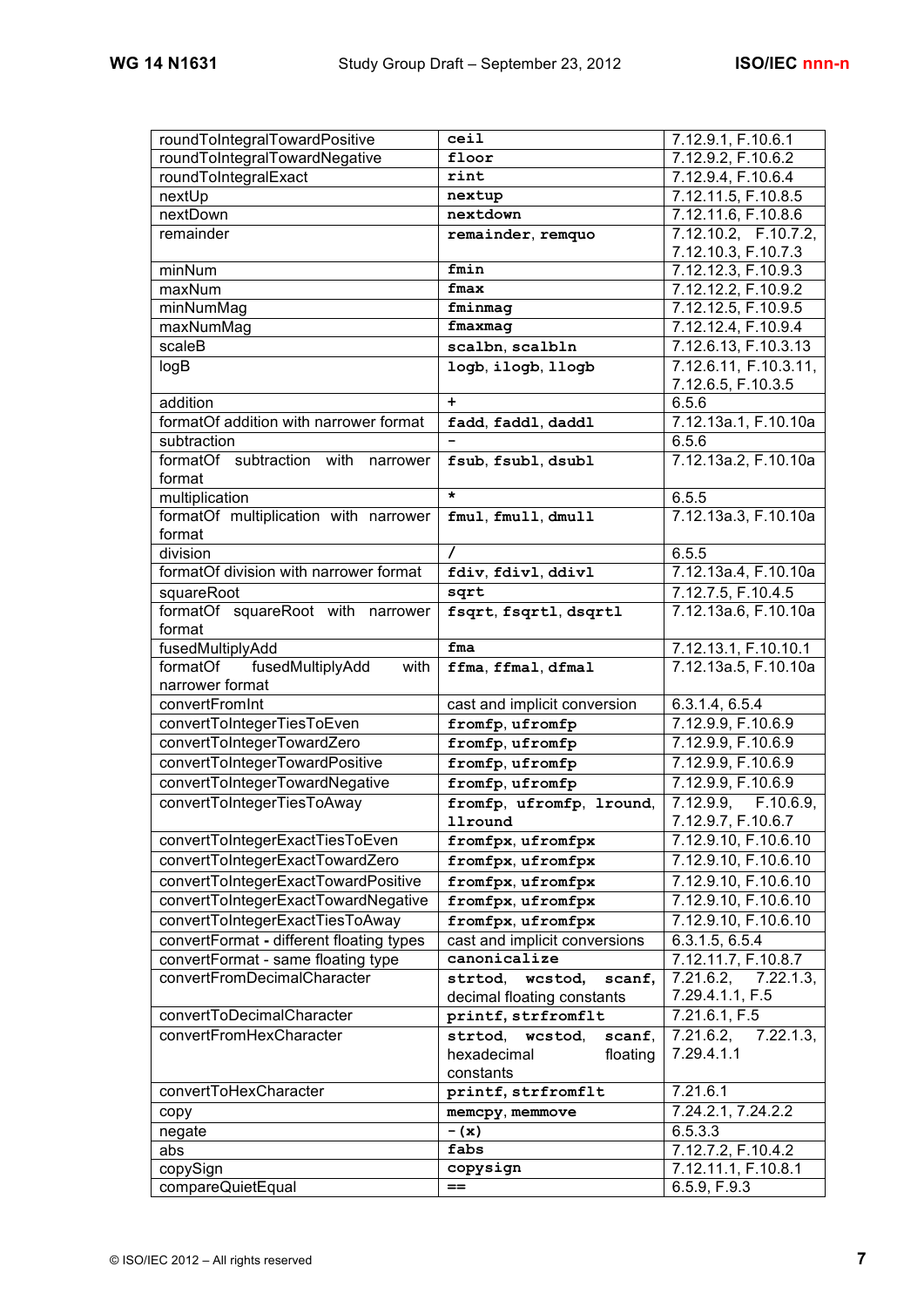| | | |
|---|---|---|
| roundToIntegralTowardPositive | **ceil** | 7.12.9.1, F.10.6.1 |
| roundToIntegralTowardNegative | **floor** | 7.12.9.2, F.10.6.2 |
| roundToIntegralExact | **rint** | 7.12.9.4, F.10.6.4 |
| nextUp | **nextup** | 7.12.11.5, F.10.8.5 |
| nextDown | **nextdown** | 7.12.11.6, F.10.8.6 |
| remainder | **remainder**, **remquo** | 7.12.10.2, F.10.7.2, 7.12.10.3, F.10.7.3 |
| minNum | **fmin** | 7.12.12.3, F.10.9.3 |
| maxNum | **fmax** | 7.12.12.2, F.10.9.2 |
| minNumMag | **fminmag** | 7.12.12.5, F.10.9.5 |
| maxNumMag | **fmaxmag** | 7.12.12.4, F.10.9.4 |
| scaleB | **scalbn**, **scalbln** | 7.12.6.13, F.10.3.13 |
| logB | **logb**, **ilogb**, **llogb** | 7.12.6.11, F.10.3.11, 7.12.6.5, F.10.3.5 |
| addition | **+** | 6.5.6 |
| formatOf addition with narrower format | **fadd**, **faddl**, **daddl** | 7.12.13a.1, F.10.10a |
| subtraction | **-** | 6.5.6 |
| formatOf subtraction with narrower format | **fsub**, **fsubl**, **dsubl** | 7.12.13a.2, F.10.10a |
| multiplication | **\*** | 6.5.5 |
| formatOf multiplication with narrower format | **fmul**, **fmull**, **dmull** | 7.12.13a.3, F.10.10a |
| division | **/** | 6.5.5 |
| formatOf division with narrower format | **fdiv**, **fdivl**, **ddivl** | 7.12.13a.4, F.10.10a |
| squareRoot | **sqrt** | 7.12.7.5, F.10.4.5 |
| formatOf squareRoot with narrower format | **fsqrt**, **fsqrtl**, **dsqrtl** | 7.12.13a.6, F.10.10a |
| fusedMultiplyAdd | **fma** | 7.12.13.1, F.10.10.1 |
| formatOf fusedMultiplyAdd with narrower format | **ffma**, **ffmal**, **dfmal** | 7.12.13a.5, F.10.10a |
| convertFromInt | cast and implicit conversion | 6.3.1.4, 6.5.4 |
| convertToIntegerTiesToEven | **fromfp**, **ufromfp** | 7.12.9.9, F.10.6.9 |
| convertToIntegerTowardZero | **fromfp**, **ufromfp** | 7.12.9.9, F.10.6.9 |
| convertToIntegerTowardPositive | **fromfp**, **ufromfp** | 7.12.9.9, F.10.6.9 |
| convertToIntegerTowardNegative | **fromfp**, **ufromfp** | 7.12.9.9, F.10.6.9 |
| convertToIntegerTiesToAway | **fromfp**, **ufromfp**, **lround**, **llround** | 7.12.9.9, F.10.6.9, 7.12.9.7, F.10.6.7 |
| convertToIntegerExactTiesToEven | **fromfpx**, **ufromfpx** | 7.12.9.10, F.10.6.10 |
| convertToIntegerExactTowardZero | **fromfpx**, **ufromfpx** | 7.12.9.10, F.10.6.10 |
| convertToIntegerExactTowardPositive | **fromfpx**, **ufromfpx** | 7.12.9.10, F.10.6.10 |
| convertToIntegerExactTowardNegative | **fromfpx**, **ufromfpx** | 7.12.9.10, F.10.6.10 |
| convertToIntegerExactTiesToAway | **fromfpx**, **ufromfpx** | 7.12.9.10, F.10.6.10 |
| convertFormat - different floating types | cast and implicit conversions | 6.3.1.5, 6.5.4 |
| convertFormat - same floating type | **canonicalize** | 7.12.11.7, F.10.8.7 |
| convertFromDecimalCharacter | **strtod**, **wcstod**, **scanf**, decimal floating constants | 7.21.6.2, 7.22.1.3, 7.29.4.1.1, F.5 |
| convertToDecimalCharacter | **printf**, **strfromflt** | 7.21.6.1, F.5 |
| convertFromHexCharacter | **strtod**, **wcstod**, **scanf**, hexadecimal floating constants | 7.21.6.2, 7.22.1.3, 7.29.4.1.1 |
| convertToHexCharacter | **printf**, **strfromflt** | 7.21.6.1 |
| copy | **memcpy**, **memmove** | 7.24.2.1, 7.24.2.2 |
| negate | **-(x)** | 6.5.3.3 |
| abs | **fabs** | 7.12.7.2, F.10.4.2 |
| copySign | **copysign** | 7.12.11.1, F.10.8.1 |
| compareQuietEqual | **==** | 6.5.9, F.9.3 |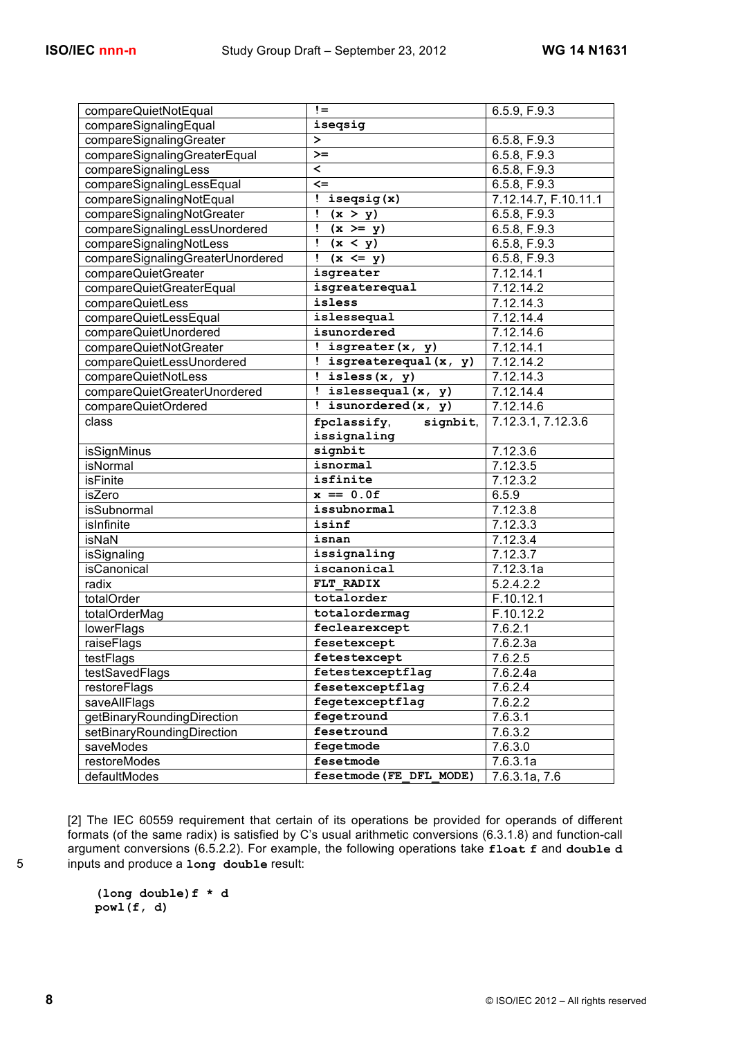| | | |
|---|---|---|
| compareQuietNotEqual | `!=` | 6.5.9, F.9.3 |
| compareSignalingEqual | `iseqsig` | |
| compareSignalingGreater | `>` | 6.5.8, F.9.3 |
| compareSignalingGreaterEqual | `>=` | 6.5.8, F.9.3 |
| compareSignalingLess | `<` | 6.5.8, F.9.3 |
| compareSignalingLessEqual | `<=` | 6.5.8, F.9.3 |
| compareSignalingNotEqual | `! iseqsig(x)` | 7.12.14.7, F.10.11.1 |
| compareSignalingNotGreater | `! (x > y)` | 6.5.8, F.9.3 |
| compareSignalingLessUnordered | `! (x >= y)` | 6.5.8, F.9.3 |
| compareSignalingNotLess | `! (x < y)` | 6.5.8, F.9.3 |
| compareSignalingGreaterUnordered | `! (x <= y)` | 6.5.8, F.9.3 |
| compareQuietGreater | `isgreater` | 7.12.14.1 |
| compareQuietGreaterEqual | `isgreaterequal` | 7.12.14.2 |
| compareQuietLess | `isless` | 7.12.14.3 |
| compareQuietLessEqual | `islessequal` | 7.12.14.4 |
| compareQuietUnordered | `isunordered` | 7.12.14.6 |
| compareQuietNotGreater | `! isgreater(x, y)` | 7.12.14.1 |
| compareQuietLessUnordered | `! isgreaterequal(x, y)` | 7.12.14.2 |
| compareQuietNotLess | `! isless(x, y)` | 7.12.14.3 |
| compareQuietGreaterUnordered | `! islessequal(x, y)` | 7.12.14.4 |
| compareQuietOrdered | `! isunordered(x, y)` | 7.12.14.6 |
| class | `fpclassify`, `signbit`, `issignaling` | 7.12.3.1, 7.12.3.6 |
| isSignMinus | `signbit` | 7.12.3.6 |
| isNormal | `isnormal` | 7.12.3.5 |
| isFinite | `isfinite` | 7.12.3.2 |
| isZero | `x == 0.0f` | 6.5.9 |
| isSubnormal | `issubnormal` | 7.12.3.8 |
| isInfinite | `isinf` | 7.12.3.3 |
| isNaN | `isnan` | 7.12.3.4 |
| isSignaling | `issignaling` | 7.12.3.7 |
| isCanonical | `iscanonical` | 7.12.3.1a |
| radix | `FLT_RADIX` | 5.2.4.2.2 |
| totalOrder | `totalorder` | F.10.12.1 |
| totalOrderMag | `totalordermag` | F.10.12.2 |
| lowerFlags | `feclearexcept` | 7.6.2.1 |
| raiseFlags | `fesetexcept` | 7.6.2.3a |
| testFlags | `fetestexcept` | 7.6.2.5 |
| testSavedFlags | `fetestexceptflag` | 7.6.2.4a |
| restoreFlags | `fesetexceptflag` | 7.6.2.4 |
| saveAllFlags | `fegetexceptflag` | 7.6.2.2 |
| getBinaryRoundingDirection | `fegetround` | 7.6.3.1 |
| setBinaryRoundingDirection | `fesetround` | 7.6.3.2 |
| saveModes | `fegetmode` | 7.6.3.0 |
| restoreModes | `fesetmode` | 7.6.3.1a |
| defaultModes | `fesetmode(FE_DFL_MODE)` | 7.6.3.1a, 7.6 |

[2] The IEC 60559 requirement that certain of its operations be provided for operands of different formats (of the same radix) is satisfied by C's usual arithmetic conversions (6.3.1.8) and function-call argument conversions (6.5.2.2). For example, the following operations take **`float f`** and **`double d`** inputs and produce a **`long double`** result:

```
(long double)f * d
powl(f, d)
```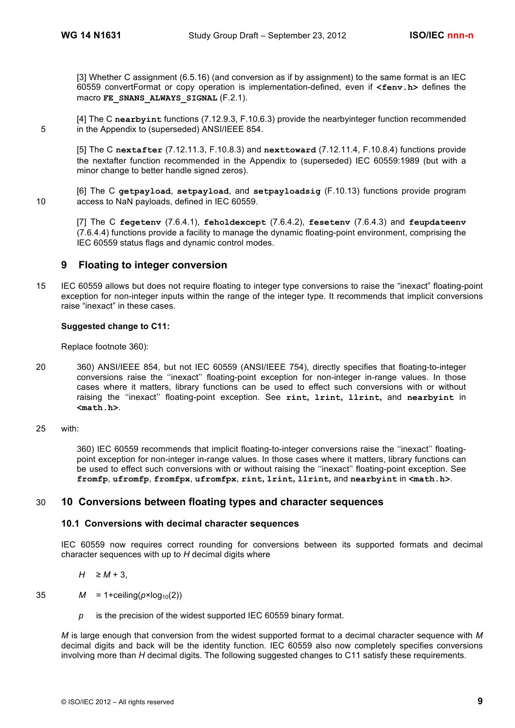[3] Whether C assignment (6.5.16) (and conversion as if by assignment) to the same format is an IEC 60559 convertFormat or copy operation is implementation-defined, even if **<fenv.h>** defines the macro **FE_SNANS_ALWAYS_SIGNAL** (F.2.1).

[4] The C **nearbyint** functions (7.12.9.3, F.10.6.3) provide the nearbyinteger function recommended in the Appendix to (superseded) ANSI/IEEE 854.

[5] The C **nextafter** (7.12.11.3, F.10.8.3) and **nexttoward** (7.12.11.4, F.10.8.4) functions provide the nextafter function recommended in the Appendix to (superseded) IEC 60559:1989 (but with a minor change to better handle signed zeros).

[6] The C **getpayload**, **setpayload**, and **setpayloadsig** (F.10.13) functions provide program access to NaN payloads, defined in IEC 60559.

[7] The C **fegetenv** (7.6.4.1), **feholdexcept** (7.6.4.2), **fesetenv** (7.6.4.3) and **feupdateenv** (7.6.4.4) functions provide a facility to manage the dynamic floating-point environment, comprising the IEC 60559 status flags and dynamic control modes.

# 9 Floating to integer conversion

IEC 60559 allows but does not require floating to integer type conversions to raise the "inexact" floating-point exception for non-integer inputs within the range of the integer type. It recommends that implicit conversions raise "inexact" in these cases.

**Suggested change to C11:**

Replace footnote 360):

360) ANSI/IEEE 854, but not IEC 60559 (ANSI/IEEE 754), directly specifies that floating-to-integer conversions raise the ''inexact'' floating-point exception for non-integer in-range values. In those cases where it matters, library functions can be used to effect such conversions with or without raising the ''inexact'' floating-point exception. See **rint, lrint, llrint,** and **nearbyint** in **<math.h>**.

with:

360) IEC 60559 recommends that implicit floating-to-integer conversions raise the ''inexact'' floating-point exception for non-integer in-range values. In those cases where it matters, library functions can be used to effect such conversions with or without raising the ''inexact'' floating-point exception. See **fromfp**, **ufromfp**, **fromfpx**, **ufromfpx**, **rint, lrint, llrint,** and **nearbyint** in **<math.h>**.

# 10 Conversions between floating types and character sequences

## 10.1 Conversions with decimal character sequences

IEC 60559 now requires correct rounding for conversions between its supported formats and decimal character sequences with up to $H$ decimal digits where

$H \geq M + 3$,

$M = 1 + \text{ceiling}(p \times \log_{10}(2))$

$p$ is the precision of the widest supported IEC 60559 binary format.

$M$ is large enough that conversion from the widest supported format to a decimal character sequence with $M$ decimal digits and back will be the identity function. IEC 60559 also now completely specifies conversions involving more than $H$ decimal digits. The following suggested changes to C11 satisfy these requirements.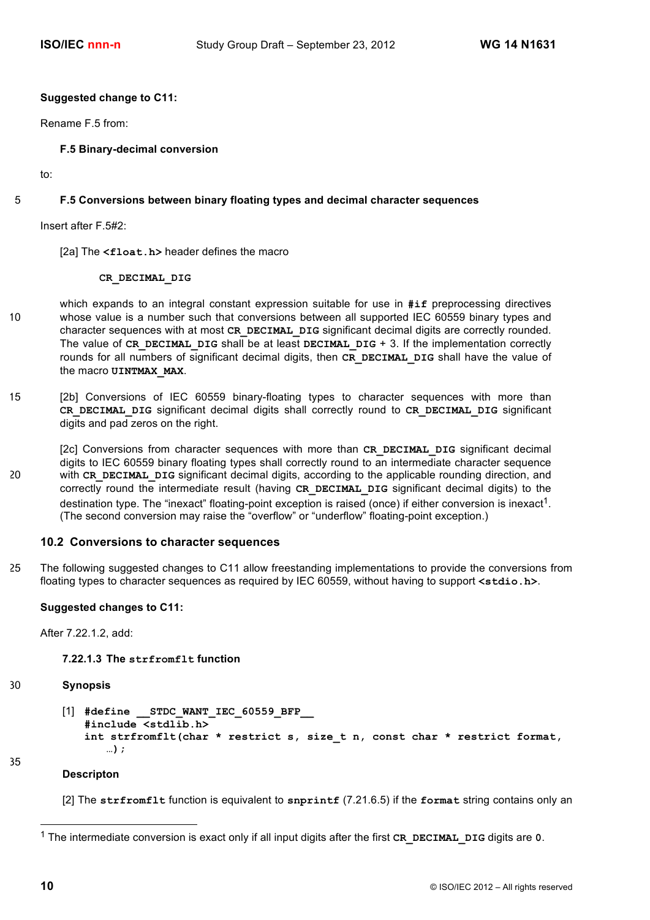**Suggested change to C11:**

Rename F.5 from:

**F.5 Binary-decimal conversion**

to:

**F.5 Conversions between binary floating types and decimal character sequences**

Insert after F.5#2:

[2a] The **<float.h>** header defines the macro

```
CR_DECIMAL_DIG
```

which expands to an integral constant expression suitable for use in **#if** preprocessing directives whose value is a number such that conversions between all supported IEC 60559 binary types and character sequences with at most **CR_DECIMAL_DIG** significant decimal digits are correctly rounded. The value of **CR_DECIMAL_DIG** shall be at least **DECIMAL_DIG** + 3. If the implementation correctly rounds for all numbers of significant decimal digits, then **CR_DECIMAL_DIG** shall have the value of the macro **UINTMAX_MAX**.

[2b] Conversions of IEC 60559 binary-floating types to character sequences with more than **CR_DECIMAL_DIG** significant decimal digits shall correctly round to **CR_DECIMAL_DIG** significant digits and pad zeros on the right.

[2c] Conversions from character sequences with more than **CR_DECIMAL_DIG** significant decimal digits to IEC 60559 binary floating types shall correctly round to an intermediate character sequence with **CR_DECIMAL_DIG** significant decimal digits, according to the applicable rounding direction, and correctly round the intermediate result (having **CR_DECIMAL_DIG** significant decimal digits) to the destination type. The "inexact" floating-point exception is raised (once) if either conversion is inexact[1]. (The second conversion may raise the "overflow" or "underflow" floating-point exception.)

## 10.2 Conversions to character sequences

The following suggested changes to C11 allow freestanding implementations to provide the conversions from floating types to character sequences as required by IEC 60559, without having to support **<stdio.h>**.

**Suggested changes to C11:**

After 7.22.1.2, add:

**7.22.1.3 The strfromflt function**

**Synopsis**

[1]
```
#define __STDC_WANT_IEC_60559_BFP__
#include <stdlib.h>
int strfromflt(char * restrict s, size_t n, const char * restrict format,
    …);
```

**Descripton**

[2] The **strfromflt** function is equivalent to **snprintf** (7.21.6.5) if the **format** string contains only an

---

[1] The intermediate conversion is exact only if all input digits after the first **CR_DECIMAL_DIG** digits are **0**.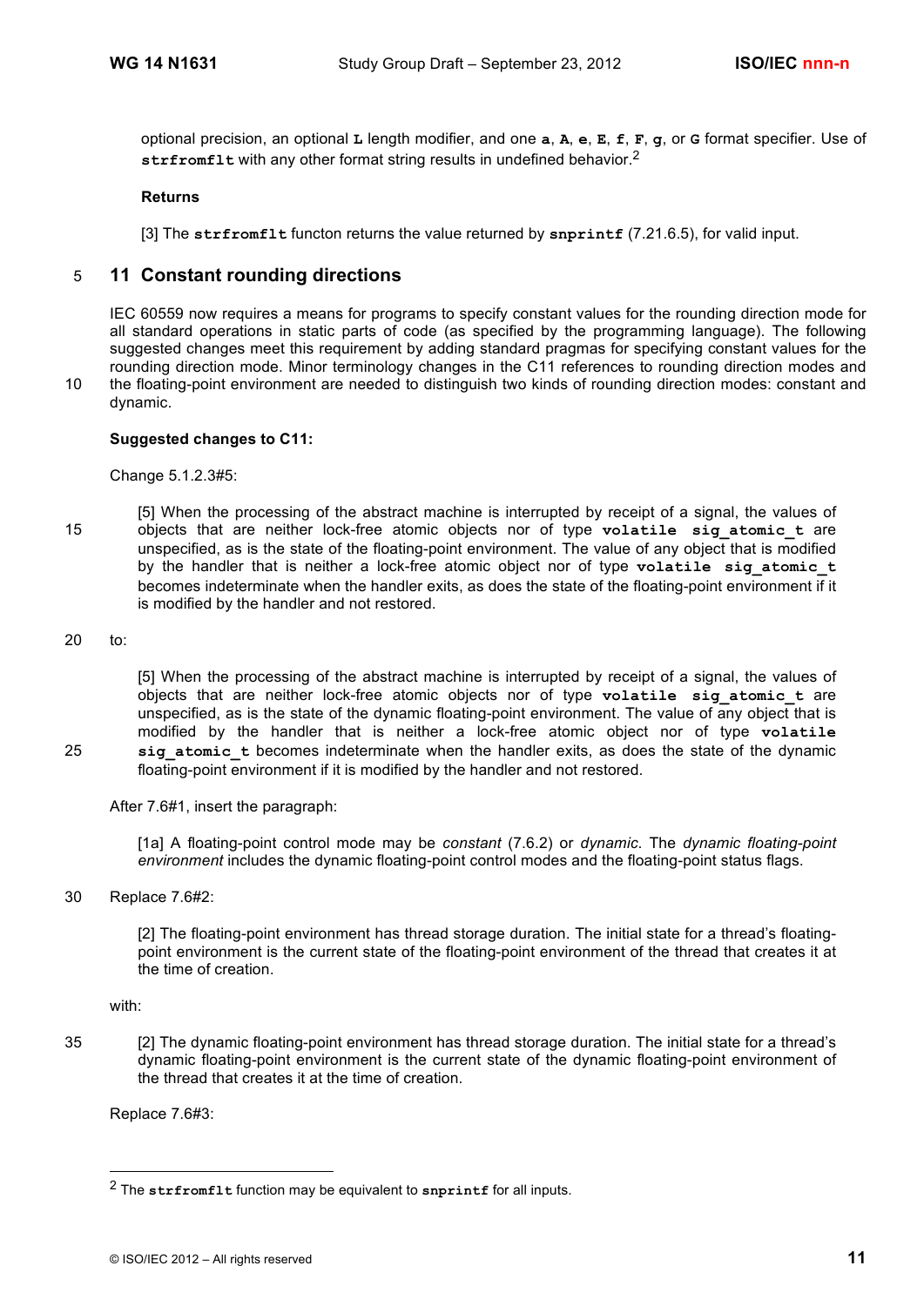optional precision, an optional **L** length modifier, and one **a**, **A**, **e**, **E**, **f**, **F**, **g**, or **G** format specifier. Use of **strfromflt** with any other format string results in undefined behavior.[2]

**Returns**

[3] The **strfromflt** functon returns the value returned by **snprintf** (7.21.6.5), for valid input.

## 11 Constant rounding directions

IEC 60559 now requires a means for programs to specify constant values for the rounding direction mode for all standard operations in static parts of code (as specified by the programming language). The following suggested changes meet this requirement by adding standard pragmas for specifying constant values for the rounding direction mode. Minor terminology changes in the C11 references to rounding direction modes and the floating-point environment are needed to distinguish two kinds of rounding direction modes: constant and dynamic.

**Suggested changes to C11:**

Change 5.1.2.3#5:

> [5] When the processing of the abstract machine is interrupted by receipt of a signal, the values of objects that are neither lock-free atomic objects nor of type **volatile sig_atomic_t** are unspecified, as is the state of the floating-point environment. The value of any object that is modified by the handler that is neither a lock-free atomic object nor of type **volatile sig_atomic_t** becomes indeterminate when the handler exits, as does the state of the floating-point environment if it is modified by the handler and not restored.

to:

> [5] When the processing of the abstract machine is interrupted by receipt of a signal, the values of objects that are neither lock-free atomic objects nor of type **volatile sig_atomic_t** are unspecified, as is the state of the dynamic floating-point environment. The value of any object that is modified by the handler that is neither a lock-free atomic object nor of type **volatile sig_atomic_t** becomes indeterminate when the handler exits, as does the state of the dynamic floating-point environment if it is modified by the handler and not restored.

After 7.6#1, insert the paragraph:

> [1a] A floating-point control mode may be *constant* (7.6.2) or *dynamic*. The *dynamic floating-point environment* includes the dynamic floating-point control modes and the floating-point status flags.

Replace 7.6#2:

> [2] The floating-point environment has thread storage duration. The initial state for a thread's floating-point environment is the current state of the floating-point environment of the thread that creates it at the time of creation.

with:

> [2] The dynamic floating-point environment has thread storage duration. The initial state for a thread's dynamic floating-point environment is the current state of the dynamic floating-point environment of the thread that creates it at the time of creation.

Replace 7.6#3:

---

[2] The **strfromflt** function may be equivalent to **snprintf** for all inputs.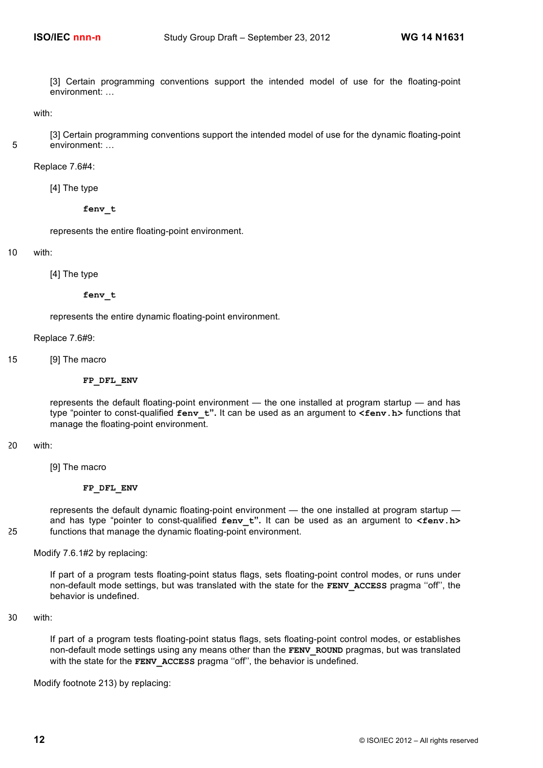[3] Certain programming conventions support the intended model of use for the floating-point environment: …

with:

[3] Certain programming conventions support the intended model of use for the dynamic floating-point environment: …

Replace 7.6#4:

[4] The type

**fenv_t**

represents the entire floating-point environment.

with:

[4] The type

**fenv_t**

represents the entire dynamic floating-point environment.

Replace 7.6#9:

[9] The macro

**FP_DFL_ENV**

represents the default floating-point environment — the one installed at program startup — and has type "pointer to const-qualified **fenv_t".** It can be used as an argument to **<fenv.h>** functions that manage the floating-point environment.

with:

[9] The macro

**FP_DFL_ENV**

represents the default dynamic floating-point environment — the one installed at program startup — and has type "pointer to const-qualified **fenv_t".** It can be used as an argument to **<fenv.h>** functions that manage the dynamic floating-point environment.

Modify 7.6.1#2 by replacing:

If part of a program tests floating-point status flags, sets floating-point control modes, or runs under non-default mode settings, but was translated with the state for the **FENV_ACCESS** pragma ''off'', the behavior is undefined.

with:

If part of a program tests floating-point status flags, sets floating-point control modes, or establishes non-default mode settings using any means other than the **FENV_ROUND** pragmas, but was translated with the state for the **FENV_ACCESS** pragma ''off'', the behavior is undefined.

Modify footnote 213) by replacing: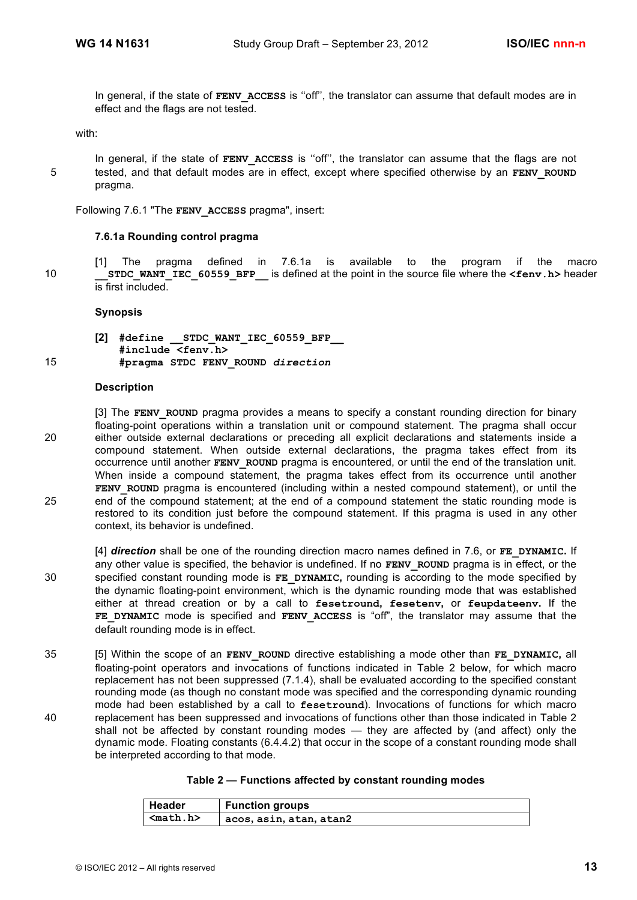In general, if the state of **FENV_ACCESS** is ''off'', the translator can assume that default modes are in effect and the flags are not tested.

with:

In general, if the state of **FENV_ACCESS** is ''off'', the translator can assume that the flags are not tested, and that default modes are in effect, except where specified otherwise by an **FENV_ROUND** pragma.

Following 7.6.1 "The **FENV_ACCESS** pragma", insert:

### 7.6.1a Rounding control pragma

[1] The pragma defined in 7.6.1a is available to the program if the macro **__STDC_WANT_IEC_60559_BFP__** is defined at the point in the source file where the **<fenv.h>** header is first included.

**Synopsis**

**[2]**
```
#define __STDC_WANT_IEC_60559_BFP__
#include <fenv.h>
#pragma STDC FENV_ROUND direction
```

**Description**

[3] The **FENV_ROUND** pragma provides a means to specify a constant rounding direction for binary floating-point operations within a translation unit or compound statement. The pragma shall occur either outside external declarations or preceding all explicit declarations and statements inside a compound statement. When outside external declarations, the pragma takes effect from its occurrence until another **FENV_ROUND** pragma is encountered, or until the end of the translation unit. When inside a compound statement, the pragma takes effect from its occurrence until another **FENV_ROUND** pragma is encountered (including within a nested compound statement), or until the end of the compound statement; at the end of a compound statement the static rounding mode is restored to its condition just before the compound statement. If this pragma is used in any other context, its behavior is undefined.

[4] ***direction*** shall be one of the rounding direction macro names defined in 7.6, or **FE_DYNAMIC.** If any other value is specified, the behavior is undefined. If no **FENV_ROUND** pragma is in effect, or the specified constant rounding mode is **FE_DYNAMIC,** rounding is according to the mode specified by the dynamic floating-point environment, which is the dynamic rounding mode that was established either at thread creation or by a call to **fesetround, fesetenv,** or **feupdateenv.** If the **FE_DYNAMIC** mode is specified and **FENV_ACCESS** is "off", the translator may assume that the default rounding mode is in effect.

[5] Within the scope of an **FENV_ROUND** directive establishing a mode other than **FE_DYNAMIC,** all floating-point operators and invocations of functions indicated in Table 2 below, for which macro replacement has not been suppressed (7.1.4), shall be evaluated according to the specified constant rounding mode (as though no constant mode was specified and the corresponding dynamic rounding mode had been established by a call to **fesetround**). Invocations of functions for which macro replacement has been suppressed and invocations of functions other than those indicated in Table 2 shall not be affected by constant rounding modes — they are affected by (and affect) only the dynamic mode. Floating constants (6.4.4.2) that occur in the scope of a constant rounding mode shall be interpreted according to that mode.

**Table 2 — Functions affected by constant rounding modes**

| Header | Function groups |
|---|---|
| **<math.h>** | **acos, asin, atan, atan2** |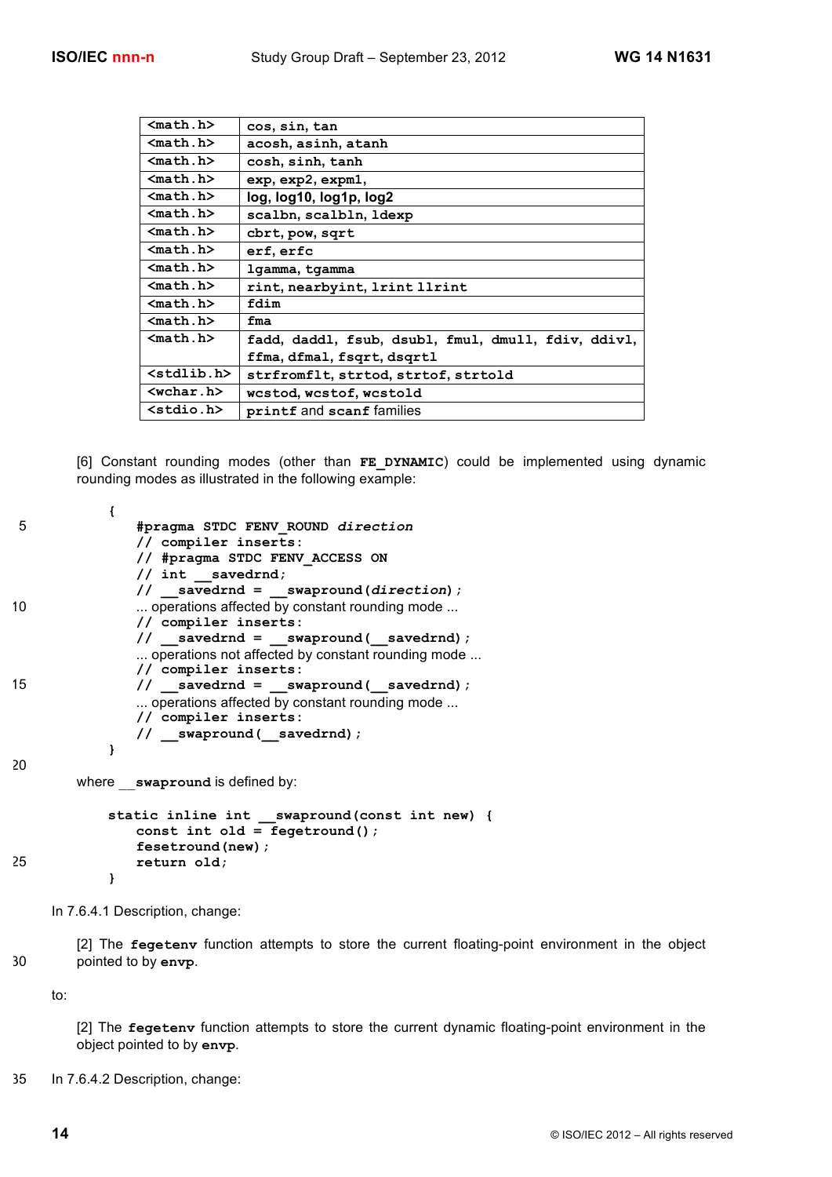| | |
|---|---|
| `<math.h>` | `cos, sin, tan` |
| `<math.h>` | `acosh, asinh, atanh` |
| `<math.h>` | `cosh, sinh, tanh` |
| `<math.h>` | `exp, exp2, expm1,` |
| `<math.h>` | **log, log10, log1p, log2** |
| `<math.h>` | `scalbn, scalbln, ldexp` |
| `<math.h>` | `cbrt, pow, sqrt` |
| `<math.h>` | `erf, erfc` |
| `<math.h>` | `lgamma, tgamma` |
| `<math.h>` | `rint, nearbyint, lrint llrint` |
| `<math.h>` | `fdim` |
| `<math.h>` | `fma` |
| `<math.h>` | `fadd, daddl, fsub, dsubl, fmul, dmull, fdiv, ddivl, ffma, dfmal, fsqrt, dsqrtl` |
| `<stdlib.h>` | `strfromflt, strtod, strtof, strtold` |
| `<wchar.h>` | `wcstod, wcstof, wcstold` |
| `<stdio.h>` | `printf` and `scanf` families |

[6] Constant rounding modes (other than **FE_DYNAMIC**) could be implemented using dynamic rounding modes as illustrated in the following example:

```
{
    #pragma STDC FENV_ROUND direction
    // compiler inserts:
    // #pragma STDC FENV_ACCESS ON
    // int __savedrnd;
    // __savedrnd = __swapround(direction);
    ... operations affected by constant rounding mode ...
    // compiler inserts:
    // __savedrnd = __swapround(__savedrnd);
    ... operations not affected by constant rounding mode ...
    // compiler inserts:
    // __savedrnd = __swapround(__savedrnd);
    ... operations affected by constant rounding mode ...
    // compiler inserts:
    // __swapround(__savedrnd);
}
```

where **__swapround** is defined by:

```
static inline int __swapround(const int new) {
    const int old = fegetround();
    fesetround(new);
    return old;
}
```

In 7.6.4.1 Description, change:

[2] The **fegetenv** function attempts to store the current floating-point environment in the object pointed to by **envp**.

to:

[2] The **fegetenv** function attempts to store the current dynamic floating-point environment in the object pointed to by **envp**.

In 7.6.4.2 Description, change: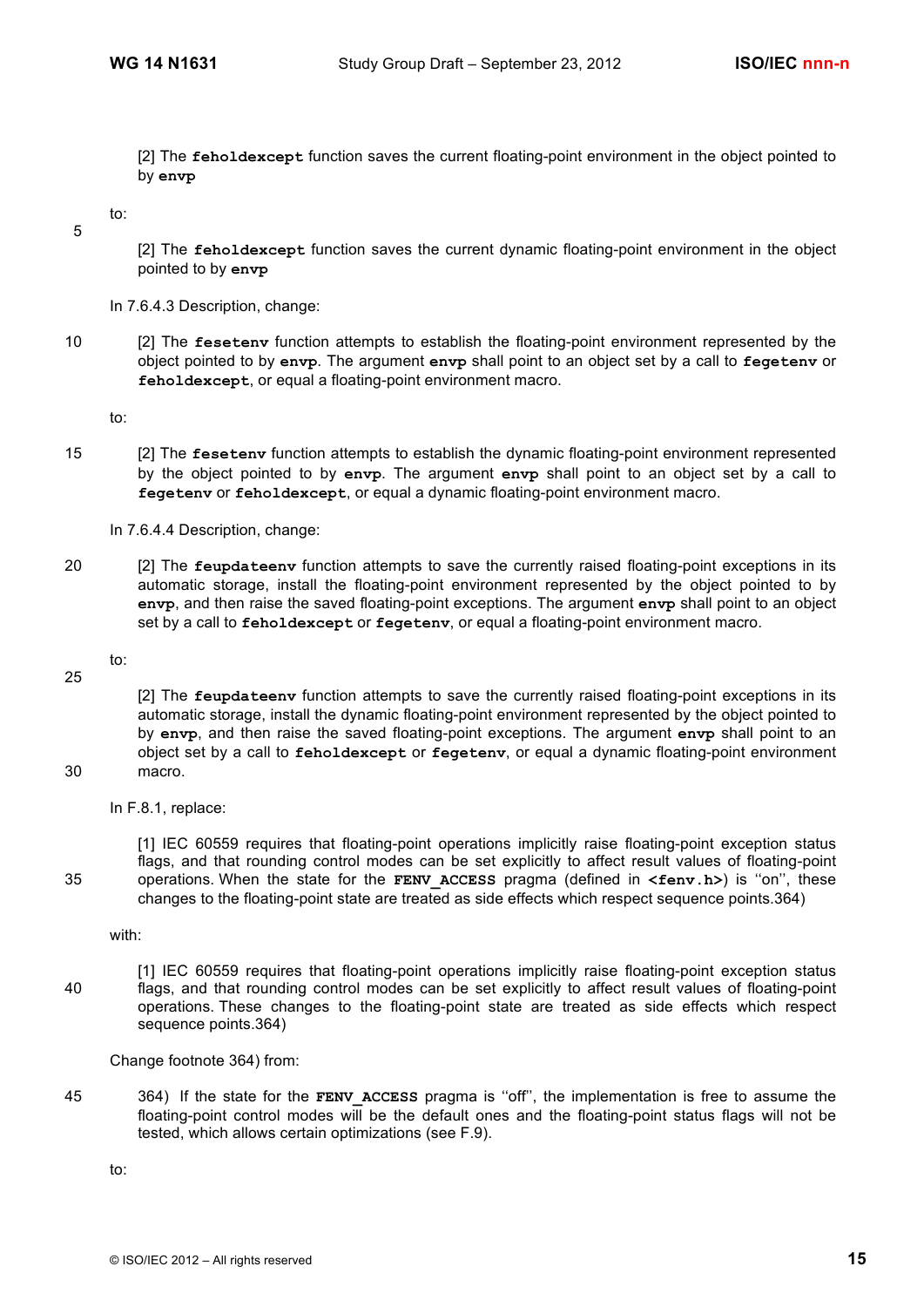[2] The **feholdexcept** function saves the current floating-point environment in the object pointed to by **envp**

to:

[2] The **feholdexcept** function saves the current dynamic floating-point environment in the object pointed to by **envp**

In 7.6.4.3 Description, change:

[2] The **fesetenv** function attempts to establish the floating-point environment represented by the object pointed to by **envp**. The argument **envp** shall point to an object set by a call to **fegetenv** or **feholdexcept**, or equal a floating-point environment macro.

to:

[2] The **fesetenv** function attempts to establish the dynamic floating-point environment represented by the object pointed to by **envp**. The argument **envp** shall point to an object set by a call to **fegetenv** or **feholdexcept**, or equal a dynamic floating-point environment macro.

In 7.6.4.4 Description, change:

[2] The **feupdateenv** function attempts to save the currently raised floating-point exceptions in its automatic storage, install the floating-point environment represented by the object pointed to by **envp**, and then raise the saved floating-point exceptions. The argument **envp** shall point to an object set by a call to **feholdexcept** or **fegetenv**, or equal a floating-point environment macro.

to:

[2] The **feupdateenv** function attempts to save the currently raised floating-point exceptions in its automatic storage, install the dynamic floating-point environment represented by the object pointed to by **envp**, and then raise the saved floating-point exceptions. The argument **envp** shall point to an object set by a call to **feholdexcept** or **fegetenv**, or equal a dynamic floating-point environment macro.

In F.8.1, replace:

[1] IEC 60559 requires that floating-point operations implicitly raise floating-point exception status flags, and that rounding control modes can be set explicitly to affect result values of floating-point operations. When the state for the **FENV_ACCESS** pragma (defined in **<fenv.h>**) is ''on'', these changes to the floating-point state are treated as side effects which respect sequence points.364)

with:

[1] IEC 60559 requires that floating-point operations implicitly raise floating-point exception status flags, and that rounding control modes can be set explicitly to affect result values of floating-point operations. These changes to the floating-point state are treated as side effects which respect sequence points.364)

Change footnote 364) from:

364) If the state for the **FENV_ACCESS** pragma is ''off'', the implementation is free to assume the floating-point control modes will be the default ones and the floating-point status flags will not be tested, which allows certain optimizations (see F.9).

to: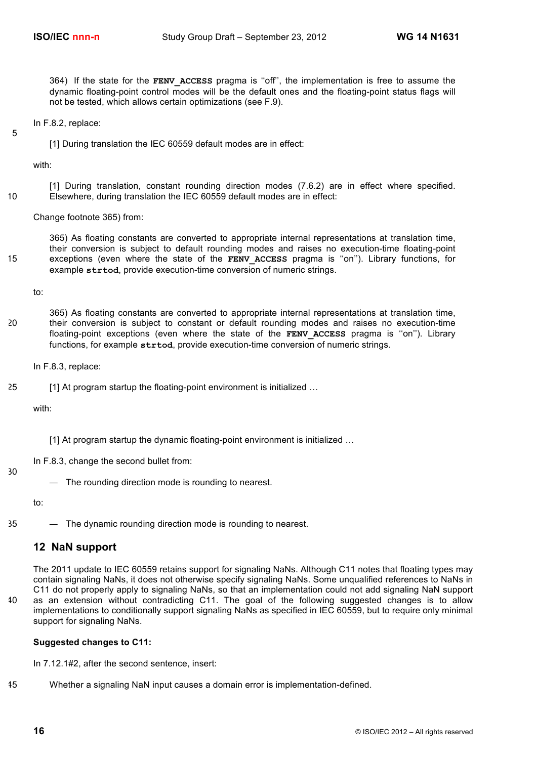364) If the state for the **FENV_ACCESS** pragma is ''off'', the implementation is free to assume the dynamic floating-point control modes will be the default ones and the floating-point status flags will not be tested, which allows certain optimizations (see F.9).

In F.8.2, replace:

[1] During translation the IEC 60559 default modes are in effect:

with:

[1] During translation, constant rounding direction modes (7.6.2) are in effect where specified. Elsewhere, during translation the IEC 60559 default modes are in effect:

Change footnote 365) from:

365) As floating constants are converted to appropriate internal representations at translation time, their conversion is subject to default rounding modes and raises no execution-time floating-point exceptions (even where the state of the **FENV_ACCESS** pragma is ''on''). Library functions, for example **strtod**, provide execution-time conversion of numeric strings.

to:

365) As floating constants are converted to appropriate internal representations at translation time, their conversion is subject to constant or default rounding modes and raises no execution-time floating-point exceptions (even where the state of the **FENV_ACCESS** pragma is ''on''). Library functions, for example **strtod**, provide execution-time conversion of numeric strings.

In F.8.3, replace:

[1] At program startup the floating-point environment is initialized …

with:

[1] At program startup the dynamic floating-point environment is initialized …

In F.8.3, change the second bullet from:

— The rounding direction mode is rounding to nearest.

to:

— The dynamic rounding direction mode is rounding to nearest.

## 12 NaN support

The 2011 update to IEC 60559 retains support for signaling NaNs. Although C11 notes that floating types may contain signaling NaNs, it does not otherwise specify signaling NaNs. Some unqualified references to NaNs in C11 do not properly apply to signaling NaNs, so that an implementation could not add signaling NaN support as an extension without contradicting C11. The goal of the following suggested changes is to allow implementations to conditionally support signaling NaNs as specified in IEC 60559, but to require only minimal support for signaling NaNs.

**Suggested changes to C11:**

In 7.12.1#2, after the second sentence, insert:

Whether a signaling NaN input causes a domain error is implementation-defined.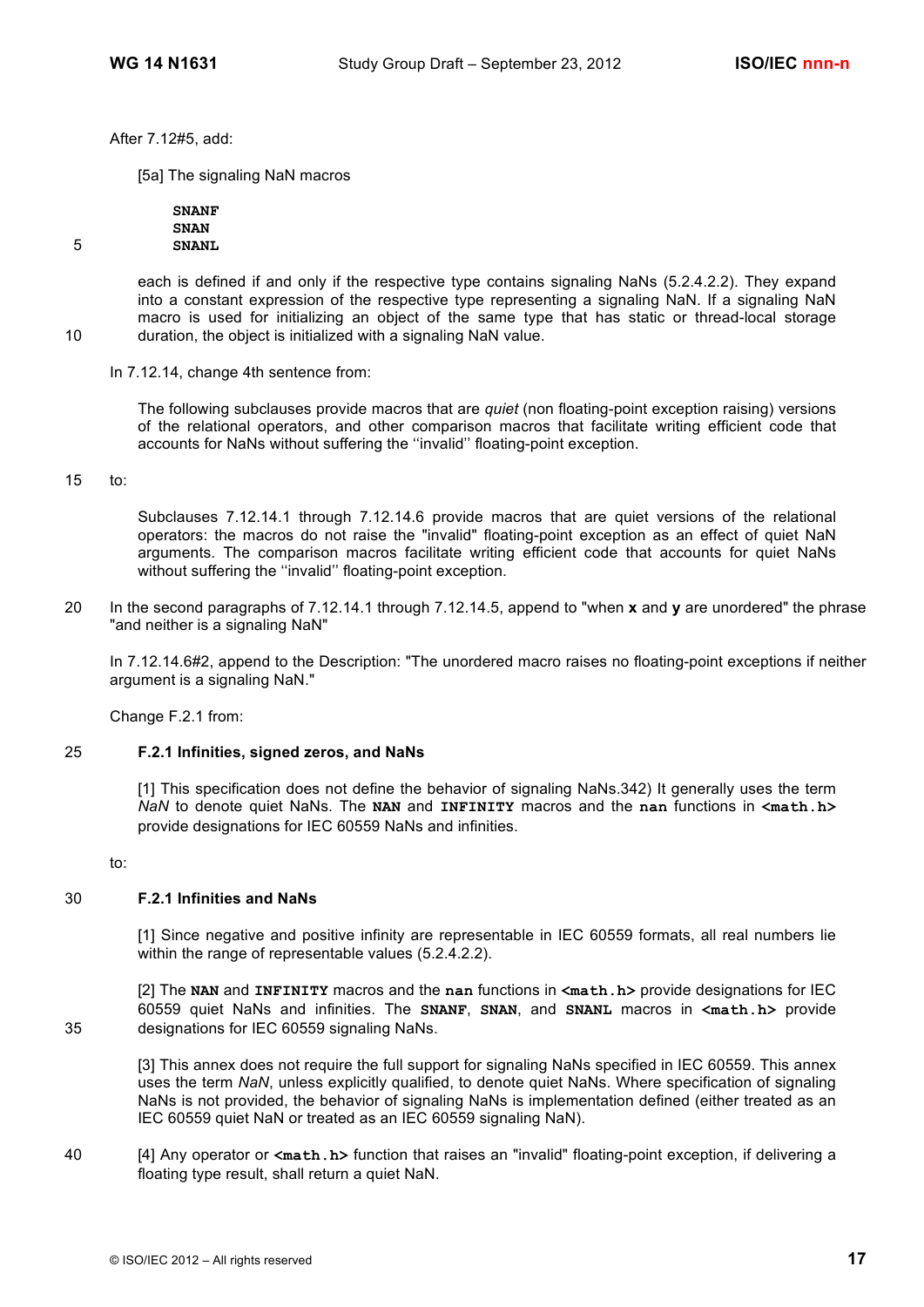After 7.12#5, add:

> [5a] The signaling NaN macros
>
> **SNANF**
> **SNAN**
> **SNANL**
>
> each is defined if and only if the respective type contains signaling NaNs (5.2.4.2.2). They expand into a constant expression of the respective type representing a signaling NaN. If a signaling NaN macro is used for initializing an object of the same type that has static or thread-local storage duration, the object is initialized with a signaling NaN value.

In 7.12.14, change 4th sentence from:

> The following subclauses provide macros that are *quiet* (non floating-point exception raising) versions of the relational operators, and other comparison macros that facilitate writing efficient code that accounts for NaNs without suffering the ''invalid'' floating-point exception.

to:

> Subclauses 7.12.14.1 through 7.12.14.6 provide macros that are quiet versions of the relational operators: the macros do not raise the "invalid" floating-point exception as an effect of quiet NaN arguments. The comparison macros facilitate writing efficient code that accounts for quiet NaNs without suffering the ''invalid'' floating-point exception.

In the second paragraphs of 7.12.14.1 through 7.12.14.5, append to "when **x** and **y** are unordered" the phrase "and neither is a signaling NaN"

In 7.12.14.6#2, append to the Description: "The unordered macro raises no floating-point exceptions if neither argument is a signaling NaN."

Change F.2.1 from:

> **F.2.1 Infinities, signed zeros, and NaNs**
>
> [1] This specification does not define the behavior of signaling NaNs.342) It generally uses the term *NaN* to denote quiet NaNs. The **NAN** and **INFINITY** macros and the **nan** functions in **<math.h>** provide designations for IEC 60559 NaNs and infinities.

to:

> **F.2.1 Infinities and NaNs**
>
> [1] Since negative and positive infinity are representable in IEC 60559 formats, all real numbers lie within the range of representable values (5.2.4.2.2).
>
> [2] The **NAN** and **INFINITY** macros and the **nan** functions in **<math.h>** provide designations for IEC 60559 quiet NaNs and infinities. The **SNANF**, **SNAN**, and **SNANL** macros in **<math.h>** provide designations for IEC 60559 signaling NaNs.
>
> [3] This annex does not require the full support for signaling NaNs specified in IEC 60559. This annex uses the term *NaN*, unless explicitly qualified, to denote quiet NaNs. Where specification of signaling NaNs is not provided, the behavior of signaling NaNs is implementation defined (either treated as an IEC 60559 quiet NaN or treated as an IEC 60559 signaling NaN).
>
> [4] Any operator or **<math.h>** function that raises an "invalid" floating-point exception, if delivering a floating type result, shall return a quiet NaN.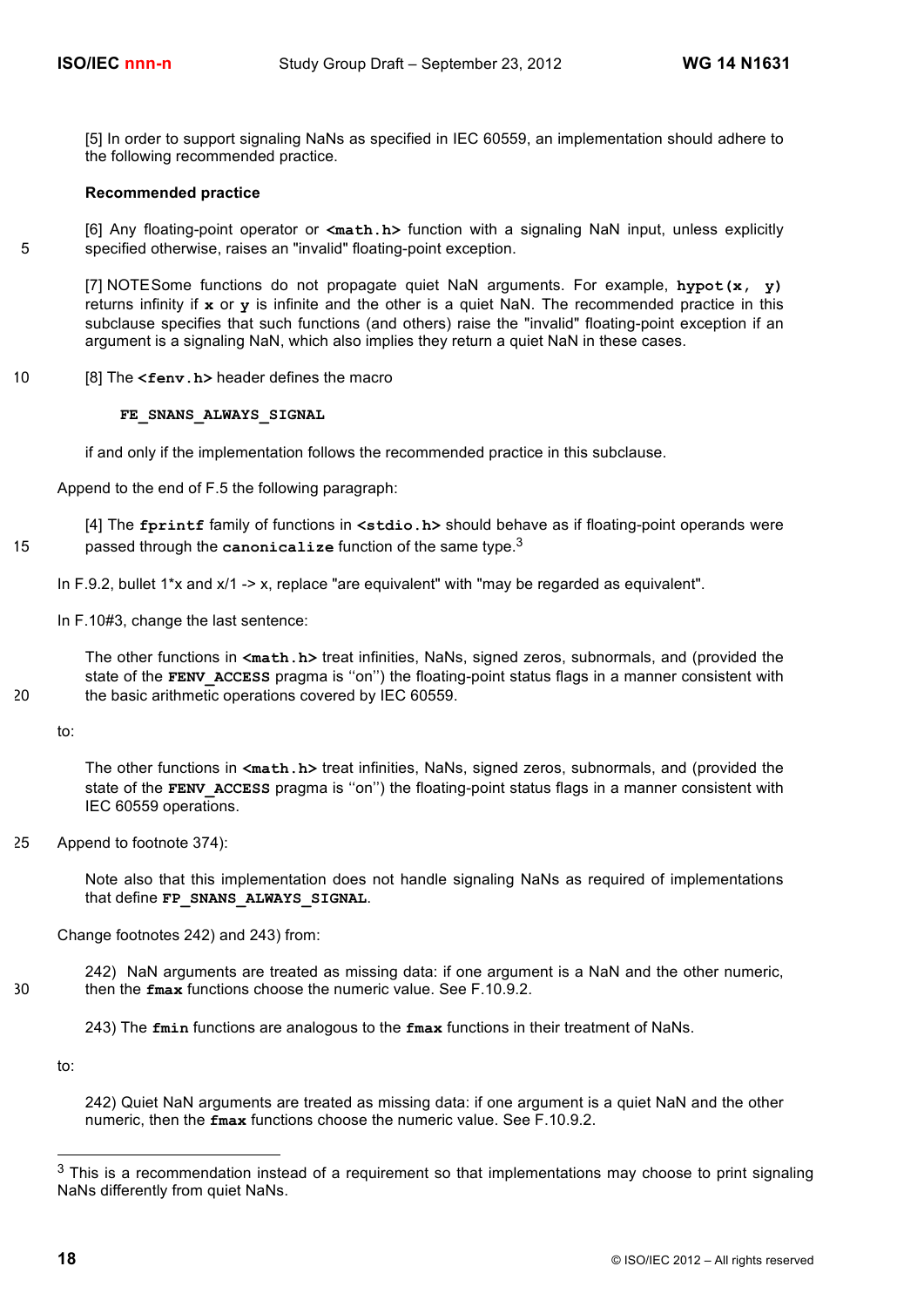[5] In order to support signaling NaNs as specified in IEC 60559, an implementation should adhere to the following recommended practice.

**Recommended practice**

[6] Any floating-point operator or **<math.h>** function with a signaling NaN input, unless explicitly specified otherwise, raises an "invalid" floating-point exception.

[7] NOTE Some functions do not propagate quiet NaN arguments. For example, **hypot(x, y)** returns infinity if **x** or **y** is infinite and the other is a quiet NaN. The recommended practice in this subclause specifies that such functions (and others) raise the "invalid" floating-point exception if an argument is a signaling NaN, which also implies they return a quiet NaN in these cases.

[8] The **<fenv.h>** header defines the macro

**FE_SNANS_ALWAYS_SIGNAL**

if and only if the implementation follows the recommended practice in this subclause.

Append to the end of F.5 the following paragraph:

[4] The **fprintf** family of functions in **<stdio.h>** should behave as if floating-point operands were passed through the **canonicalize** function of the same type.[3]

In F.9.2, bullet 1*x and x/1 -> x, replace "are equivalent" with "may be regarded as equivalent".

In F.10#3, change the last sentence:

The other functions in **<math.h>** treat infinities, NaNs, signed zeros, subnormals, and (provided the state of the **FENV_ACCESS** pragma is ''on'') the floating-point status flags in a manner consistent with the basic arithmetic operations covered by IEC 60559.

to:

The other functions in **<math.h>** treat infinities, NaNs, signed zeros, subnormals, and (provided the state of the **FENV_ACCESS** pragma is ''on'') the floating-point status flags in a manner consistent with IEC 60559 operations.

Append to footnote 374):

Note also that this implementation does not handle signaling NaNs as required of implementations that define **FP_SNANS_ALWAYS_SIGNAL**.

Change footnotes 242) and 243) from:

242) NaN arguments are treated as missing data: if one argument is a NaN and the other numeric, then the **fmax** functions choose the numeric value. See F.10.9.2.

243) The **fmin** functions are analogous to the **fmax** functions in their treatment of NaNs.

to:

242) Quiet NaN arguments are treated as missing data: if one argument is a quiet NaN and the other numeric, then the **fmax** functions choose the numeric value. See F.10.9.2.

---

[3] This is a recommendation instead of a requirement so that implementations may choose to print signaling NaNs differently from quiet NaNs.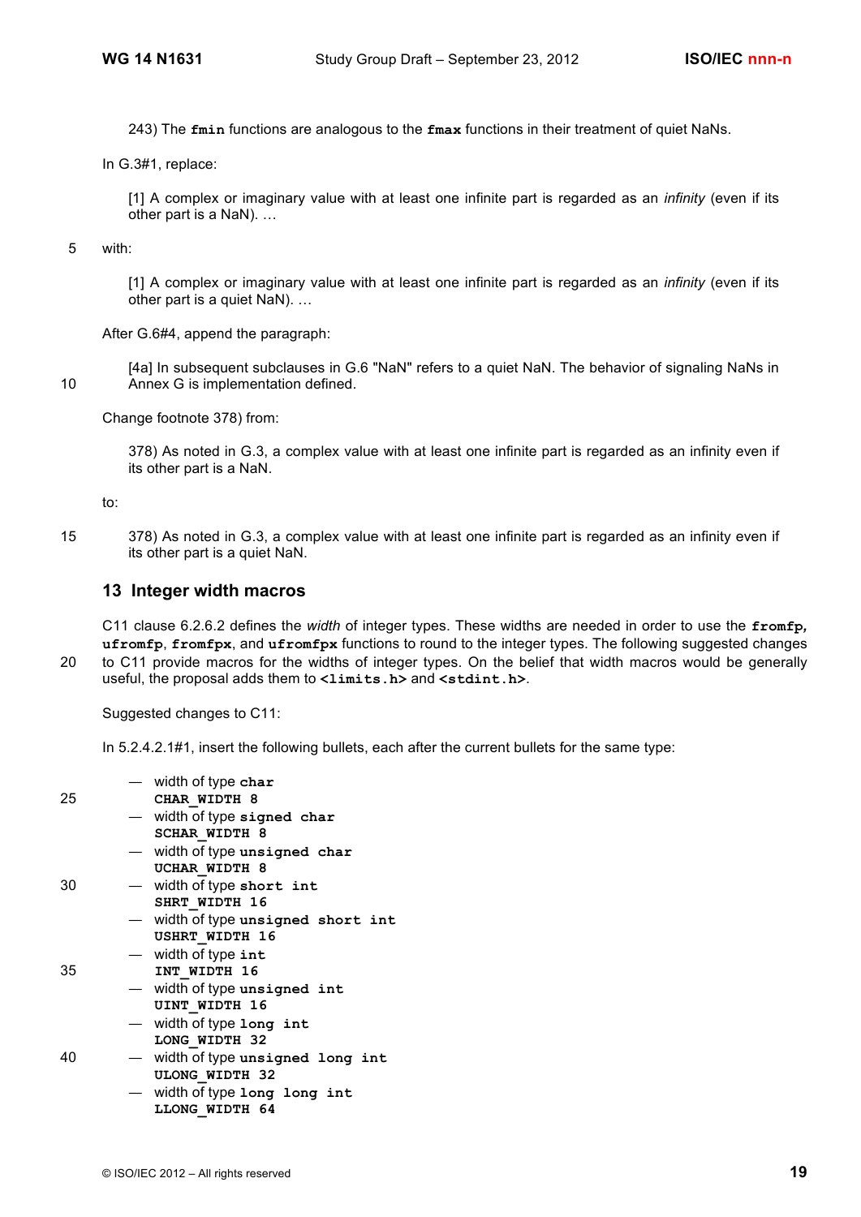243) The **fmin** functions are analogous to the **fmax** functions in their treatment of quiet NaNs.

In G.3#1, replace:

> [1] A complex or imaginary value with at least one infinite part is regarded as an *infinity* (even if its other part is a NaN). …

with:

> [1] A complex or imaginary value with at least one infinite part is regarded as an *infinity* (even if its other part is a quiet NaN). …

After G.6#4, append the paragraph:

> [4a] In subsequent subclauses in G.6 "NaN" refers to a quiet NaN. The behavior of signaling NaNs in Annex G is implementation defined.

Change footnote 378) from:

> 378) As noted in G.3, a complex value with at least one infinite part is regarded as an infinity even if its other part is a NaN.

to:

> 378) As noted in G.3, a complex value with at least one infinite part is regarded as an infinity even if its other part is a quiet NaN.

## 13 Integer width macros

C11 clause 6.2.6.2 defines the *width* of integer types. These widths are needed in order to use the **fromfp, ufromfp**, **fromfpx**, and **ufromfpx** functions to round to the integer types. The following suggested changes to C11 provide macros for the widths of integer types. On the belief that width macros would be generally useful, the proposal adds them to **<limits.h>** and **<stdint.h>**.

Suggested changes to C11:

In 5.2.4.2.1#1, insert the following bullets, each after the current bullets for the same type:

- width of type **char**
  **CHAR_WIDTH 8**
- width of type **signed char**
  **SCHAR_WIDTH 8**
- width of type **unsigned char**
  **UCHAR_WIDTH 8**
- width of type **short int**
  **SHRT_WIDTH 16**
- width of type **unsigned short int**
  **USHRT_WIDTH 16**
- width of type **int**
  **INT_WIDTH 16**
- width of type **unsigned int**
  **UINT_WIDTH 16**
- width of type **long int**
  **LONG_WIDTH 32**
- width of type **unsigned long int**
  **ULONG_WIDTH 32**
- width of type **long long int**
  **LLONG_WIDTH 64**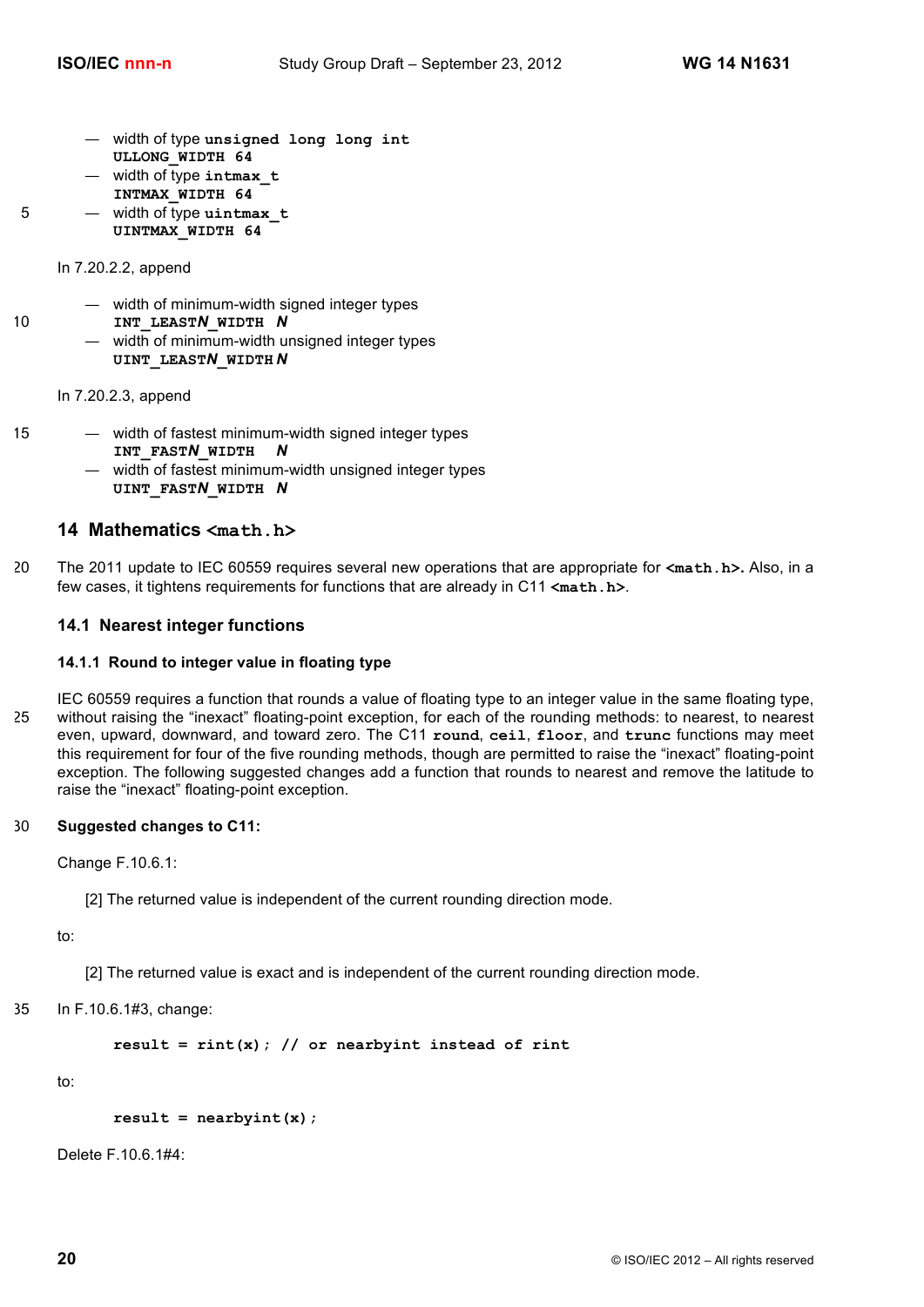— width of type **unsigned long long int**
**ULLONG_WIDTH 64**

— width of type **intmax_t**
**INTMAX_WIDTH 64**

— width of type **uintmax_t**
**UINTMAX_WIDTH 64**

In 7.20.2.2, append

— width of minimum-width signed integer types
**INT_LEAST*N*_WIDTH** ***N***

— width of minimum-width unsigned integer types
**UINT_LEAST*N*_WIDTH** ***N***

In 7.20.2.3, append

— width of fastest minimum-width signed integer types
**INT_FAST*N*_WIDTH** ***N***

— width of fastest minimum-width unsigned integer types
**UINT_FAST*N*_WIDTH** ***N***

## 14 Mathematics <math.h>

The 2011 update to IEC 60559 requires several new operations that are appropriate for **<math.h>.** Also, in a few cases, it tightens requirements for functions that are already in C11 **<math.h>**.

### 14.1 Nearest integer functions

#### 14.1.1 Round to integer value in floating type

IEC 60559 requires a function that rounds a value of floating type to an integer value in the same floating type, without raising the "inexact" floating-point exception, for each of the rounding methods: to nearest, to nearest even, upward, downward, and toward zero. The C11 **round**, **ceil**, **floor**, and **trunc** functions may meet this requirement for four of the five rounding methods, though are permitted to raise the "inexact" floating-point exception. The following suggested changes add a function that rounds to nearest and remove the latitude to raise the "inexact" floating-point exception.

**Suggested changes to C11:**

Change F.10.6.1:

> [2] The returned value is independent of the current rounding direction mode.

to:

> [2] The returned value is exact and is independent of the current rounding direction mode.

In F.10.6.1#3, change:

```
result = rint(x); // or nearbyint instead of rint
```

to:

```
result = nearbyint(x);
```

Delete F.10.6.1#4: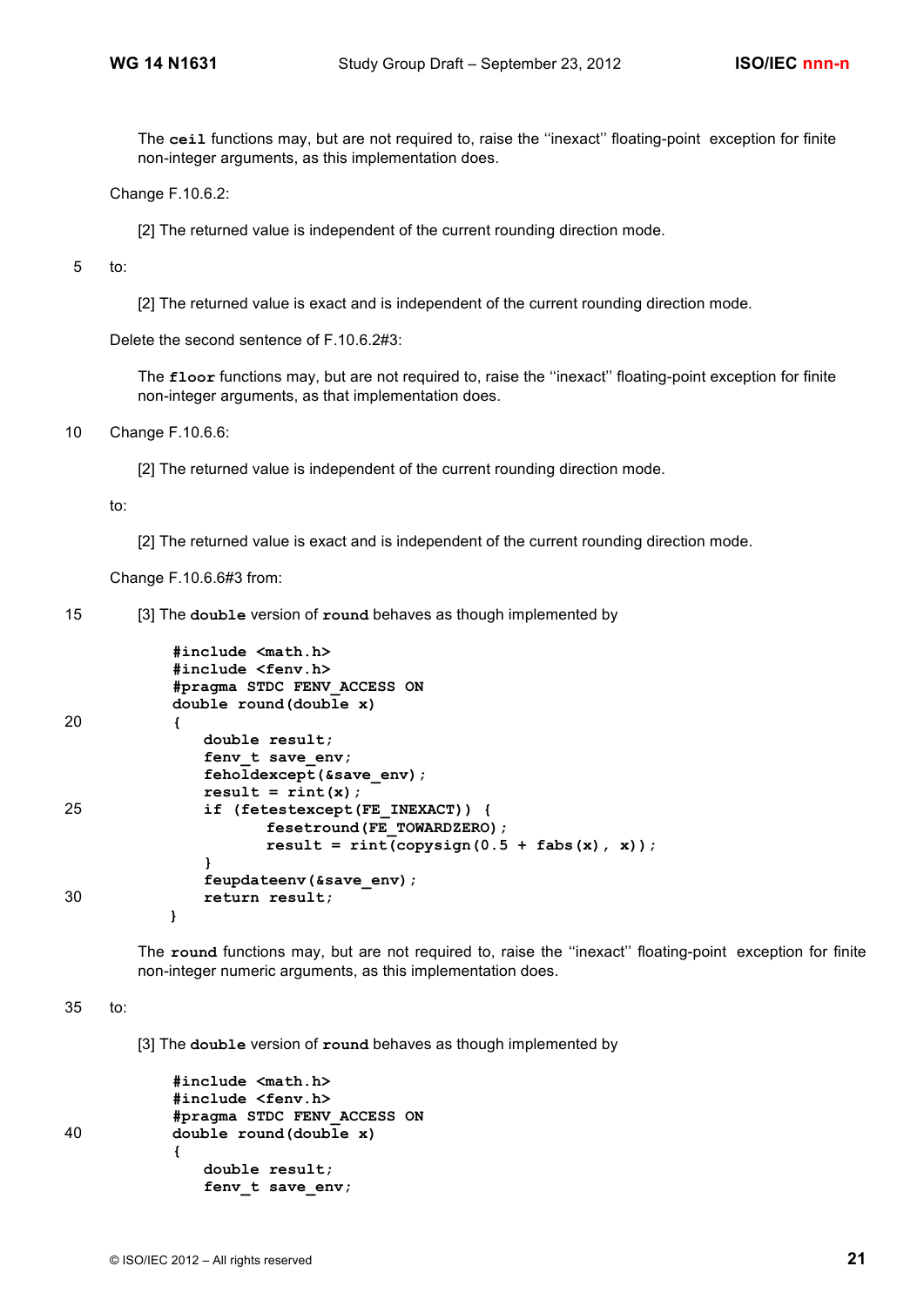The **ceil** functions may, but are not required to, raise the ''inexact'' floating-point exception for finite non-integer arguments, as this implementation does.

Change F.10.6.2:

[2] The returned value is independent of the current rounding direction mode.

to:

[2] The returned value is exact and is independent of the current rounding direction mode.

Delete the second sentence of F.10.6.2#3:

The **floor** functions may, but are not required to, raise the ''inexact'' floating-point exception for finite non-integer arguments, as that implementation does.

Change F.10.6.6:

[2] The returned value is independent of the current rounding direction mode.

to:

[2] The returned value is exact and is independent of the current rounding direction mode.

Change F.10.6.6#3 from:

[3] The **double** version of **round** behaves as though implemented by

```
#include <math.h>
#include <fenv.h>
#pragma STDC FENV_ACCESS ON
double round(double x)
{
    double result;
    fenv_t save_env;
    feholdexcept(&save_env);
    result = rint(x);
    if (fetestexcept(FE_INEXACT)) {
          fesetround(FE_TOWARDZERO);
          result = rint(copysign(0.5 + fabs(x), x));
    }
    feupdateenv(&save_env);
    return result;
}
```

The **round** functions may, but are not required to, raise the ''inexact'' floating-point exception for finite non-integer numeric arguments, as this implementation does.

to:

[3] The **double** version of **round** behaves as though implemented by

```
#include <math.h>
#include <fenv.h>
#pragma STDC FENV_ACCESS ON
double round(double x)
{
    double result;
    fenv_t save_env;
```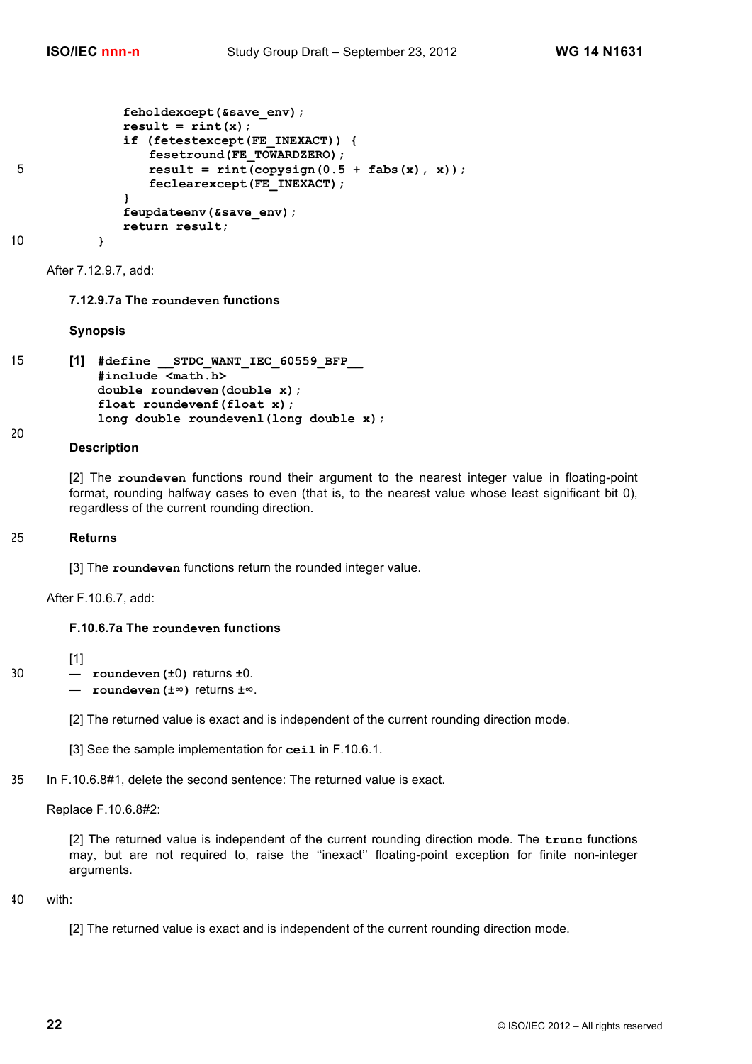```
        feholdexcept(&save_env);
        result = rint(x);
        if (fetestexcept(FE_INEXACT)) {
            fesetround(FE_TOWARDZERO);
            result = rint(copysign(0.5 + fabs(x), x));
            feclearexcept(FE_INEXACT);
        }
        feupdateenv(&save_env);
        return result;
    }
```

After 7.12.9.7, add:

### 7.12.9.7a The `roundeven` functions

**Synopsis**

[1]
```
#define __STDC_WANT_IEC_60559_BFP__
#include <math.h>
double roundeven(double x);
float roundevenf(float x);
long double roundevenl(long double x);
```

**Description**

[2] The **`roundeven`** functions round their argument to the nearest integer value in floating-point format, rounding halfway cases to even (that is, to the nearest value whose least significant bit 0), regardless of the current rounding direction.

**Returns**

[3] The **`roundeven`** functions return the rounded integer value.

After F.10.6.7, add:

### F.10.6.7a The `roundeven` functions

[1]

— **`roundeven(±0)`** returns ±0.

— **`roundeven(±∞)`** returns ±∞.

[2] The returned value is exact and is independent of the current rounding direction mode.

[3] See the sample implementation for **`ceil`** in F.10.6.1.

In F.10.6.8#1, delete the second sentence: The returned value is exact.

Replace F.10.6.8#2:

[2] The returned value is independent of the current rounding direction mode. The **`trunc`** functions may, but are not required to, raise the ‘‘inexact’’ floating-point exception for finite non-integer arguments.

with:

[2] The returned value is exact and is independent of the current rounding direction mode.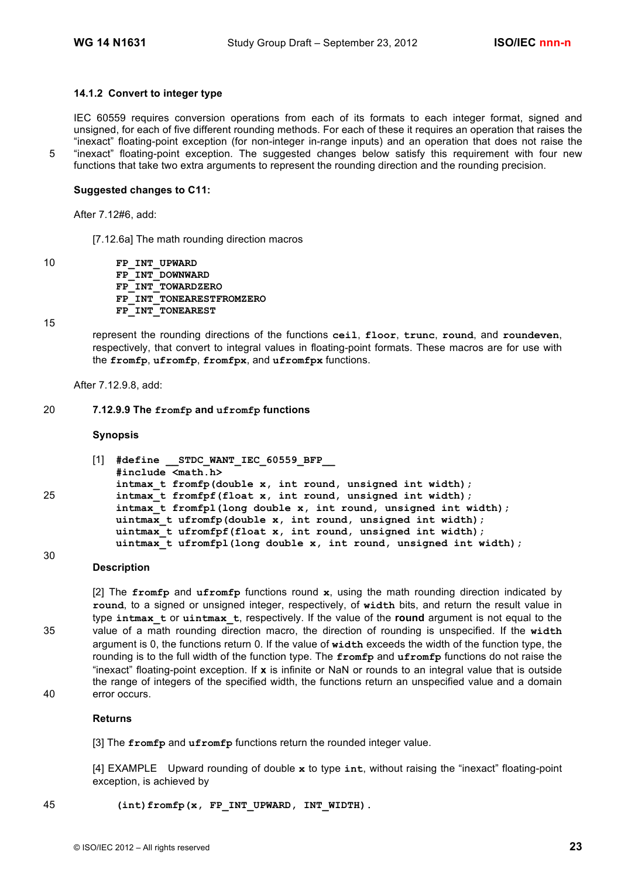### 14.1.2 Convert to integer type

IEC 60559 requires conversion operations from each of its formats to each integer format, signed and unsigned, for each of five different rounding methods. For each of these it requires an operation that raises the “inexact” floating-point exception (for non-integer in-range inputs) and an operation that does not raise the “inexact” floating-point exception. The suggested changes below satisfy this requirement with four new functions that take two extra arguments to represent the rounding direction and the rounding precision.

**Suggested changes to C11:**

After 7.12#6, add:

[7.12.6a] The math rounding direction macros

```
FP_INT_UPWARD
FP_INT_DOWNWARD
FP_INT_TOWARDZERO
FP_INT_TONEARESTFROMZERO
FP_INT_TONEAREST
```

represent the rounding directions of the functions **ceil**, **floor**, **trunc**, **round**, and **roundeven**, respectively, that convert to integral values in floating-point formats. These macros are for use with the **fromfp**, **ufromfp**, **fromfpx**, and **ufromfpx** functions.

After 7.12.9.8, add:

**7.12.9.9 The fromfp and ufromfp functions**

**Synopsis**

[1]
```
#define __STDC_WANT_IEC_60559_BFP__
#include <math.h>
intmax_t fromfp(double x, int round, unsigned int width);
intmax_t fromfpf(float x, int round, unsigned int width);
intmax_t fromfpl(long double x, int round, unsigned int width);
uintmax_t ufromfp(double x, int round, unsigned int width);
uintmax_t ufromfpf(float x, int round, unsigned int width);
uintmax_t ufromfpl(long double x, int round, unsigned int width);
```

**Description**

[2] The **fromfp** and **ufromfp** functions round **x**, using the math rounding direction indicated by **round**, to a signed or unsigned integer, respectively, of **width** bits, and return the result value in type **intmax_t** or **uintmax_t**, respectively. If the value of the **round** argument is not equal to the value of a math rounding direction macro, the direction of rounding is unspecified. If the **width** argument is 0, the functions return 0. If the value of **width** exceeds the width of the function type, the rounding is to the full width of the function type. The **fromfp** and **ufromfp** functions do not raise the “inexact” floating-point exception. If **x** is infinite or NaN or rounds to an integral value that is outside the range of integers of the specified width, the functions return an unspecified value and a domain error occurs.

**Returns**

[3] The **fromfp** and **ufromfp** functions return the rounded integer value.

[4] EXAMPLE Upward rounding of double **x** to type **int**, without raising the “inexact” floating-point exception, is achieved by

```
(int)fromfp(x, FP_INT_UPWARD, INT_WIDTH).
```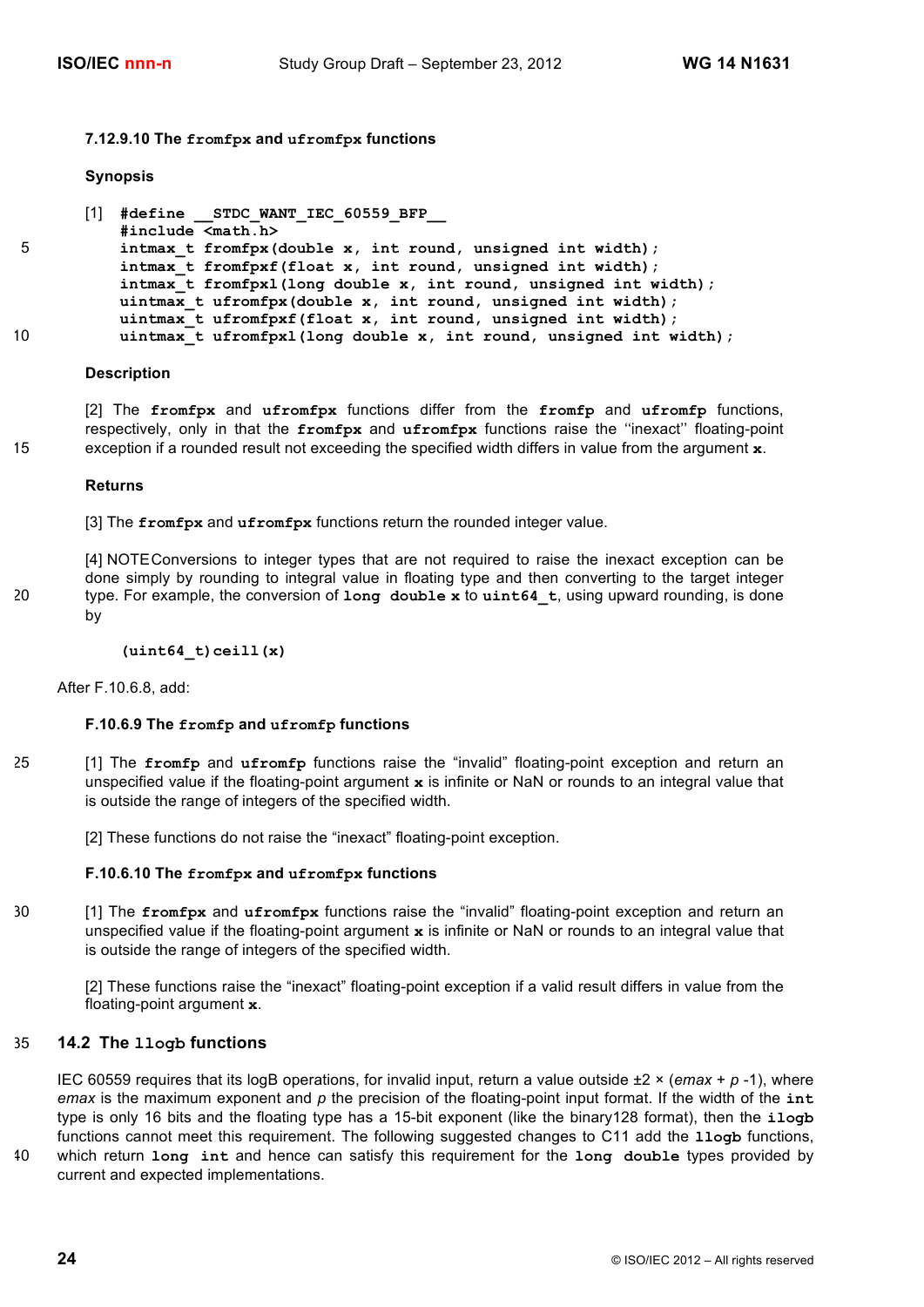#### 7.12.9.10 The `fromfpx` and `ufromfpx` functions

**Synopsis**

[1]
```
#define __STDC_WANT_IEC_60559_BFP__
#include <math.h>
intmax_t fromfpx(double x, int round, unsigned int width);
intmax_t fromfpxf(float x, int round, unsigned int width);
intmax_t fromfpxl(long double x, int round, unsigned int width);
uintmax_t ufromfpx(double x, int round, unsigned int width);
uintmax_t ufromfpxf(float x, int round, unsigned int width);
uintmax_t ufromfpxl(long double x, int round, unsigned int width);
```

**Description**

[2] The **`fromfpx`** and **`ufromfpx`** functions differ from the **`fromfp`** and **`ufromfp`** functions, respectively, only in that the **`fromfpx`** and **`ufromfpx`** functions raise the ''inexact'' floating-point exception if a rounded result not exceeding the specified width differs in value from the argument **`x`**.

**Returns**

[3] The **`fromfpx`** and **`ufromfpx`** functions return the rounded integer value.

[4] NOTE Conversions to integer types that are not required to raise the inexact exception can be done simply by rounding to integral value in floating type and then converting to the target integer type. For example, the conversion of **`long double x`** to **`uint64_t`**, using upward rounding, is done by

```
(uint64_t)ceill(x)
```

After F.10.6.8, add:

#### F.10.6.9 The `fromfp` and `ufromfp` functions

[1] The **`fromfp`** and **`ufromfp`** functions raise the "invalid" floating-point exception and return an unspecified value if the floating-point argument **`x`** is infinite or NaN or rounds to an integral value that is outside the range of integers of the specified width.

[2] These functions do not raise the "inexact" floating-point exception.

#### F.10.6.10 The `fromfpx` and `ufromfpx` functions

[1] The **`fromfpx`** and **`ufromfpx`** functions raise the "invalid" floating-point exception and return an unspecified value if the floating-point argument **`x`** is infinite or NaN or rounds to an integral value that is outside the range of integers of the specified width.

[2] These functions raise the "inexact" floating-point exception if a valid result differs in value from the floating-point argument **`x`**.

## 14.2 The `llogb` functions

IEC 60559 requires that its logB operations, for invalid input, return a value outside $\pm 2 \times (emax + p - 1)$, where *emax* is the maximum exponent and *p* the precision of the floating-point input format. If the width of the **`int`** type is only 16 bits and the floating type has a 15-bit exponent (like the binary128 format), then the **`ilogb`** functions cannot meet this requirement. The following suggested changes to C11 add the **`llogb`** functions, which return **`long int`** and hence can satisfy this requirement for the **`long double`** types provided by current and expected implementations.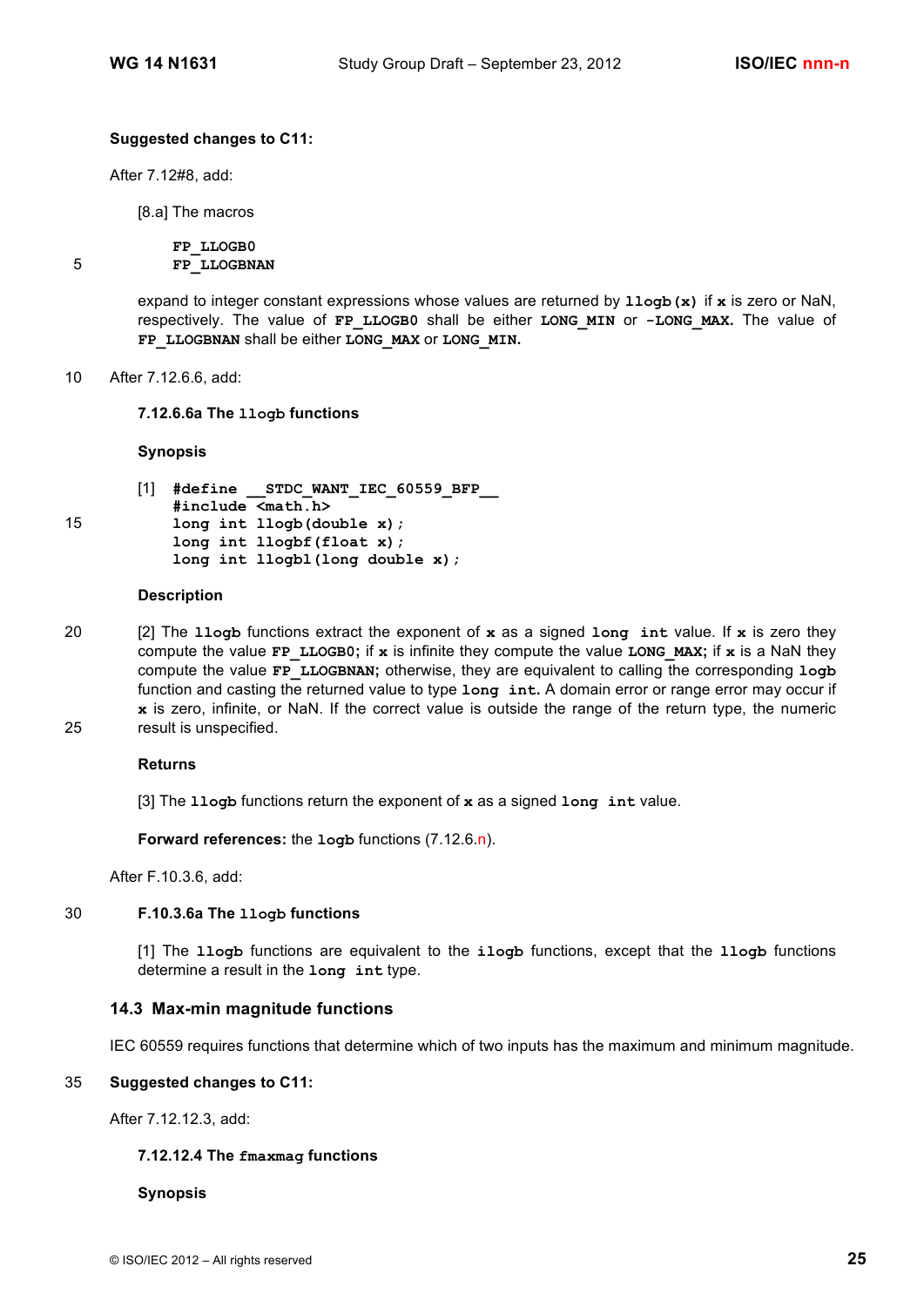**Suggested changes to C11:**

After 7.12#8, add:

[8.a] The macros

```
FP_LLOGB0
FP_LLOGBNAN
```

expand to integer constant expressions whose values are returned by `llogb(x)` if `x` is zero or NaN, respectively. The value of `FP_LLOGB0` shall be either `LONG_MIN` or `-LONG_MAX.` The value of `FP_LLOGBNAN` shall be either `LONG_MAX` or `LONG_MIN.`

After 7.12.6.6, add:

**7.12.6.6a The `llogb` functions**

**Synopsis**

[1]
```
#define __STDC_WANT_IEC_60559_BFP__
#include <math.h>
long int llogb(double x);
long int llogbf(float x);
long int llogbl(long double x);
```

**Description**

[2] The `llogb` functions extract the exponent of `x` as a signed `long int` value. If `x` is zero they compute the value `FP_LLOGB0;` if `x` is infinite they compute the value `LONG_MAX;` if `x` is a NaN they compute the value `FP_LLOGBNAN;` otherwise, they are equivalent to calling the corresponding `logb` function and casting the returned value to type `long int.` A domain error or range error may occur if `x` is zero, infinite, or NaN. If the correct value is outside the range of the return type, the numeric result is unspecified.

**Returns**

[3] The `llogb` functions return the exponent of `x` as a signed `long int` value.

**Forward references:** the `logb` functions (7.12.6.n).

After F.10.3.6, add:

**F.10.3.6a The `llogb` functions**

[1] The `llogb` functions are equivalent to the `ilogb` functions, except that the `llogb` functions determine a result in the `long int` type.

## 14.3 Max-min magnitude functions

IEC 60559 requires functions that determine which of two inputs has the maximum and minimum magnitude.

**Suggested changes to C11:**

After 7.12.12.3, add:

**7.12.12.4 The `fmaxmag` functions**

**Synopsis**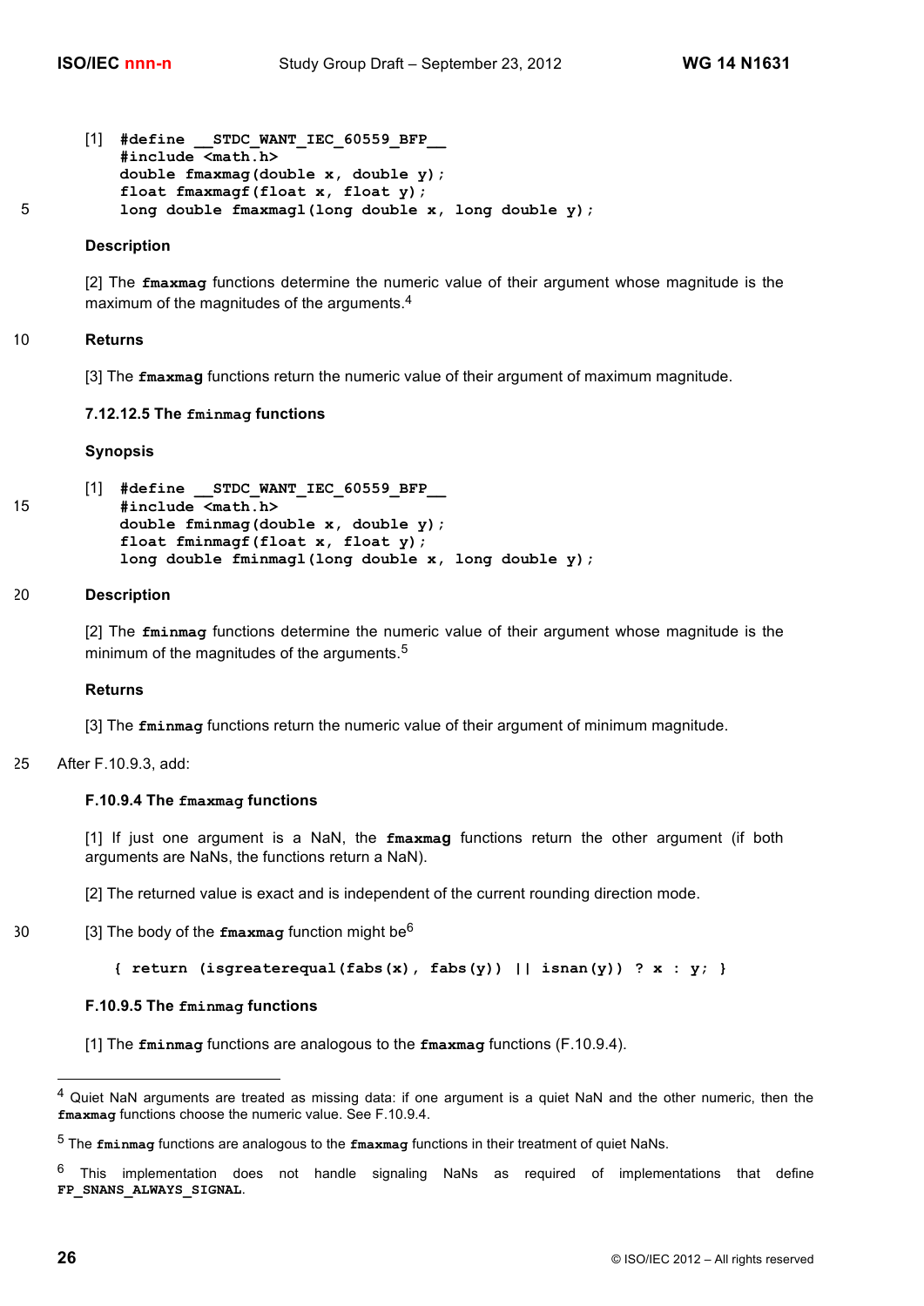[1] 
```
#define __STDC_WANT_IEC_60559_BFP__
#include <math.h>
double fmaxmag(double x, double y);
float fmaxmagf(float x, float y);
long double fmaxmagl(long double x, long double y);
```

**Description**

[2] The **fmaxmag** functions determine the numeric value of their argument whose magnitude is the maximum of the magnitudes of the arguments.[4]

**Returns**

[3] The **fmaxmag** functions return the numeric value of their argument of maximum magnitude.

**7.12.12.5 The fminmag functions**

**Synopsis**

[1] 
```
#define __STDC_WANT_IEC_60559_BFP__
#include <math.h>
double fminmag(double x, double y);
float fminmagf(float x, float y);
long double fminmagl(long double x, long double y);
```

**Description**

[2] The **fminmag** functions determine the numeric value of their argument whose magnitude is the minimum of the magnitudes of the arguments.[5]

**Returns**

[3] The **fminmag** functions return the numeric value of their argument of minimum magnitude.

After F.10.9.3, add:

**F.10.9.4 The fmaxmag functions**

[1] If just one argument is a NaN, the **fmaxmag** functions return the other argument (if both arguments are NaNs, the functions return a NaN).

[2] The returned value is exact and is independent of the current rounding direction mode.

[3] The body of the **fmaxmag** function might be[6]

```
{ return (isgreaterequal(fabs(x), fabs(y)) || isnan(y)) ? x : y; }
```

**F.10.9.5 The fminmag functions**

[1] The **fminmag** functions are analogous to the **fmaxmag** functions (F.10.9.4).

---

[4] Quiet NaN arguments are treated as missing data: if one argument is a quiet NaN and the other numeric, then the **fmaxmag** functions choose the numeric value. See F.10.9.4.

[5] The **fminmag** functions are analogous to the **fmaxmag** functions in their treatment of quiet NaNs.

[6] This implementation does not handle signaling NaNs as required of implementations that define **FP_SNANS_ALWAYS_SIGNAL**.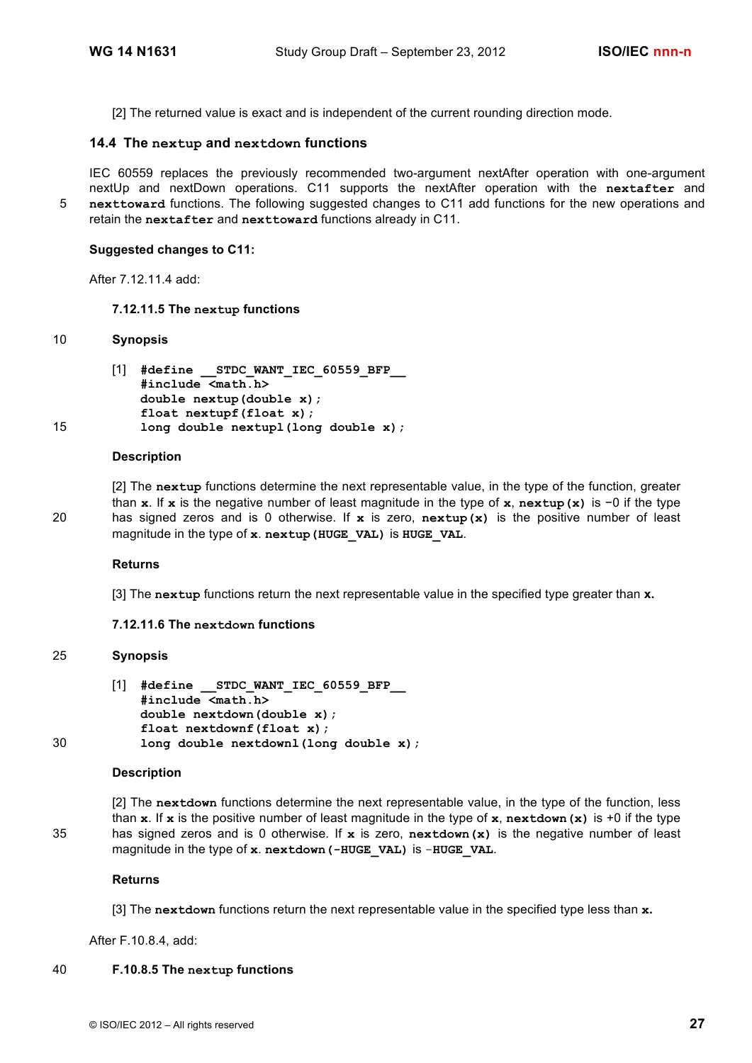[2] The returned value is exact and is independent of the current rounding direction mode.

## 14.4 The `nextup` and `nextdown` functions

IEC 60559 replaces the previously recommended two-argument nextAfter operation with one-argument nextUp and nextDown operations. C11 supports the nextAfter operation with the **`nextafter`** and **`nexttoward`** functions. The following suggested changes to C11 add functions for the new operations and retain the **`nextafter`** and **`nexttoward`** functions already in C11.

**Suggested changes to C11:**

After 7.12.11.4 add:

### 7.12.11.5 The `nextup` functions

**Synopsis**

[1]
```
#define __STDC_WANT_IEC_60559_BFP__
#include <math.h>
double nextup(double x);
float nextupf(float x);
long double nextupl(long double x);
```

**Description**

[2] The **`nextup`** functions determine the next representable value, in the type of the function, greater than **`x`**. If **`x`** is the negative number of least magnitude in the type of **`x`**, **`nextup(x)`** is −0 if the type has signed zeros and is 0 otherwise. If **`x`** is zero, **`nextup(x)`** is the positive number of least magnitude in the type of **`x`**. **`nextup(HUGE_VAL)`** is **`HUGE_VAL`**.

**Returns**

[3] The **`nextup`** functions return the next representable value in the specified type greater than **`x`.**

### 7.12.11.6 The `nextdown` functions

**Synopsis**

[1]
```
#define __STDC_WANT_IEC_60559_BFP__
#include <math.h>
double nextdown(double x);
float nextdownf(float x);
long double nextdownl(long double x);
```

**Description**

[2] The **`nextdown`** functions determine the next representable value, in the type of the function, less than **`x`**. If **`x`** is the positive number of least magnitude in the type of **`x`**, **`nextdown(x)`** is +0 if the type has signed zeros and is 0 otherwise. If **`x`** is zero, **`nextdown(x)`** is the negative number of least magnitude in the type of **`x`**. **`nextdown(-HUGE_VAL)`** is −**`HUGE_VAL`**.

**Returns**

[3] The **`nextdown`** functions return the next representable value in the specified type less than **`x`.**

After F.10.8.4, add:

### F.10.8.5 The `nextup` functions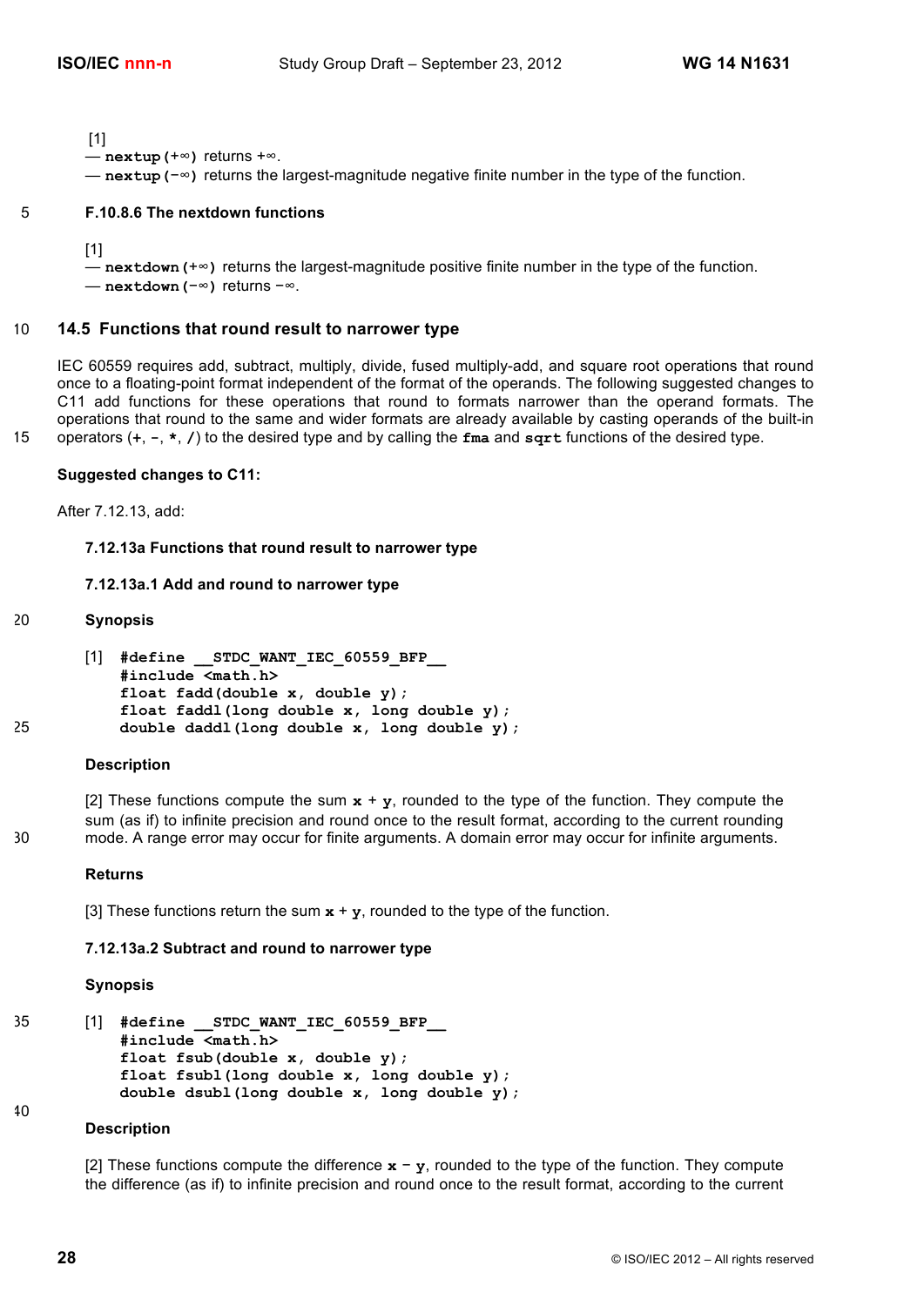[1]
— **nextup(+∞)** returns +∞.
— **nextup(−∞)** returns the largest-magnitude negative finite number in the type of the function.

#### F.10.8.6 The nextdown functions

[1]
— **nextdown(+∞)** returns the largest-magnitude positive finite number in the type of the function.
— **nextdown(−∞)** returns −∞.

## 14.5 Functions that round result to narrower type

IEC 60559 requires add, subtract, multiply, divide, fused multiply-add, and square root operations that round once to a floating-point format independent of the format of the operands. The following suggested changes to C11 add functions for these operations that round to formats narrower than the operand formats. The operations that round to the same and wider formats are already available by casting operands of the built-in operators (**+**, **-**, **\***, **/**) to the desired type and by calling the **fma** and **sqrt** functions of the desired type.

**Suggested changes to C11:**

After 7.12.13, add:

#### 7.12.13a Functions that round result to narrower type

#### 7.12.13a.1 Add and round to narrower type

**Synopsis**

[1]
```
#define __STDC_WANT_IEC_60559_BFP__
#include <math.h>
float fadd(double x, double y);
float faddl(long double x, long double y);
double daddl(long double x, long double y);
```

**Description**

[2] These functions compute the sum **x** + **y**, rounded to the type of the function. They compute the sum (as if) to infinite precision and round once to the result format, according to the current rounding mode. A range error may occur for finite arguments. A domain error may occur for infinite arguments.

**Returns**

[3] These functions return the sum **x** + **y**, rounded to the type of the function.

#### 7.12.13a.2 Subtract and round to narrower type

**Synopsis**

[1]
```
#define __STDC_WANT_IEC_60559_BFP__
#include <math.h>
float fsub(double x, double y);
float fsubl(long double x, long double y);
double dsubl(long double x, long double y);
```

**Description**

[2] These functions compute the difference **x** − **y**, rounded to the type of the function. They compute the difference (as if) to infinite precision and round once to the result format, according to the current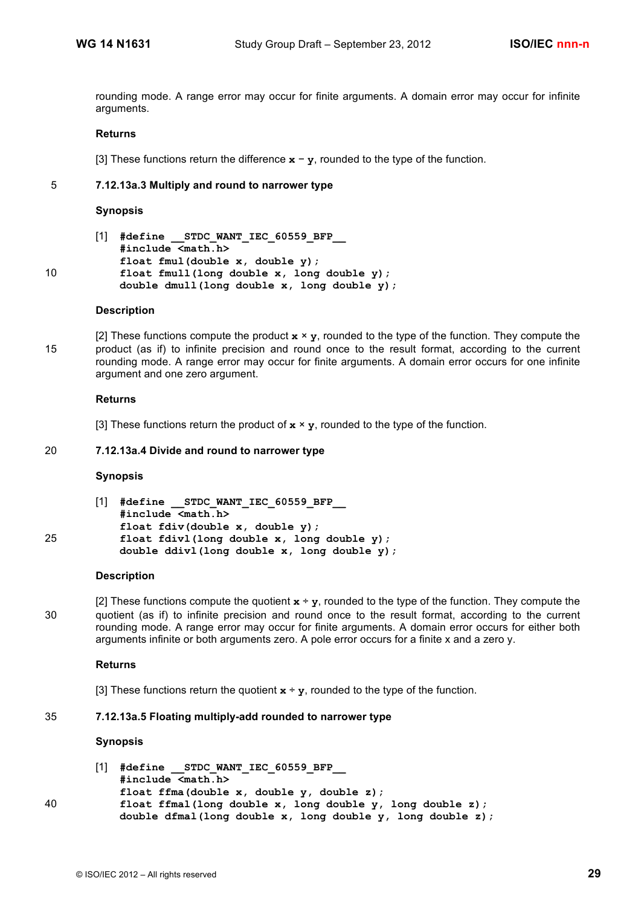rounding mode. A range error may occur for finite arguments. A domain error may occur for infinite arguments.

**Returns**

[3] These functions return the difference **x** − **y**, rounded to the type of the function.

### 7.12.13a.3 Multiply and round to narrower type

**Synopsis**

[1]
```
#define __STDC_WANT_IEC_60559_BFP__
#include <math.h>
float fmul(double x, double y);
float fmull(long double x, long double y);
double dmull(long double x, long double y);
```

**Description**

[2] These functions compute the product **x** × **y**, rounded to the type of the function. They compute the product (as if) to infinite precision and round once to the result format, according to the current rounding mode. A range error may occur for finite arguments. A domain error occurs for one infinite argument and one zero argument.

**Returns**

[3] These functions return the product of **x** × **y**, rounded to the type of the function.

### 7.12.13a.4 Divide and round to narrower type

**Synopsis**

[1]
```
#define __STDC_WANT_IEC_60559_BFP__
#include <math.h>
float fdiv(double x, double y);
float fdivl(long double x, long double y);
double ddivl(long double x, long double y);
```

**Description**

[2] These functions compute the quotient **x** ÷ **y**, rounded to the type of the function. They compute the quotient (as if) to infinite precision and round once to the result format, according to the current rounding mode. A range error may occur for finite arguments. A domain error occurs for either both arguments infinite or both arguments zero. A pole error occurs for a finite x and a zero y.

**Returns**

[3] These functions return the quotient **x** ÷ **y**, rounded to the type of the function.

### 7.12.13a.5 Floating multiply-add rounded to narrower type

**Synopsis**

[1]
```
#define __STDC_WANT_IEC_60559_BFP__
#include <math.h>
float ffma(double x, double y, double z);
float ffmal(long double x, long double y, long double z);
double dfmal(long double x, long double y, long double z);
```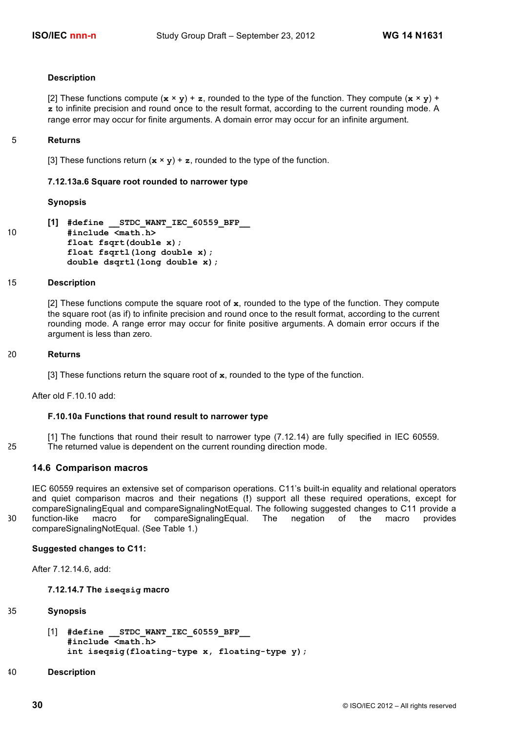**Description**

[2] These functions compute (**x** × **y**) + **z**, rounded to the type of the function. They compute (**x** × **y**) + **z** to infinite precision and round once to the result format, according to the current rounding mode. A range error may occur for finite arguments. A domain error may occur for an infinite argument.

**Returns**

[3] These functions return (**x** × **y**) + **z**, rounded to the type of the function.

**7.12.13a.6 Square root rounded to narrower type**

**Synopsis**

**[1]**
```
#define __STDC_WANT_IEC_60559_BFP__
#include <math.h>
float fsqrt(double x);
float fsqrtl(long double x);
double dsqrtl(long double x);
```

**Description**

[2] These functions compute the square root of **x**, rounded to the type of the function. They compute the square root (as if) to infinite precision and round once to the result format, according to the current rounding mode. A range error may occur for finite positive arguments. A domain error occurs if the argument is less than zero.

**Returns**

[3] These functions return the square root of **x**, rounded to the type of the function.

After old F.10.10 add:

**F.10.10a Functions that round result to narrower type**

[1] The functions that round their result to narrower type (7.12.14) are fully specified in IEC 60559. The returned value is dependent on the current rounding direction mode.

## 14.6 Comparison macros

IEC 60559 requires an extensive set of comparison operations. C11's built-in equality and relational operators and quiet comparison macros and their negations (**!**) support all these required operations, except for compareSignalingEqual and compareSignalingNotEqual. The following suggested changes to C11 provide a function-like macro for compareSignalingEqual. The negation of the macro provides compareSignalingNotEqual. (See Table 1.)

**Suggested changes to C11:**

After 7.12.14.6, add:

**7.12.14.7 The `iseqsig` macro**

**Synopsis**

[1]
```
#define __STDC_WANT_IEC_60559_BFP__
#include <math.h>
int iseqsig(floating-type x, floating-type y);
```

**Description**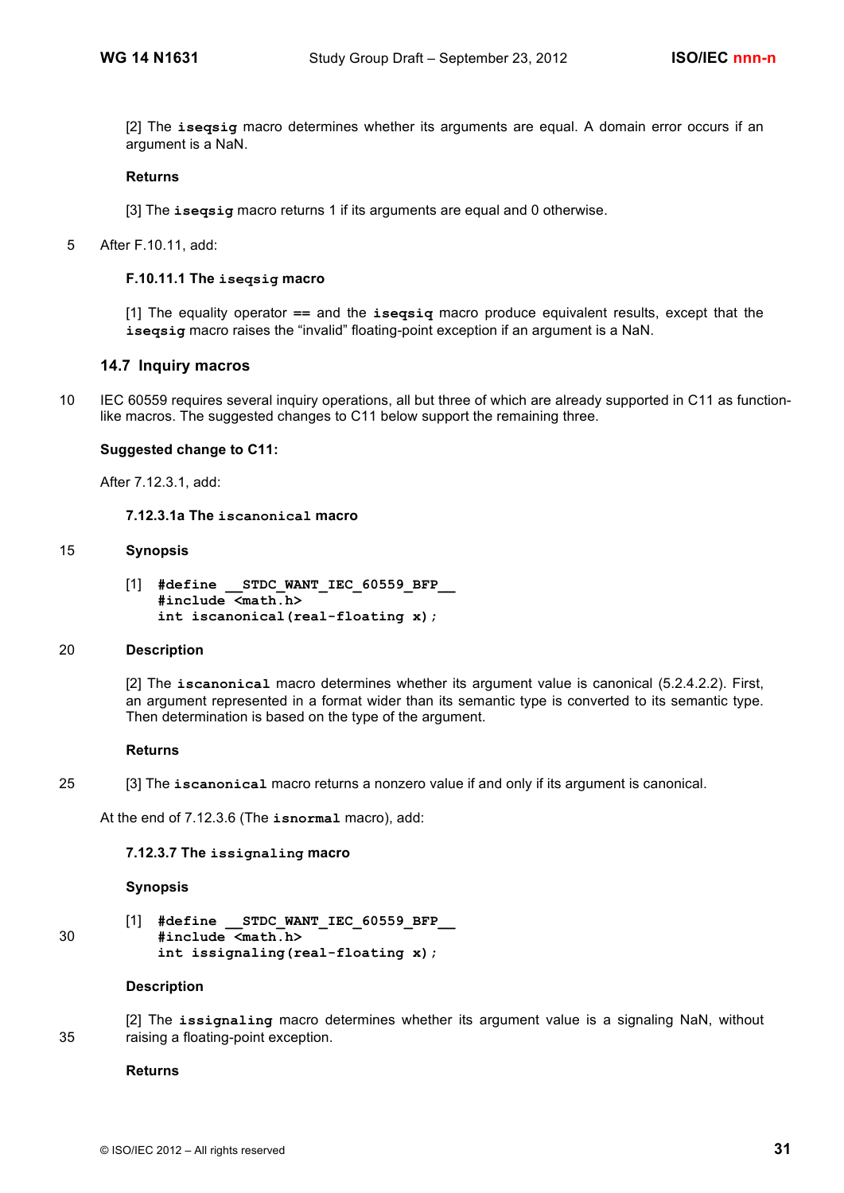[2] The **iseqsig** macro determines whether its arguments are equal. A domain error occurs if an argument is a NaN.

**Returns**

[3] The **iseqsig** macro returns 1 if its arguments are equal and 0 otherwise.

After F.10.11, add:

**F.10.11.1 The `iseqsig` macro**

[1] The equality operator **==** and the **iseqsig** macro produce equivalent results, except that the **iseqsig** macro raises the "invalid" floating-point exception if an argument is a NaN.

### 14.7 Inquiry macros

IEC 60559 requires several inquiry operations, all but three of which are already supported in C11 as function-like macros. The suggested changes to C11 below support the remaining three.

**Suggested change to C11:**

After 7.12.3.1, add:

**7.12.3.1a The `iscanonical` macro**

**Synopsis**

[1]
```
#define __STDC_WANT_IEC_60559_BFP__
#include <math.h>
int iscanonical(real-floating x);
```

**Description**

[2] The **iscanonical** macro determines whether its argument value is canonical (5.2.4.2.2). First, an argument represented in a format wider than its semantic type is converted to its semantic type. Then determination is based on the type of the argument.

**Returns**

[3] The **iscanonical** macro returns a nonzero value if and only if its argument is canonical.

At the end of 7.12.3.6 (The **isnormal** macro), add:

**7.12.3.7 The `issignaling` macro**

**Synopsis**

[1]
```
#define __STDC_WANT_IEC_60559_BFP__
#include <math.h>
int issignaling(real-floating x);
```

**Description**

[2] The **issignaling** macro determines whether its argument value is a signaling NaN, without raising a floating-point exception.

**Returns**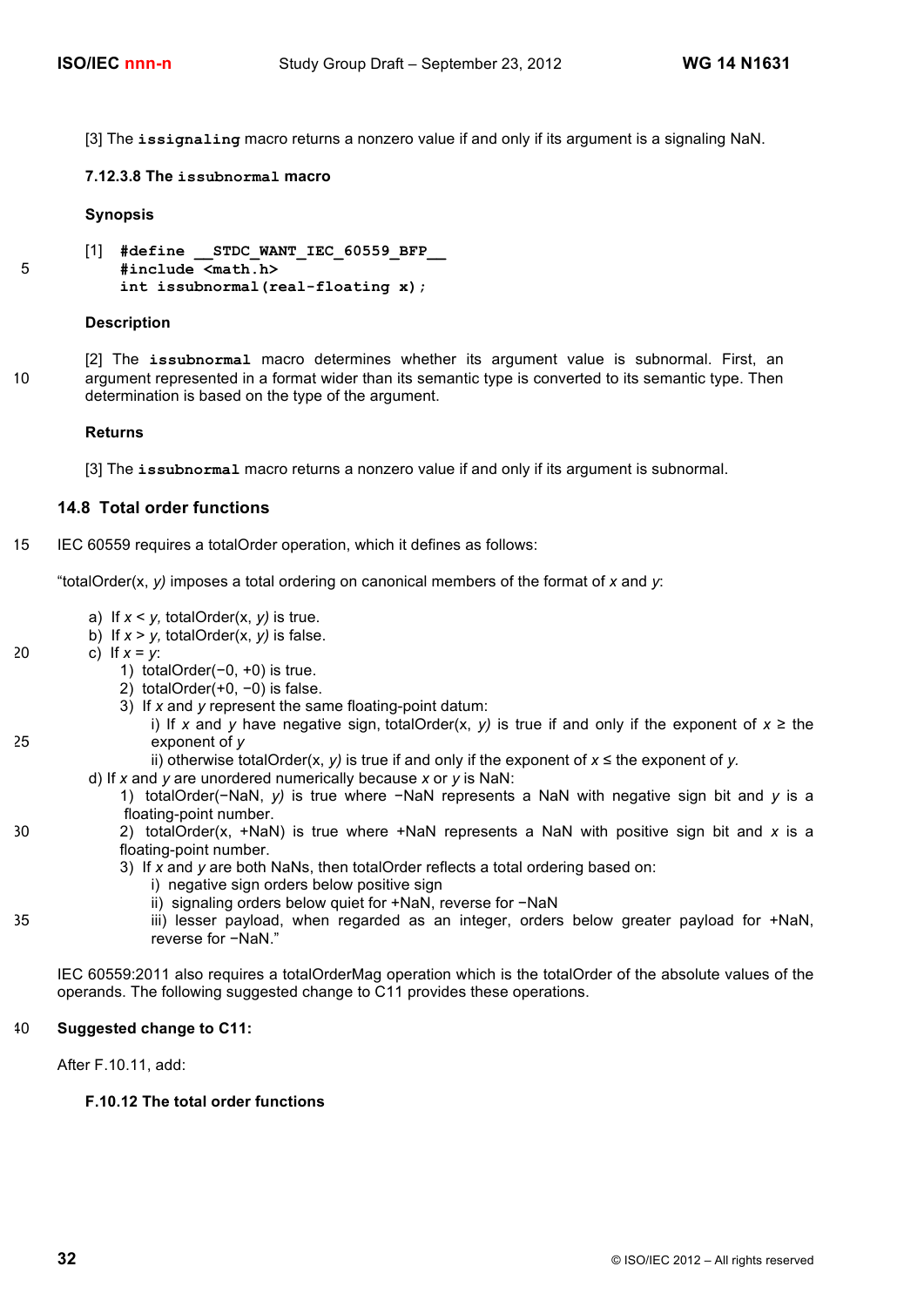[3] The **`issignaling`** macro returns a nonzero value if and only if its argument is a signaling NaN.

#### 7.12.3.8 The `issubnormal` macro

**Synopsis**

[1]
```
#define __STDC_WANT_IEC_60559_BFP__
#include <math.h>
int issubnormal(real-floating x);
```

**Description**

[2] The **`issubnormal`** macro determines whether its argument value is subnormal. First, an argument represented in a format wider than its semantic type is converted to its semantic type. Then determination is based on the type of the argument.

**Returns**

[3] The **`issubnormal`** macro returns a nonzero value if and only if its argument is subnormal.

## 14.8 Total order functions

IEC 60559 requires a totalOrder operation, which it defines as follows:

"totalOrder(x, *y)* imposes a total ordering on canonical members of the format of *x* and *y*:

a) If $x < y$, totalOrder(x, *y)* is true.
b) If $x > y$, totalOrder(x, *y)* is false.
c) If $x = y$:
   1) totalOrder(−0, +0) is true.
   2) totalOrder(+0, −0) is false.
   3) If *x* and *y* represent the same floating-point datum:
      i) If *x* and *y* have negative sign, totalOrder(x, *y)* is true if and only if the exponent of $x \geq$ the exponent of *y*
      ii) otherwise totalOrder(x, *y)* is true if and only if the exponent of $x \leq$ the exponent of *y.*
d) If *x* and *y* are unordered numerically because *x* or *y* is NaN:
   1) totalOrder(−NaN, *y)* is true where −NaN represents a NaN with negative sign bit and *y* is a floating-point number.
   2) totalOrder(x, +NaN) is true where +NaN represents a NaN with positive sign bit and *x* is a floating-point number.
   3) If *x* and *y* are both NaNs, then totalOrder reflects a total ordering based on:
      i) negative sign orders below positive sign
      ii) signaling orders below quiet for +NaN, reverse for −NaN
      iii) lesser payload, when regarded as an integer, orders below greater payload for +NaN, reverse for −NaN."

IEC 60559:2011 also requires a totalOrderMag operation which is the totalOrder of the absolute values of the operands. The following suggested change to C11 provides these operations.

**Suggested change to C11:**

After F.10.11, add:

#### F.10.12 The total order functions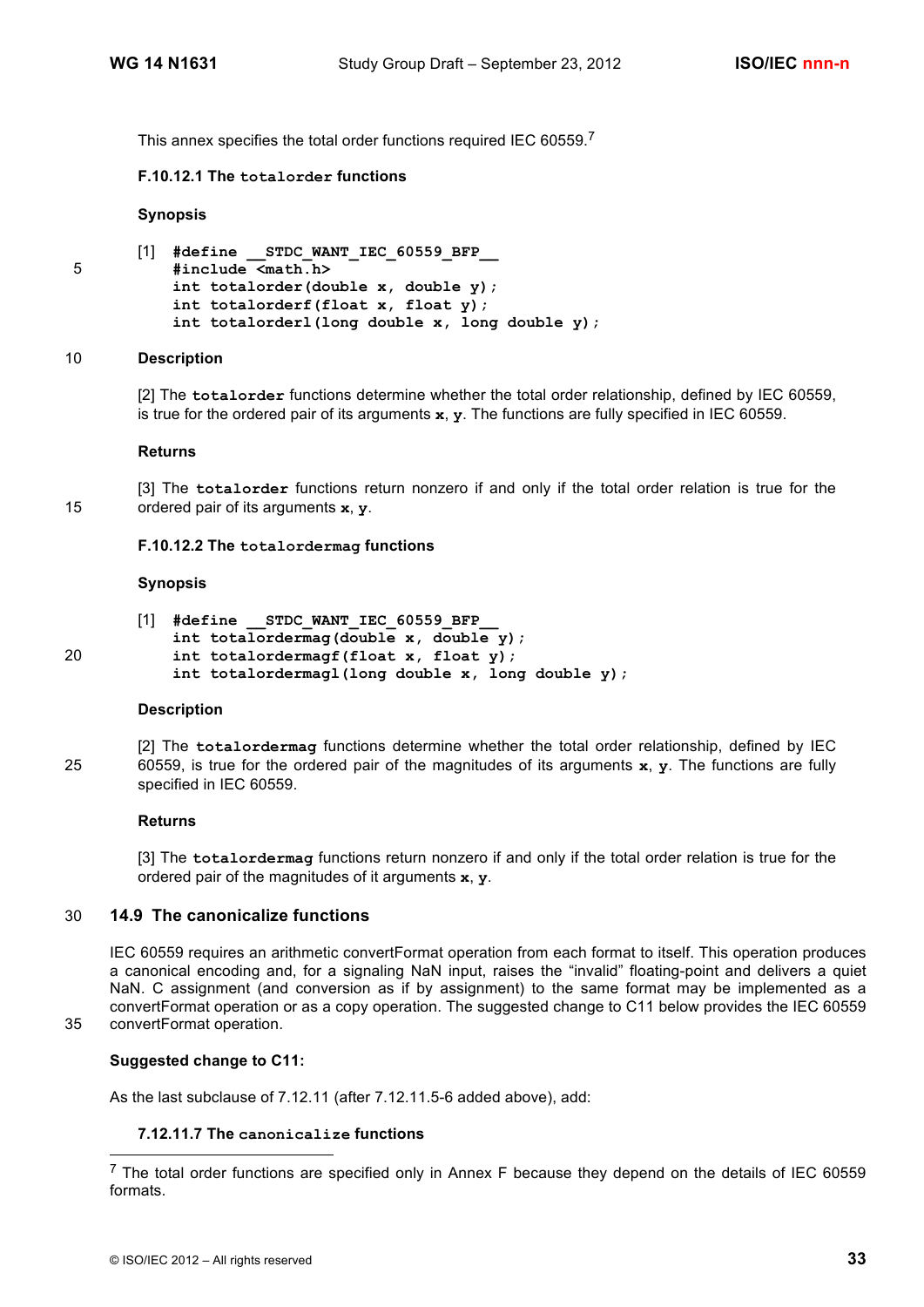This annex specifies the total order functions required IEC 60559.[7]

#### F.10.12.1 The `totalorder` functions

**Synopsis**

[1]
```
#define __STDC_WANT_IEC_60559_BFP__
#include <math.h>
int totalorder(double x, double y);
int totalorderf(float x, float y);
int totalorderl(long double x, long double y);
```

**Description**

[2] The **`totalorder`** functions determine whether the total order relationship, defined by IEC 60559, is true for the ordered pair of its arguments **`x`**, **`y`**. The functions are fully specified in IEC 60559.

**Returns**

[3] The **`totalorder`** functions return nonzero if and only if the total order relation is true for the ordered pair of its arguments **`x`**, **`y`**.

#### F.10.12.2 The `totalordermag` functions

**Synopsis**

[1]
```
#define __STDC_WANT_IEC_60559_BFP__
int totalordermag(double x, double y);
int totalordermagf(float x, float y);
int totalordermagl(long double x, long double y);
```

**Description**

[2] The **`totalordermag`** functions determine whether the total order relationship, defined by IEC 60559, is true for the ordered pair of the magnitudes of its arguments **`x`**, **`y`**. The functions are fully specified in IEC 60559.

**Returns**

[3] The **`totalordermag`** functions return nonzero if and only if the total order relation is true for the ordered pair of the magnitudes of it arguments **`x`**, **`y`**.

## 14.9 The canonicalize functions

IEC 60559 requires an arithmetic convertFormat operation from each format to itself. This operation produces a canonical encoding and, for a signaling NaN input, raises the "invalid" floating-point and delivers a quiet NaN. C assignment (and conversion as if by assignment) to the same format may be implemented as a convertFormat operation or as a copy operation. The suggested change to C11 below provides the IEC 60559 convertFormat operation.

**Suggested change to C11:**

As the last subclause of 7.12.11 (after 7.12.11.5-6 added above), add:

#### 7.12.11.7 The `canonicalize` functions

---

[7] The total order functions are specified only in Annex F because they depend on the details of IEC 60559 formats.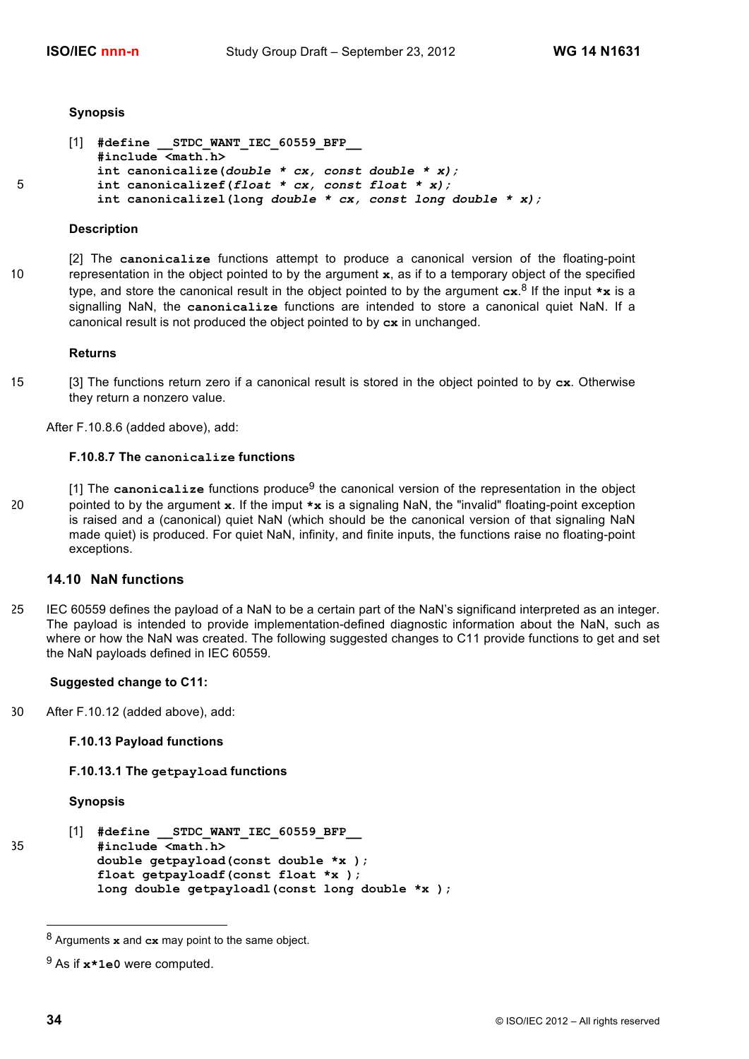**Synopsis**

```
[1] #define __STDC_WANT_IEC_60559_BFP__
    #include <math.h>
    int canonicalize(double * cx, const double * x);
    int canonicalizef(float * cx, const float * x);
    int canonicalizel(long double * cx, const long double * x);
```

**Description**

[2] The **canonicalize** functions attempt to produce a canonical version of the floating-point representation in the object pointed to by the argument **x**, as if to a temporary object of the specified type, and store the canonical result in the object pointed to by the argument **cx**.[8] If the input ***x** is a signalling NaN, the **canonicalize** functions are intended to store a canonical quiet NaN. If a canonical result is not produced the object pointed to by **cx** in unchanged.

**Returns**

[3] The functions return zero if a canonical result is stored in the object pointed to by **cx**. Otherwise they return a nonzero value.

After F.10.8.6 (added above), add:

**F.10.8.7 The canonicalize functions**

[1] The **canonicalize** functions produce[9] the canonical version of the representation in the object pointed to by the argument **x**. If the imput ***x** is a signaling NaN, the "invalid" floating-point exception is raised and a (canonical) quiet NaN (which should be the canonical version of that signaling NaN made quiet) is produced. For quiet NaN, infinity, and finite inputs, the functions raise no floating-point exceptions.

## 14.10 NaN functions

IEC 60559 defines the payload of a NaN to be a certain part of the NaN's significand interpreted as an integer. The payload is intended to provide implementation-defined diagnostic information about the NaN, such as where or how the NaN was created. The following suggested changes to C11 provide functions to get and set the NaN payloads defined in IEC 60559.

**Suggested change to C11:**

After F.10.12 (added above), add:

**F.10.13 Payload functions**

**F.10.13.1 The getpayload functions**

**Synopsis**

```
[1] #define __STDC_WANT_IEC_60559_BFP__
    #include <math.h>
    double getpayload(const double *x );
    float getpayloadf(const float *x );
    long double getpayloadl(const long double *x );
```

---

[8] Arguments **x** and **cx** may point to the same object.

[9] As if **x*1e0** were computed.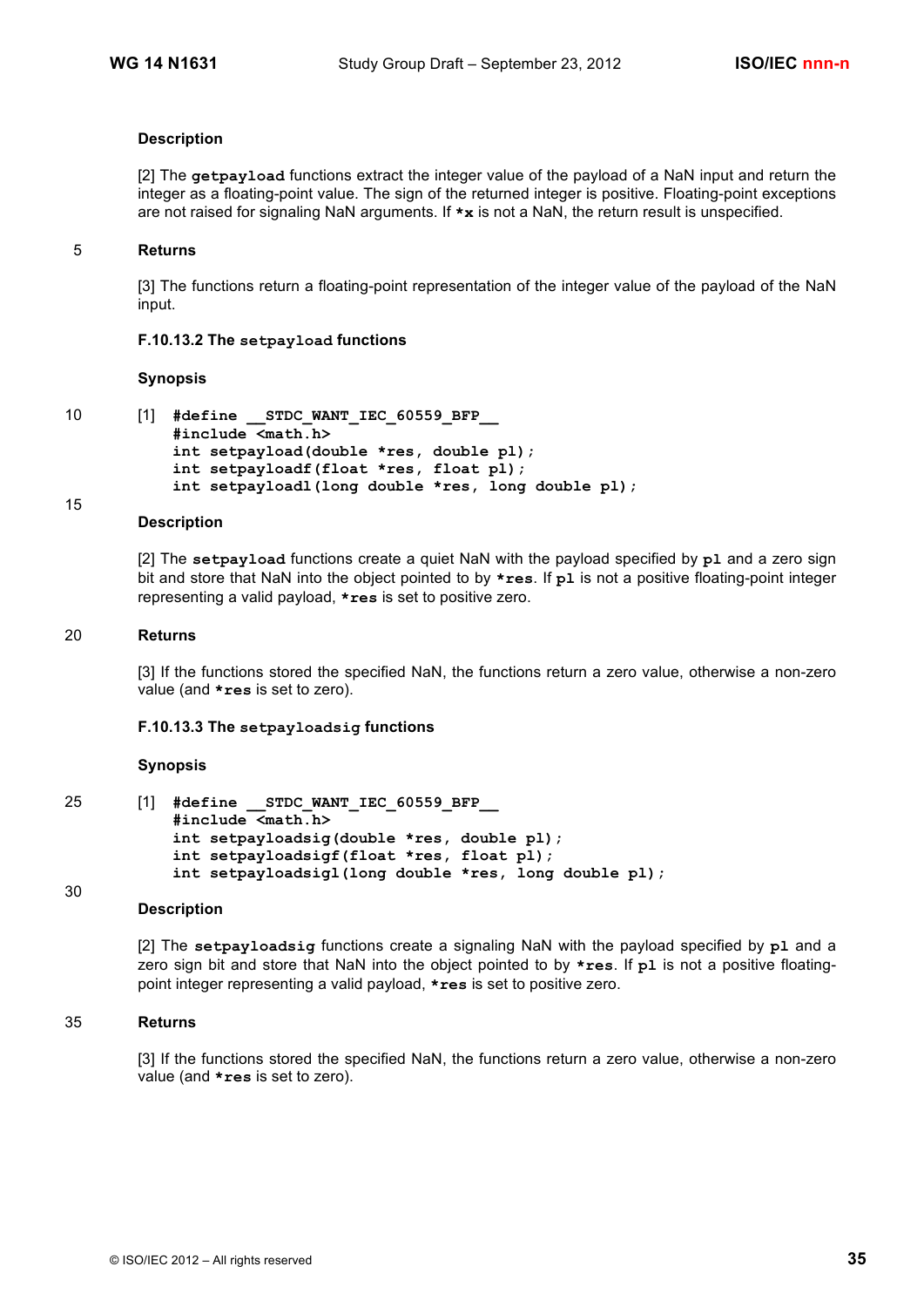#### Description

[2] The **getpayload** functions extract the integer value of the payload of a NaN input and return the integer as a floating-point value. The sign of the returned integer is positive. Floating-point exceptions are not raised for signaling NaN arguments. If ***x** is not a NaN, the return result is unspecified.

#### Returns

[3] The functions return a floating-point representation of the integer value of the payload of the NaN input.

### F.10.13.2 The `setpayload` functions

#### Synopsis

[1]
```
#define __STDC_WANT_IEC_60559_BFP__
#include <math.h>
int setpayload(double *res, double pl);
int setpayloadf(float *res, float pl);
int setpayloadl(long double *res, long double pl);
```

#### Description

[2] The **setpayload** functions create a quiet NaN with the payload specified by **pl** and a zero sign bit and store that NaN into the object pointed to by ***res**. If **pl** is not a positive floating-point integer representing a valid payload, ***res** is set to positive zero.

#### Returns

[3] If the functions stored the specified NaN, the functions return a zero value, otherwise a non-zero value (and ***res** is set to zero).

### F.10.13.3 The `setpayloadsig` functions

#### Synopsis

[1]
```
#define __STDC_WANT_IEC_60559_BFP__
#include <math.h>
int setpayloadsig(double *res, double pl);
int setpayloadsigf(float *res, float pl);
int setpayloadsigl(long double *res, long double pl);
```

#### Description

[2] The **setpayloadsig** functions create a signaling NaN with the payload specified by **pl** and a zero sign bit and store that NaN into the object pointed to by ***res**. If **pl** is not a positive floating-point integer representing a valid payload, ***res** is set to positive zero.

#### Returns

[3] If the functions stored the specified NaN, the functions return a zero value, otherwise a non-zero value (and ***res** is set to zero).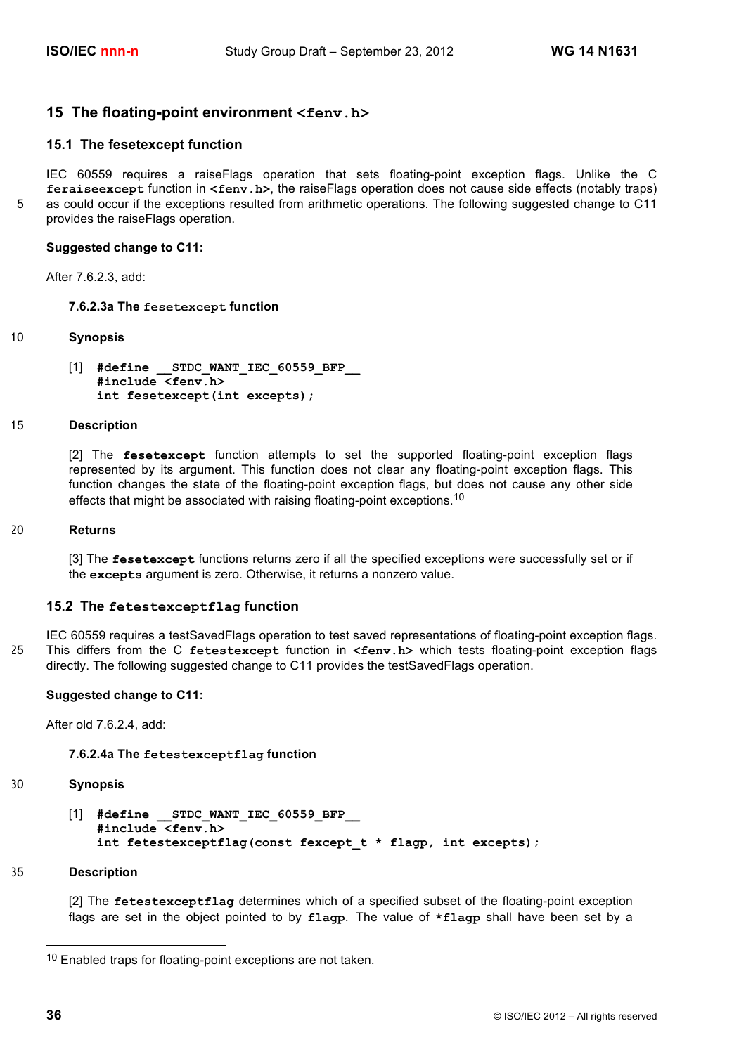## 15 The floating-point environment `<fenv.h>`

### 15.1 The fesetexcept function

IEC 60559 requires a raiseFlags operation that sets floating-point exception flags. Unlike the C **`feraiseexcept`** function in **`<fenv.h>`**, the raiseFlags operation does not cause side effects (notably traps) as could occur if the exceptions resulted from arithmetic operations. The following suggested change to C11 provides the raiseFlags operation.

**Suggested change to C11:**

After 7.6.2.3, add:

**7.6.2.3a The `fesetexcept` function**

**Synopsis**

[1]
```
#define __STDC_WANT_IEC_60559_BFP__
#include <fenv.h>
int fesetexcept(int excepts);
```

**Description**

[2] The **`fesetexcept`** function attempts to set the supported floating-point exception flags represented by its argument. This function does not clear any floating-point exception flags. This function changes the state of the floating-point exception flags, but does not cause any other side effects that might be associated with raising floating-point exceptions.[10]

**Returns**

[3] The **`fesetexcept`** functions returns zero if all the specified exceptions were successfully set or if the **`excepts`** argument is zero. Otherwise, it returns a nonzero value.

### 15.2 The `fetestexceptflag` function

IEC 60559 requires a testSavedFlags operation to test saved representations of floating-point exception flags. This differs from the C **`fetestexcept`** function in **`<fenv.h>`** which tests floating-point exception flags directly. The following suggested change to C11 provides the testSavedFlags operation.

**Suggested change to C11:**

After old 7.6.2.4, add:

**7.6.2.4a The `fetestexceptflag` function**

**Synopsis**

[1]
```
#define __STDC_WANT_IEC_60559_BFP__
#include <fenv.h>
int fetestexceptflag(const fexcept_t * flagp, int excepts);
```

**Description**

[2] The **`fetestexceptflag`** determines which of a specified subset of the floating-point exception flags are set in the object pointed to by **`flagp`**. The value of **`*flagp`** shall have been set by a

---

[10] Enabled traps for floating-point exceptions are not taken.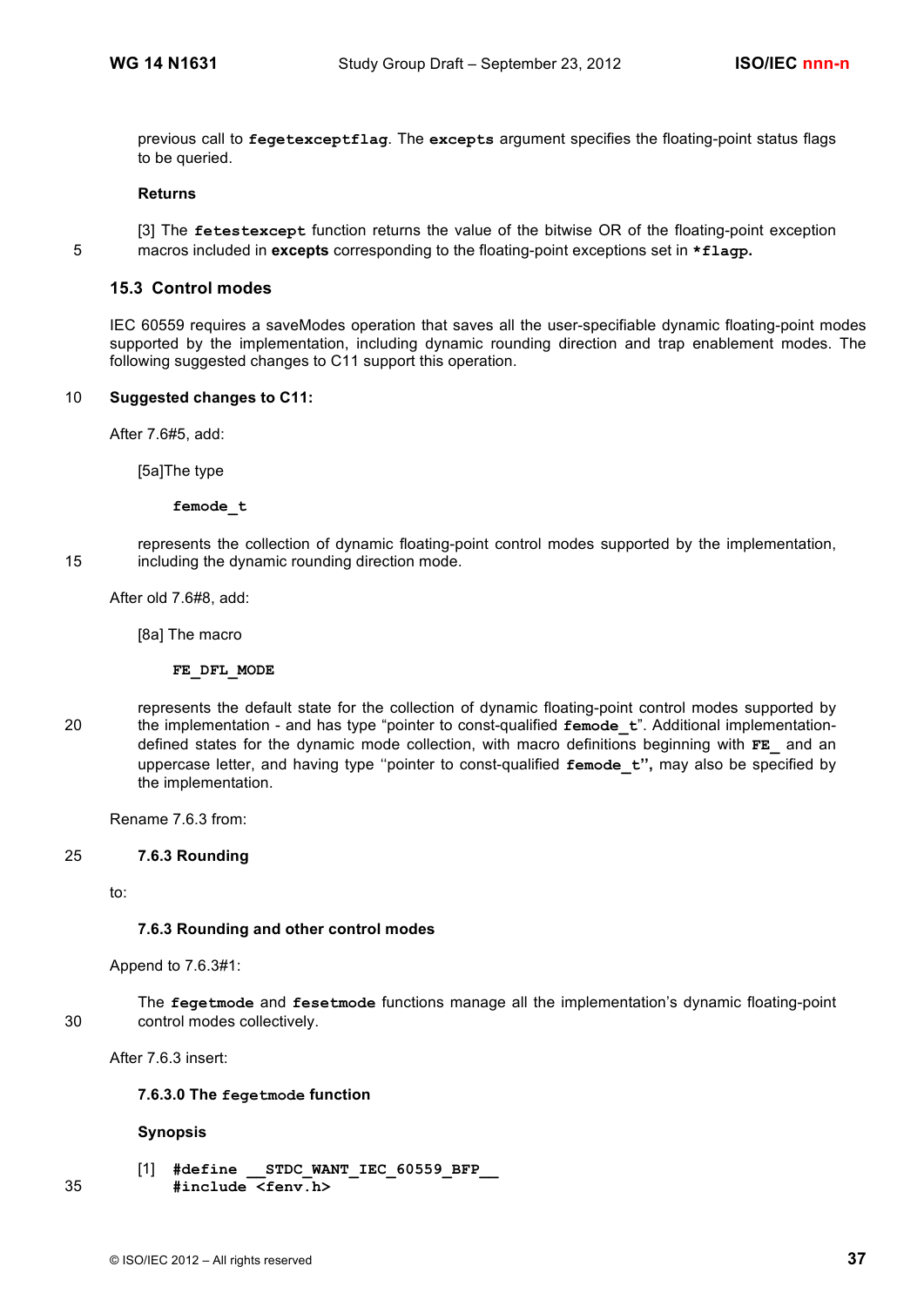previous call to **fegetexceptflag**. The **excepts** argument specifies the floating-point status flags to be queried.

**Returns**

[3] The **fetestexcept** function returns the value of the bitwise OR of the floating-point exception macros included in **excepts** corresponding to the floating-point exceptions set in ***flagp.**

### 15.3 Control modes

IEC 60559 requires a saveModes operation that saves all the user-specifiable dynamic floating-point modes supported by the implementation, including dynamic rounding direction and trap enablement modes. The following suggested changes to C11 support this operation.

**Suggested changes to C11:**

After 7.6#5, add:

[5a]The type

**femode_t**

represents the collection of dynamic floating-point control modes supported by the implementation, including the dynamic rounding direction mode.

After old 7.6#8, add:

[8a] The macro

**FE_DFL_MODE**

represents the default state for the collection of dynamic floating-point control modes supported by the implementation - and has type "pointer to const-qualified **femode_t**". Additional implementation-defined states for the dynamic mode collection, with macro definitions beginning with **FE_** and an uppercase letter, and having type ''pointer to const-qualified **femode_t**'', may also be specified by the implementation.

Rename 7.6.3 from:

**7.6.3 Rounding**

to:

**7.6.3 Rounding and other control modes**

Append to 7.6.3#1:

The **fegetmode** and **fesetmode** functions manage all the implementation's dynamic floating-point control modes collectively.

After 7.6.3 insert:

**7.6.3.0 The fegetmode function**

**Synopsis**

[1]
```
#define __STDC_WANT_IEC_60559_BFP__
#include <fenv.h>
```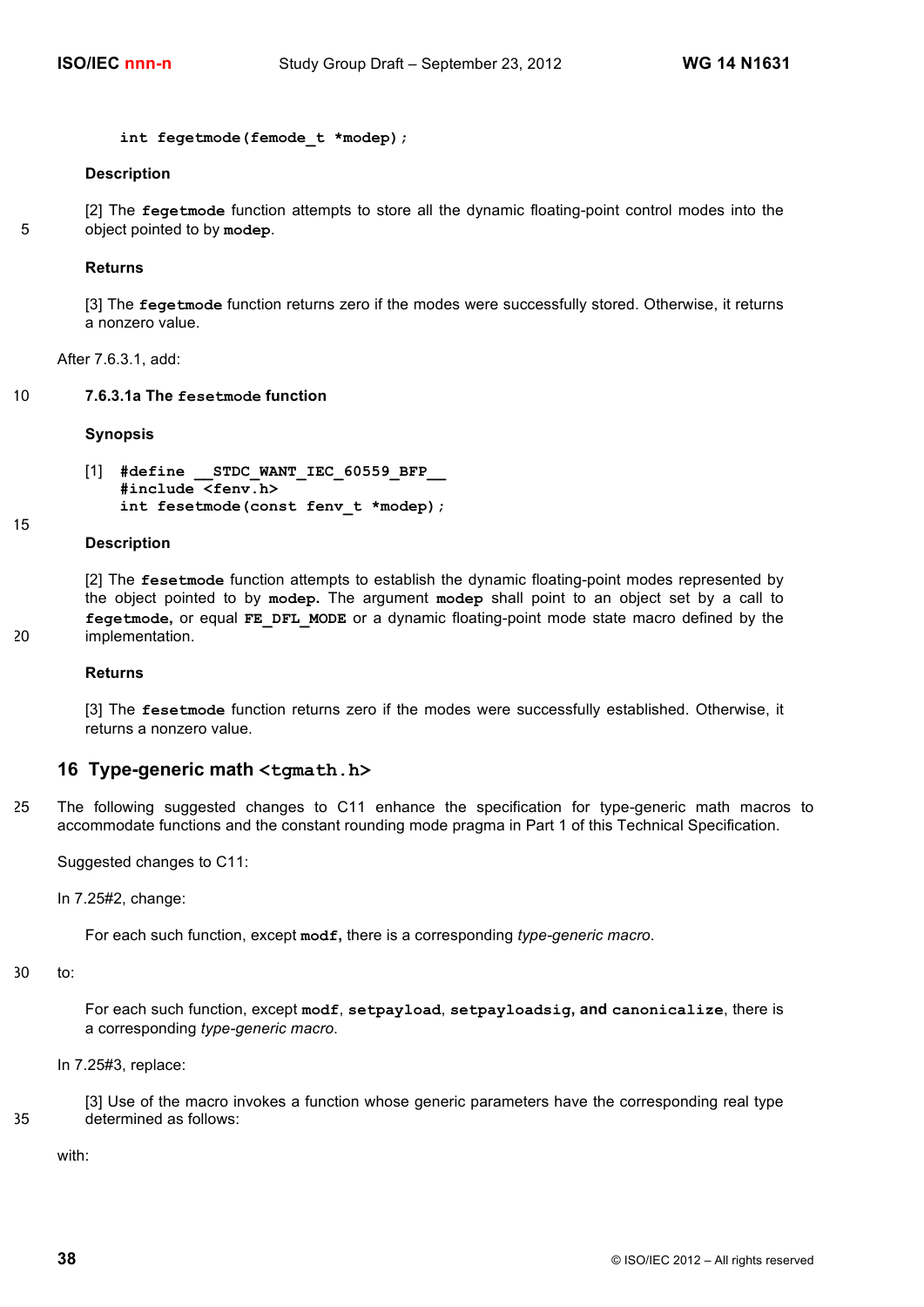```
int fegetmode(femode_t *modep);
```

**Description**

[2] The **fegetmode** function attempts to store all the dynamic floating-point control modes into the object pointed to by **modep**.

**Returns**

[3] The **fegetmode** function returns zero if the modes were successfully stored. Otherwise, it returns a nonzero value.

After 7.6.3.1, add:

### 7.6.3.1a The fesetmode function

**Synopsis**

[1]
```
#define __STDC_WANT_IEC_60559_BFP__
#include <fenv.h>
int fesetmode(const fenv_t *modep);
```

**Description**

[2] The **fesetmode** function attempts to establish the dynamic floating-point modes represented by the object pointed to by **modep.** The argument **modep** shall point to an object set by a call to **fegetmode,** or equal **FE_DFL_MODE** or a dynamic floating-point mode state macro defined by the implementation.

**Returns**

[3] The **fesetmode** function returns zero if the modes were successfully established. Otherwise, it returns a nonzero value.

## 16 Type-generic math <tgmath.h>

The following suggested changes to C11 enhance the specification for type-generic math macros to accommodate functions and the constant rounding mode pragma in Part 1 of this Technical Specification.

Suggested changes to C11:

In 7.25#2, change:

> For each such function, except **modf,** there is a corresponding *type-generic macro*.

to:

> For each such function, except **modf**, **setpayload**, **setpayloadsig, and canonicalize**, there is a corresponding *type-generic macro*.

In 7.25#3, replace:

> [3] Use of the macro invokes a function whose generic parameters have the corresponding real type determined as follows:

with: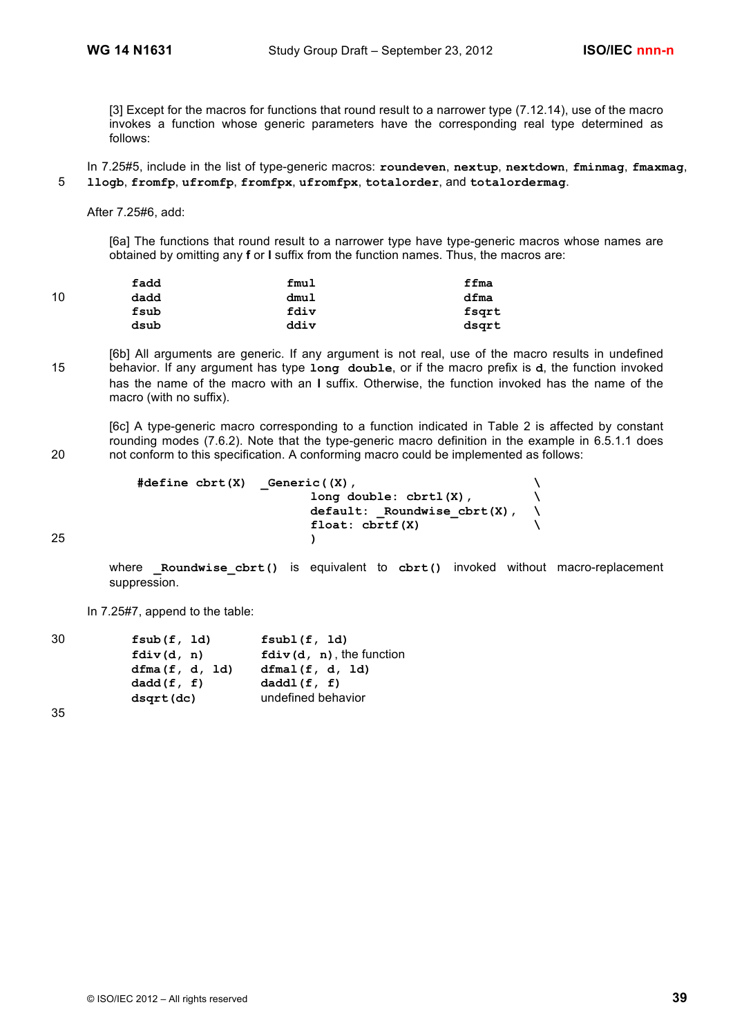[3] Except for the macros for functions that round result to a narrower type (7.12.14), use of the macro invokes a function whose generic parameters have the corresponding real type determined as follows:

In 7.25#5, include in the list of type-generic macros: **roundeven**, **nextup**, **nextdown**, **fminmag**, **fmaxmag**, **llogb**, **fromfp**, **ufromfp**, **fromfpx**, **ufromfpx**, **totalorder**, and **totalordermag**.

After 7.25#6, add:

[6a] The functions that round result to a narrower type have type-generic macros whose names are obtained by omitting any **f** or **l** suffix from the function names. Thus, the macros are:

| | | |
|---|---|---|
| **fadd** | **fmul** | **ffma** |
| **dadd** | **dmul** | **dfma** |
| **fsub** | **fdiv** | **fsqrt** |
| **dsub** | **ddiv** | **dsqrt** |

[6b] All arguments are generic. If any argument is not real, use of the macro results in undefined behavior. If any argument has type **long double**, or if the macro prefix is **d**, the function invoked has the name of the macro with an **l** suffix. Otherwise, the function invoked has the name of the macro (with no suffix).

[6c] A type-generic macro corresponding to a function indicated in Table 2 is affected by constant rounding modes (7.6.2). Note that the type-generic macro definition in the example in 6.5.1.1 does not conform to this specification. A conforming macro could be implemented as follows:

```
#define cbrt(X)  _Generic((X),                    \
                      long double: cbrtl(X),      \
                      default: _Roundwise_cbrt(X), \
                      float: cbrtf(X)             \
                      )
```

where **_Roundwise_cbrt()** is equivalent to **cbrt()** invoked without macro-replacement suppression.

In 7.25#7, append to the table:

| | |
|---|---|
| **fsub(f, ld)** | **fsubl(f, ld)** |
| **fdiv(d, n)** | **fdiv(d, n)**, the function |
| **dfma(f, d, ld)** | **dfmal(f, d, ld)** |
| **dadd(f, f)** | **daddl(f, f)** |
| **dsqrt(dc)** | undefined behavior |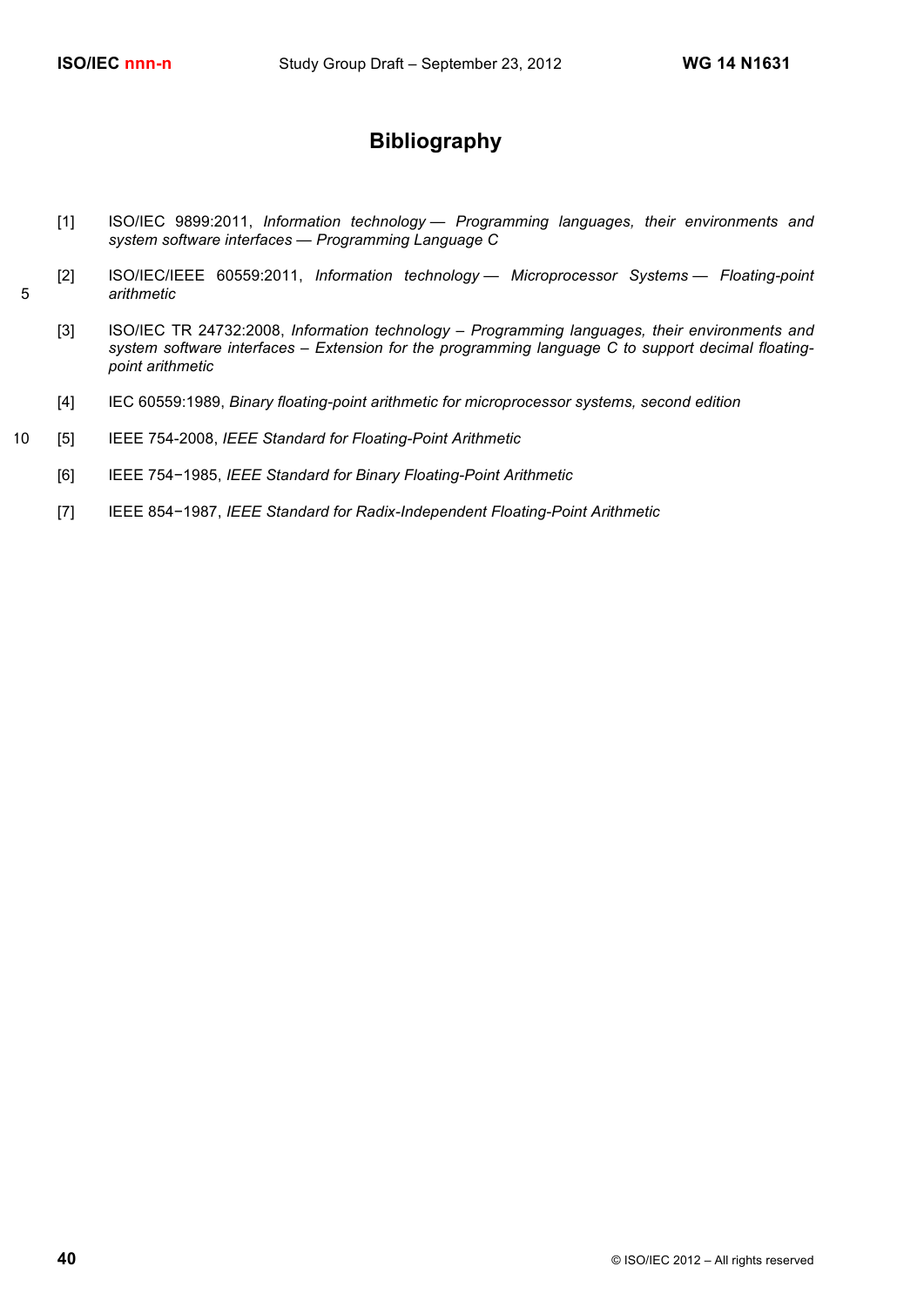# Bibliography

[1] ISO/IEC 9899:2011, *Information technology — Programming languages, their environments and system software interfaces — Programming Language C*

[2] ISO/IEC/IEEE 60559:2011, *Information technology — Microprocessor Systems — Floating-point arithmetic*

[3] ISO/IEC TR 24732:2008, *Information technology – Programming languages, their environments and system software interfaces – Extension for the programming language C to support decimal floating-point arithmetic*

[4] IEC 60559:1989, *Binary floating-point arithmetic for microprocessor systems, second edition*

[5] IEEE 754-2008, *IEEE Standard for Floating-Point Arithmetic*

[6] IEEE 754−1985, *IEEE Standard for Binary Floating-Point Arithmetic*

[7] IEEE 854−1987, *IEEE Standard for Radix-Independent Floating-Point Arithmetic*